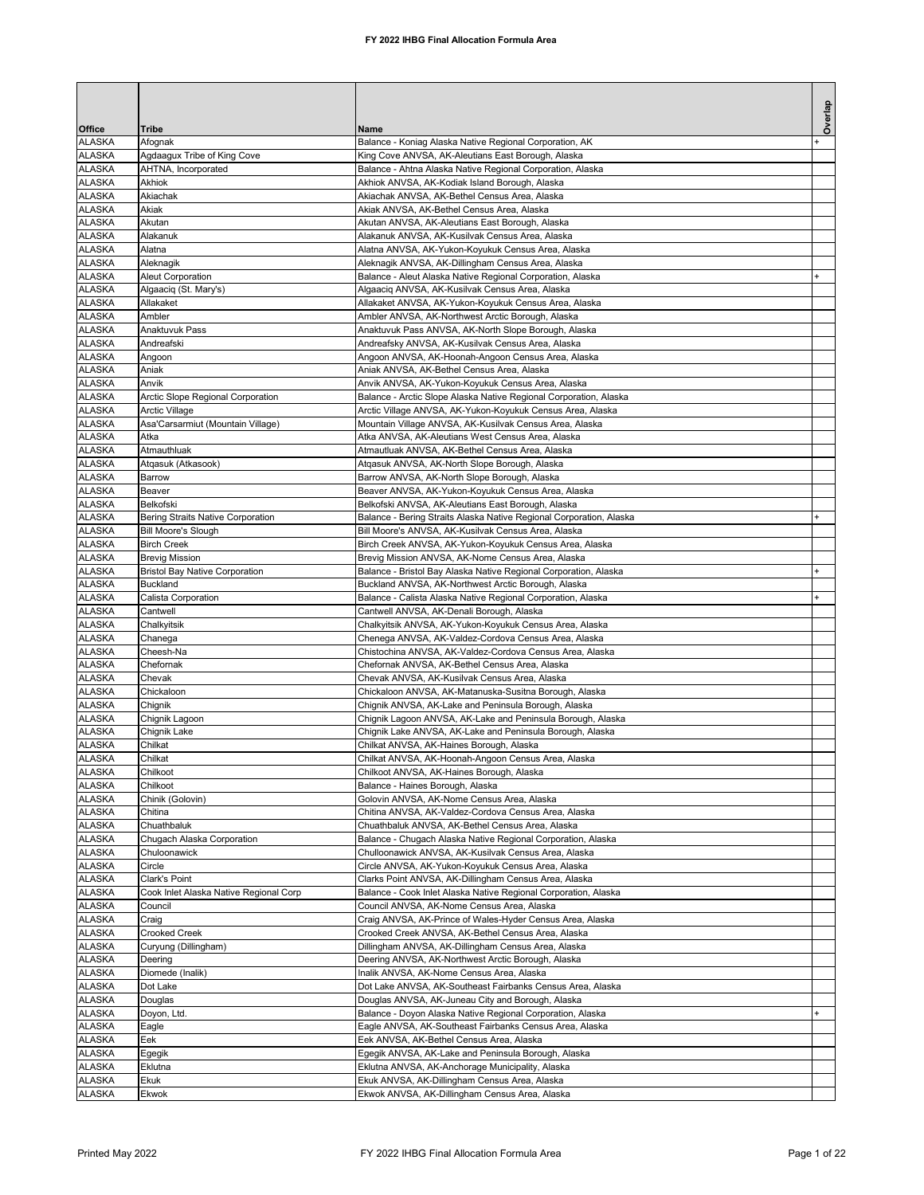# FY 2022 IHBG Final Allocation Formula Area

| Office | Tribe | Name | Overlap |
|---|---|---|---|
| ALASKA | Afognak | Balance - Koniag Alaska Native Regional Corporation, AK | + |
| ALASKA | Agdaagux Tribe of King Cove | King Cove ANVSA, AK-Aleutians East Borough, Alaska | |
| ALASKA | AHTNA, Incorporated | Balance - Ahtna Alaska Native Regional Corporation, Alaska | |
| ALASKA | Akhiok | Akhiok ANVSA, AK-Kodiak Island Borough, Alaska | |
| ALASKA | Akiachak | Akiachak ANVSA, AK-Bethel Census Area, Alaska | |
| ALASKA | Akiak | Akiak ANVSA, AK-Bethel Census Area, Alaska | |
| ALASKA | Akutan | Akutan ANVSA, AK-Aleutians East Borough, Alaska | |
| ALASKA | Alakanuk | Alakanuk ANVSA, AK-Kusilvak Census Area, Alaska | |
| ALASKA | Alatna | Alatna ANVSA, AK-Yukon-Koyukuk Census Area, Alaska | |
| ALASKA | Aleknagik | Aleknagik ANVSA, AK-Dillingham Census Area, Alaska | |
| ALASKA | Aleut Corporation | Balance - Aleut Alaska Native Regional Corporation, Alaska | + |
| ALASKA | Algaaciq (St. Mary's) | Algaaciq ANVSA, AK-Kusilvak Census Area, Alaska | |
| ALASKA | Allakaket | Allakaket ANVSA, AK-Yukon-Koyukuk Census Area, Alaska | |
| ALASKA | Ambler | Ambler ANVSA, AK-Northwest Arctic Borough, Alaska | |
| ALASKA | Anaktuvuk Pass | Anaktuvuk Pass ANVSA, AK-North Slope Borough, Alaska | |
| ALASKA | Andreafski | Andreafsky ANVSA, AK-Kusilvak Census Area, Alaska | |
| ALASKA | Angoon | Angoon ANVSA, AK-Hoonah-Angoon Census Area, Alaska | |
| ALASKA | Aniak | Aniak ANVSA, AK-Bethel Census Area, Alaska | |
| ALASKA | Anvik | Anvik ANVSA, AK-Yukon-Koyukuk Census Area, Alaska | |
| ALASKA | Arctic Slope Regional Corporation | Balance - Arctic Slope Alaska Native Regional Corporation, Alaska | |
| ALASKA | Arctic Village | Arctic Village ANVSA, AK-Yukon-Koyukuk Census Area, Alaska | |
| ALASKA | Asa'Carsarmiut (Mountain Village) | Mountain Village ANVSA, AK-Kusilvak Census Area, Alaska | |
| ALASKA | Atka | Atka ANVSA, AK-Aleutians West Census Area, Alaska | |
| ALASKA | Atmauthluak | Atmautluak ANVSA, AK-Bethel Census Area, Alaska | |
| ALASKA | Atqasuk (Atkasook) | Atqasuk ANVSA, AK-North Slope Borough, Alaska | |
| ALASKA | Barrow | Barrow ANVSA, AK-North Slope Borough, Alaska | |
| ALASKA | Beaver | Beaver ANVSA, AK-Yukon-Koyukuk Census Area, Alaska | |
| ALASKA | Belkofski | Belkofski ANVSA, AK-Aleutians East Borough, Alaska | |
| ALASKA | Bering Straits Native Corporation | Balance - Bering Straits Alaska Native Regional Corporation, Alaska | + |
| ALASKA | Bill Moore's Slough | Bill Moore's ANVSA, AK-Kusilvak Census Area, Alaska | |
| ALASKA | Birch Creek | Birch Creek ANVSA, AK-Yukon-Koyukuk Census Area, Alaska | |
| ALASKA | Brevig Mission | Brevig Mission ANVSA, AK-Nome Census Area, Alaska | |
| ALASKA | Bristol Bay Native Corporation | Balance - Bristol Bay Alaska Native Regional Corporation, Alaska | + |
| ALASKA | Buckland | Buckland ANVSA, AK-Northwest Arctic Borough, Alaska | |
| ALASKA | Calista Corporation | Balance - Calista Alaska Native Regional Corporation, Alaska | + |
| ALASKA | Cantwell | Cantwell ANVSA, AK-Denali Borough, Alaska | |
| ALASKA | Chalkyitsik | Chalkyitsik ANVSA, AK-Yukon-Koyukuk Census Area, Alaska | |
| ALASKA | Chanega | Chenega ANVSA, AK-Valdez-Cordova Census Area, Alaska | |
| ALASKA | Cheesh-Na | Chistochina ANVSA, AK-Valdez-Cordova Census Area, Alaska | |
| ALASKA | Chefornak | Chefornak ANVSA, AK-Bethel Census Area, Alaska | |
| ALASKA | Chevak | Chevak ANVSA, AK-Kusilvak Census Area, Alaska | |
| ALASKA | Chickaloon | Chickaloon ANVSA, AK-Matanuska-Susitna Borough, Alaska | |
| ALASKA | Chignik | Chignik ANVSA, AK-Lake and Peninsula Borough, Alaska | |
| ALASKA | Chignik Lagoon | Chignik Lagoon ANVSA, AK-Lake and Peninsula Borough, Alaska | |
| ALASKA | Chignik Lake | Chignik Lake ANVSA, AK-Lake and Peninsula Borough, Alaska | |
| ALASKA | Chilkat | Chilkat ANVSA, AK-Haines Borough, Alaska | |
| ALASKA | Chilkat | Chilkat ANVSA, AK-Hoonah-Angoon Census Area, Alaska | |
| ALASKA | Chilkoot | Chilkoot ANVSA, AK-Haines Borough, Alaska | |
| ALASKA | Chilkoot | Balance - Haines Borough, Alaska | |
| ALASKA | Chinik (Golovin) | Golovin ANVSA, AK-Nome Census Area, Alaska | |
| ALASKA | Chitina | Chitina ANVSA, AK-Valdez-Cordova Census Area, Alaska | |
| ALASKA | Chuathbaluk | Chuathbaluk ANVSA, AK-Bethel Census Area, Alaska | |
| ALASKA | Chugach Alaska Corporation | Balance - Chugach Alaska Native Regional Corporation, Alaska | |
| ALASKA | Chuloonawick | Chulloonawick ANVSA, AK-Kusilvak Census Area, Alaska | |
| ALASKA | Circle | Circle ANVSA, AK-Yukon-Koyukuk Census Area, Alaska | |
| ALASKA | Clark's Point | Clarks Point ANVSA, AK-Dillingham Census Area, Alaska | |
| ALASKA | Cook Inlet Alaska Native Regional Corp | Balance - Cook Inlet Alaska Native Regional Corporation, Alaska | |
| ALASKA | Council | Council ANVSA, AK-Nome Census Area, Alaska | |
| ALASKA | Craig | Craig ANVSA, AK-Prince of Wales-Hyder Census Area, Alaska | |
| ALASKA | Crooked Creek | Crooked Creek ANVSA, AK-Bethel Census Area, Alaska | |
| ALASKA | Curyung (Dillingham) | Dillingham ANVSA, AK-Dillingham Census Area, Alaska | |
| ALASKA | Deering | Deering ANVSA, AK-Northwest Arctic Borough, Alaska | |
| ALASKA | Diomede (Inalik) | Inalik ANVSA, AK-Nome Census Area, Alaska | |
| ALASKA | Dot Lake | Dot Lake ANVSA, AK-Southeast Fairbanks Census Area, Alaska | |
| ALASKA | Douglas | Douglas ANVSA, AK-Juneau City and Borough, Alaska | |
| ALASKA | Doyon, Ltd. | Balance - Doyon Alaska Native Regional Corporation, Alaska | + |
| ALASKA | Eagle | Eagle ANVSA, AK-Southeast Fairbanks Census Area, Alaska | |
| ALASKA | Eek | Eek ANVSA, AK-Bethel Census Area, Alaska | |
| ALASKA | Egegik | Egegik ANVSA, AK-Lake and Peninsula Borough, Alaska | |
| ALASKA | Eklutna | Eklutna ANVSA, AK-Anchorage Municipality, Alaska | |
| ALASKA | Ekuk | Ekuk ANVSA, AK-Dillingham Census Area, Alaska | |
| ALASKA | Ekwok | Ekwok ANVSA, AK-Dillingham Census Area, Alaska | |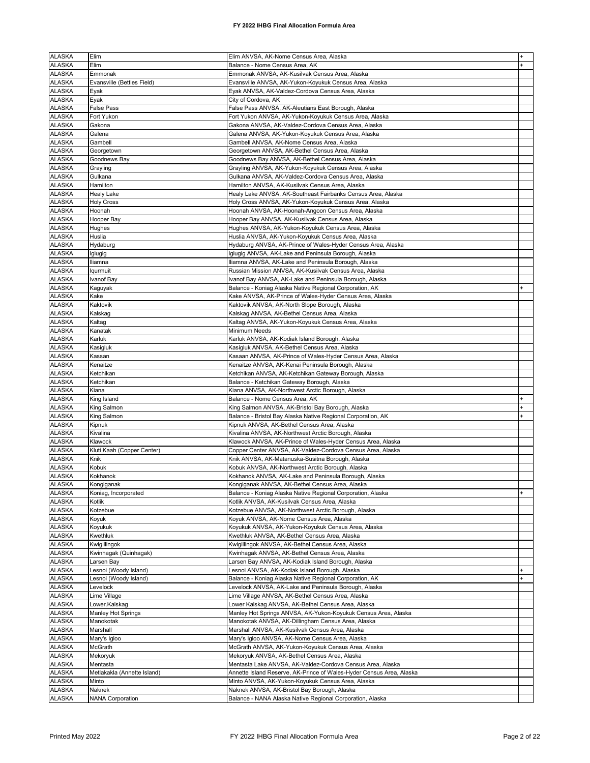| | | | |
|---|---|---|---|
| ALASKA | Elim | Elim ANVSA, AK-Nome Census Area, Alaska | + |
| ALASKA | Elim | Balance - Nome Census Area, AK | + |
| ALASKA | Emmonak | Emmonak ANVSA, AK-Kusilvak Census Area, Alaska | |
| ALASKA | Evansville (Bettles Field) | Evansville ANVSA, AK-Yukon-Koyukuk Census Area, Alaska | |
| ALASKA | Eyak | Eyak ANVSA, AK-Valdez-Cordova Census Area, Alaska | |
| ALASKA | Eyak | City of Cordova, AK | |
| ALASKA | False Pass | False Pass ANVSA, AK-Aleutians East Borough, Alaska | |
| ALASKA | Fort Yukon | Fort Yukon ANVSA, AK-Yukon-Koyukuk Census Area, Alaska | |
| ALASKA | Gakona | Gakona ANVSA, AK-Valdez-Cordova Census Area, Alaska | |
| ALASKA | Galena | Galena ANVSA, AK-Yukon-Koyukuk Census Area, Alaska | |
| ALASKA | Gambell | Gambell ANVSA, AK-Nome Census Area, Alaska | |
| ALASKA | Georgetown | Georgetown ANVSA, AK-Bethel Census Area, Alaska | |
| ALASKA | Goodnews Bay | Goodnews Bay ANVSA, AK-Bethel Census Area, Alaska | |
| ALASKA | Grayling | Grayling ANVSA, AK-Yukon-Koyukuk Census Area, Alaska | |
| ALASKA | Gulkana | Gulkana ANVSA, AK-Valdez-Cordova Census Area, Alaska | |
| ALASKA | Hamilton | Hamilton ANVSA, AK-Kusilvak Census Area, Alaska | |
| ALASKA | Healy Lake | Healy Lake ANVSA, AK-Southeast Fairbanks Census Area, Alaska | |
| ALASKA | Holy Cross | Holy Cross ANVSA, AK-Yukon-Koyukuk Census Area, Alaska | |
| ALASKA | Hoonah | Hoonah ANVSA, AK-Hoonah-Angoon Census Area, Alaska | |
| ALASKA | Hooper Bay | Hooper Bay ANVSA, AK-Kusilvak Census Area, Alaska | |
| ALASKA | Hughes | Hughes ANVSA, AK-Yukon-Koyukuk Census Area, Alaska | |
| ALASKA | Huslia | Huslia ANVSA, AK-Yukon-Koyukuk Census Area, Alaska | |
| ALASKA | Hydaburg | Hydaburg ANVSA, AK-Prince of Wales-Hyder Census Area, Alaska | |
| ALASKA | Igiugig | Igiugig ANVSA, AK-Lake and Peninsula Borough, Alaska | |
| ALASKA | Iliamna | Iliamna ANVSA, AK-Lake and Peninsula Borough, Alaska | |
| ALASKA | Iqurmuit | Russian Mission ANVSA, AK-Kusilvak Census Area, Alaska | |
| ALASKA | Ivanof Bay | Ivanof Bay ANVSA, AK-Lake and Peninsula Borough, Alaska | |
| ALASKA | Kaguyak | Balance - Koniag Alaska Native Regional Corporation, AK | + |
| ALASKA | Kake | Kake ANVSA, AK-Prince of Wales-Hyder Census Area, Alaska | |
| ALASKA | Kaktovik | Kaktovik ANVSA, AK-North Slope Borough, Alaska | |
| ALASKA | Kalskag | Kalskag ANVSA, AK-Bethel Census Area, Alaska | |
| ALASKA | Kaltag | Kaltag ANVSA, AK-Yukon-Koyukuk Census Area, Alaska | |
| ALASKA | Kanatak | Minimum Needs | |
| ALASKA | Karluk | Karluk ANVSA, AK-Kodiak Island Borough, Alaska | |
| ALASKA | Kasigluk | Kasigluk ANVSA, AK-Bethel Census Area, Alaska | |
| ALASKA | Kassan | Kasaan ANVSA, AK-Prince of Wales-Hyder Census Area, Alaska | |
| ALASKA | Kenaitze | Kenaitze ANVSA, AK-Kenai Peninsula Borough, Alaska | |
| ALASKA | Ketchikan | Ketchikan ANVSA, AK-Ketchikan Gateway Borough, Alaska | |
| ALASKA | Ketchikan | Balance - Ketchikan Gateway Borough, Alaska | |
| ALASKA | Kiana | Kiana ANVSA, AK-Northwest Arctic Borough, Alaska | |
| ALASKA | King Island | Balance - Nome Census Area, AK | + |
| ALASKA | King Salmon | King Salmon ANVSA, AK-Bristol Bay Borough, Alaska | + |
| ALASKA | King Salmon | Balance - Bristol Bay Alaska Native Regional Corporation, AK | + |
| ALASKA | Kipnuk | Kipnuk ANVSA, AK-Bethel Census Area, Alaska | |
| ALASKA | Kivalina | Kivalina ANVSA, AK-Northwest Arctic Borough, Alaska | |
| ALASKA | Klawock | Klawock ANVSA, AK-Prince of Wales-Hyder Census Area, Alaska | |
| ALASKA | Kluti Kaah (Copper Center) | Copper Center ANVSA, AK-Valdez-Cordova Census Area, Alaska | |
| ALASKA | Knik | Knik ANVSA, AK-Matanuska-Susitna Borough, Alaska | |
| ALASKA | Kobuk | Kobuk ANVSA, AK-Northwest Arctic Borough, Alaska | |
| ALASKA | Kokhanok | Kokhanok ANVSA, AK-Lake and Peninsula Borough, Alaska | |
| ALASKA | Kongiganak | Kongiganak ANVSA, AK-Bethel Census Area, Alaska | |
| ALASKA | Koniag, Incorporated | Balance - Koniag Alaska Native Regional Corporation, Alaska | + |
| ALASKA | Kotlik | Kotlik ANVSA, AK-Kusilvak Census Area, Alaska | |
| ALASKA | Kotzebue | Kotzebue ANVSA, AK-Northwest Arctic Borough, Alaska | |
| ALASKA | Koyuk | Koyuk ANVSA, AK-Nome Census Area, Alaska | |
| ALASKA | Koyukuk | Koyukuk ANVSA, AK-Yukon-Koyukuk Census Area, Alaska | |
| ALASKA | Kwethluk | Kwethluk ANVSA, AK-Bethel Census Area, Alaska | |
| ALASKA | Kwigillingok | Kwigillingok ANVSA, AK-Bethel Census Area, Alaska | |
| ALASKA | Kwinhagak (Quinhagak) | Kwinhagak ANVSA, AK-Bethel Census Area, Alaska | |
| ALASKA | Larsen Bay | Larsen Bay ANVSA, AK-Kodiak Island Borough, Alaska | |
| ALASKA | Lesnoi (Woody Island) | Lesnoi ANVSA, AK-Kodiak Island Borough, Alaska | + |
| ALASKA | Lesnoi (Woody Island) | Balance - Koniag Alaska Native Regional Corporation, AK | + |
| ALASKA | Levelock | Levelock ANVSA, AK-Lake and Peninsula Borough, Alaska | |
| ALASKA | Lime Village | Lime Village ANVSA, AK-Bethel Census Area, Alaska | |
| ALASKA | Lower.Kalskag | Lower Kalskag ANVSA, AK-Bethel Census Area, Alaska | |
| ALASKA | Manley Hot Springs | Manley Hot Springs ANVSA, AK-Yukon-Koyukuk Census Area, Alaska | |
| ALASKA | Manokotak | Manokotak ANVSA, AK-Dillingham Census Area, Alaska | |
| ALASKA | Marshall | Marshall ANVSA, AK-Kusilvak Census Area, Alaska | |
| ALASKA | Mary's Igloo | Mary's Igloo ANVSA, AK-Nome Census Area, Alaska | |
| ALASKA | McGrath | McGrath ANVSA, AK-Yukon-Koyukuk Census Area, Alaska | |
| ALASKA | Mekoryuk | Mekoryuk ANVSA, AK-Bethel Census Area, Alaska | |
| ALASKA | Mentasta | Mentasta Lake ANVSA, AK-Valdez-Cordova Census Area, Alaska | |
| ALASKA | Metlakakla (Annette Island) | Annette Island Reserve, AK-Prince of Wales-Hyder Census Area, Alaska | |
| ALASKA | Minto | Minto ANVSA, AK-Yukon-Koyukuk Census Area, Alaska | |
| ALASKA | Naknek | Naknek ANVSA, AK-Bristol Bay Borough, Alaska | |
| ALASKA | NANA Corporation | Balance - NANA Alaska Native Regional Corporation, Alaska | |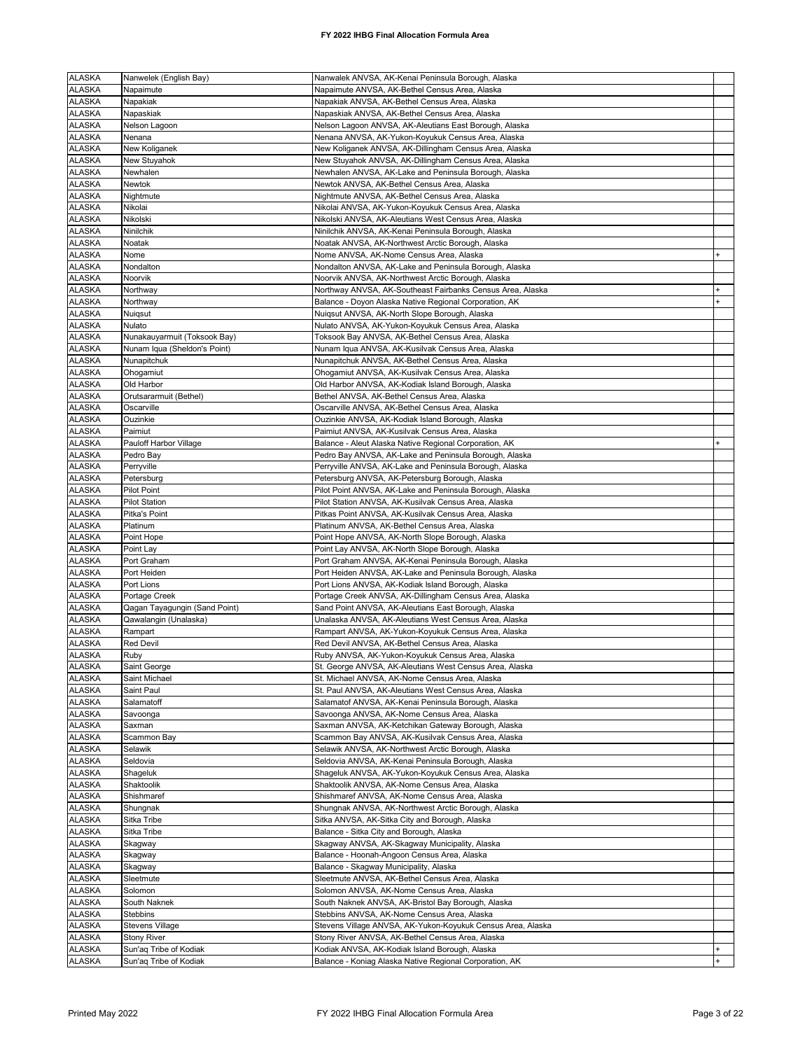| | | | |
|---|---|---|---|
| ALASKA | Nanwelek (English Bay) | Nanwalek ANVSA, AK-Kenai Peninsula Borough, Alaska | |
| ALASKA | Napaimute | Napaimute ANVSA, AK-Bethel Census Area, Alaska | |
| ALASKA | Napakiak | Napakiak ANVSA, AK-Bethel Census Area, Alaska | |
| ALASKA | Napaskiak | Napaskiak ANVSA, AK-Bethel Census Area, Alaska | |
| ALASKA | Nelson Lagoon | Nelson Lagoon ANVSA, AK-Aleutians East Borough, Alaska | |
| ALASKA | Nenana | Nenana ANVSA, AK-Yukon-Koyukuk Census Area, Alaska | |
| ALASKA | New Koliganek | New Koliganek ANVSA, AK-Dillingham Census Area, Alaska | |
| ALASKA | New Stuyahok | New Stuyahok ANVSA, AK-Dillingham Census Area, Alaska | |
| ALASKA | Newhalen | Newhalen ANVSA, AK-Lake and Peninsula Borough, Alaska | |
| ALASKA | Newtok | Newtok ANVSA, AK-Bethel Census Area, Alaska | |
| ALASKA | Nightmute | Nightmute ANVSA, AK-Bethel Census Area, Alaska | |
| ALASKA | Nikolai | Nikolai ANVSA, AK-Yukon-Koyukuk Census Area, Alaska | |
| ALASKA | Nikolski | Nikolski ANVSA, AK-Aleutians West Census Area, Alaska | |
| ALASKA | Ninilchik | Ninilchik ANVSA, AK-Kenai Peninsula Borough, Alaska | |
| ALASKA | Noatak | Noatak ANVSA, AK-Northwest Arctic Borough, Alaska | |
| ALASKA | Nome | Nome ANVSA, AK-Nome Census Area, Alaska | + |
| ALASKA | Nondalton | Nondalton ANVSA, AK-Lake and Peninsula Borough, Alaska | |
| ALASKA | Noorvik | Noorvik ANVSA, AK-Northwest Arctic Borough, Alaska | |
| ALASKA | Northway | Northway ANVSA, AK-Southeast Fairbanks Census Area, Alaska | + |
| ALASKA | Northway | Balance - Doyon Alaska Native Regional Corporation, AK | + |
| ALASKA | Nuiqsut | Nuiqsut ANVSA, AK-North Slope Borough, Alaska | |
| ALASKA | Nulato | Nulato ANVSA, AK-Yukon-Koyukuk Census Area, Alaska | |
| ALASKA | Nunakauyarmuit (Toksook Bay) | Toksook Bay ANVSA, AK-Bethel Census Area, Alaska | |
| ALASKA | Nunam Iqua (Sheldon's Point) | Nunam Iqua ANVSA, AK-Kusilvak Census Area, Alaska | |
| ALASKA | Nunapitchuk | Nunapitchuk ANVSA, AK-Bethel Census Area, Alaska | |
| ALASKA | Ohogamiut | Ohogamiut ANVSA, AK-Kusilvak Census Area, Alaska | |
| ALASKA | Old Harbor | Old Harbor ANVSA, AK-Kodiak Island Borough, Alaska | |
| ALASKA | Orutsararmuit (Bethel) | Bethel ANVSA, AK-Bethel Census Area, Alaska | |
| ALASKA | Oscarville | Oscarville ANVSA, AK-Bethel Census Area, Alaska | |
| ALASKA | Ouzinkie | Ouzinkie ANVSA, AK-Kodiak Island Borough, Alaska | |
| ALASKA | Paimiut | Paimiut ANVSA, AK-Kusilvak Census Area, Alaska | |
| ALASKA | Pauloff Harbor Village | Balance - Aleut Alaska Native Regional Corporation, AK | + |
| ALASKA | Pedro Bay | Pedro Bay ANVSA, AK-Lake and Peninsula Borough, Alaska | |
| ALASKA | Perryville | Perryville ANVSA, AK-Lake and Peninsula Borough, Alaska | |
| ALASKA | Petersburg | Petersburg ANVSA, AK-Petersburg Borough, Alaska | |
| ALASKA | Pilot Point | Pilot Point ANVSA, AK-Lake and Peninsula Borough, Alaska | |
| ALASKA | Pilot Station | Pilot Station ANVSA, AK-Kusilvak Census Area, Alaska | |
| ALASKA | Pitka's Point | Pitkas Point ANVSA, AK-Kusilvak Census Area, Alaska | |
| ALASKA | Platinum | Platinum ANVSA, AK-Bethel Census Area, Alaska | |
| ALASKA | Point Hope | Point Hope ANVSA, AK-North Slope Borough, Alaska | |
| ALASKA | Point Lay | Point Lay ANVSA, AK-North Slope Borough, Alaska | |
| ALASKA | Port Graham | Port Graham ANVSA, AK-Kenai Peninsula Borough, Alaska | |
| ALASKA | Port Heiden | Port Heiden ANVSA, AK-Lake and Peninsula Borough, Alaska | |
| ALASKA | Port Lions | Port Lions ANVSA, AK-Kodiak Island Borough, Alaska | |
| ALASKA | Portage Creek | Portage Creek ANVSA, AK-Dillingham Census Area, Alaska | |
| ALASKA | Qagan Tayagungin (Sand Point) | Sand Point ANVSA, AK-Aleutians East Borough, Alaska | |
| ALASKA | Qawalangin (Unalaska) | Unalaska ANVSA, AK-Aleutians West Census Area, Alaska | |
| ALASKA | Rampart | Rampart ANVSA, AK-Yukon-Koyukuk Census Area, Alaska | |
| ALASKA | Red Devil | Red Devil ANVSA, AK-Bethel Census Area, Alaska | |
| ALASKA | Ruby | Ruby ANVSA, AK-Yukon-Koyukuk Census Area, Alaska | |
| ALASKA | Saint George | St. George ANVSA, AK-Aleutians West Census Area, Alaska | |
| ALASKA | Saint Michael | St. Michael ANVSA, AK-Nome Census Area, Alaska | |
| ALASKA | Saint Paul | St. Paul ANVSA, AK-Aleutians West Census Area, Alaska | |
| ALASKA | Salamatoff | Salamatof ANVSA, AK-Kenai Peninsula Borough, Alaska | |
| ALASKA | Savoonga | Savoonga ANVSA, AK-Nome Census Area, Alaska | |
| ALASKA | Saxman | Saxman ANVSA, AK-Ketchikan Gateway Borough, Alaska | |
| ALASKA | Scammon Bay | Scammon Bay ANVSA, AK-Kusilvak Census Area, Alaska | |
| ALASKA | Selawik | Selawik ANVSA, AK-Northwest Arctic Borough, Alaska | |
| ALASKA | Seldovia | Seldovia ANVSA, AK-Kenai Peninsula Borough, Alaska | |
| ALASKA | Shageluk | Shageluk ANVSA, AK-Yukon-Koyukuk Census Area, Alaska | |
| ALASKA | Shaktoolik | Shaktoolik ANVSA, AK-Nome Census Area, Alaska | |
| ALASKA | Shishmaref | Shishmaref ANVSA, AK-Nome Census Area, Alaska | |
| ALASKA | Shungnak | Shungnak ANVSA, AK-Northwest Arctic Borough, Alaska | |
| ALASKA | Sitka Tribe | Sitka ANVSA, AK-Sitka City and Borough, Alaska | |
| ALASKA | Sitka Tribe | Balance - Sitka City and Borough, Alaska | |
| ALASKA | Skagway | Skagway ANVSA, AK-Skagway Municipality, Alaska | |
| ALASKA | Skagway | Balance - Hoonah-Angoon Census Area, Alaska | |
| ALASKA | Skagway | Balance - Skagway Municipality, Alaska | |
| ALASKA | Sleetmute | Sleetmute ANVSA, AK-Bethel Census Area, Alaska | |
| ALASKA | Solomon | Solomon ANVSA, AK-Nome Census Area, Alaska | |
| ALASKA | South Naknek | South Naknek ANVSA, AK-Bristol Bay Borough, Alaska | |
| ALASKA | Stebbins | Stebbins ANVSA, AK-Nome Census Area, Alaska | |
| ALASKA | Stevens Village | Stevens Village ANVSA, AK-Yukon-Koyukuk Census Area, Alaska | |
| ALASKA | Stony River | Stony River ANVSA, AK-Bethel Census Area, Alaska | |
| ALASKA | Sun'aq Tribe of Kodiak | Kodiak ANVSA, AK-Kodiak Island Borough, Alaska | + |
| ALASKA | Sun'aq Tribe of Kodiak | Balance - Koniag Alaska Native Regional Corporation, AK | + |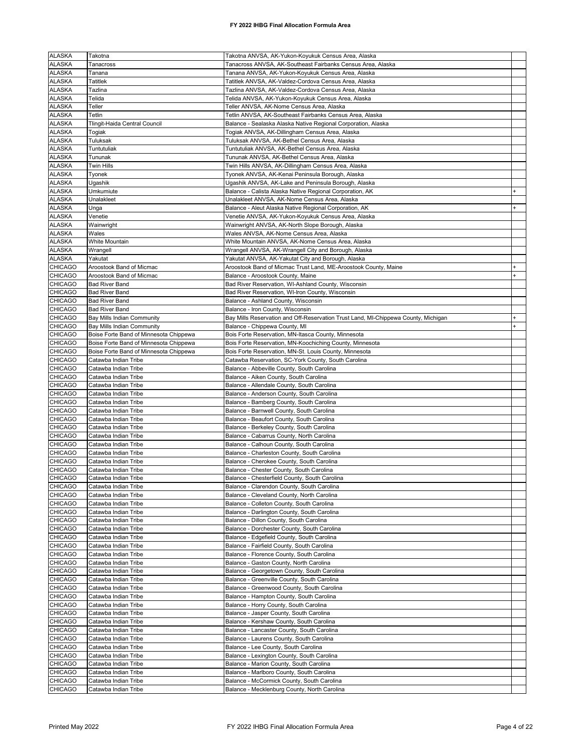| | | | |
|---|---|---|---|
| ALASKA | Takotna | Takotna ANVSA, AK-Yukon-Koyukuk Census Area, Alaska | |
| ALASKA | Tanacross | Tanacross ANVSA, AK-Southeast Fairbanks Census Area, Alaska | |
| ALASKA | Tanana | Tanana ANVSA, AK-Yukon-Koyukuk Census Area, Alaska | |
| ALASKA | Tatitlek | Tatitlek ANVSA, AK-Valdez-Cordova Census Area, Alaska | |
| ALASKA | Tazlina | Tazlina ANVSA, AK-Valdez-Cordova Census Area, Alaska | |
| ALASKA | Telida | Telida ANVSA, AK-Yukon-Koyukuk Census Area, Alaska | |
| ALASKA | Teller | Teller ANVSA, AK-Nome Census Area, Alaska | |
| ALASKA | Tetlin | Tetlin ANVSA, AK-Southeast Fairbanks Census Area, Alaska | |
| ALASKA | Tlingit-Haida Central Council | Balance - Sealaska Alaska Native Regional Corporation, Alaska | |
| ALASKA | Togiak | Togiak ANVSA, AK-Dillingham Census Area, Alaska | |
| ALASKA | Tuluksak | Tuluksak ANVSA, AK-Bethel Census Area, Alaska | |
| ALASKA | Tuntutuliak | Tuntutuliak ANVSA, AK-Bethel Census Area, Alaska | |
| ALASKA | Tununak | Tununak ANVSA, AK-Bethel Census Area, Alaska | |
| ALASKA | Twin Hills | Twin Hills ANVSA, AK-Dillingham Census Area, Alaska | |
| ALASKA | Tyonek | Tyonek ANVSA, AK-Kenai Peninsula Borough, Alaska | |
| ALASKA | Ugashik | Ugashik ANVSA, AK-Lake and Peninsula Borough, Alaska | |
| ALASKA | Umkumiute | Balance - Calista Alaska Native Regional Corporation, AK | + |
| ALASKA | Unalakleet | Unalakleet ANVSA, AK-Nome Census Area, Alaska | |
| ALASKA | Unga | Balance - Aleut Alaska Native Regional Corporation, AK | + |
| ALASKA | Venetie | Venetie ANVSA, AK-Yukon-Koyukuk Census Area, Alaska | |
| ALASKA | Wainwright | Wainwright ANVSA, AK-North Slope Borough, Alaska | |
| ALASKA | Wales | Wales ANVSA, AK-Nome Census Area, Alaska | |
| ALASKA | White Mountain | White Mountain ANVSA, AK-Nome Census Area, Alaska | |
| ALASKA | Wrangell | Wrangell ANVSA, AK-Wrangell City and Borough, Alaska | |
| ALASKA | Yakutat | Yakutat ANVSA, AK-Yakutat City and Borough, Alaska | |
| CHICAGO | Aroostook Band of Micmac | Aroostook Band of Micmac Trust Land, ME-Aroostook County, Maine | + |
| CHICAGO | Aroostook Band of Micmac | Balance - Aroostook County, Maine | + |
| CHICAGO | Bad River Band | Bad River Reservation, WI-Ashland County, Wisconsin | |
| CHICAGO | Bad River Band | Bad River Reservation, WI-Iron County, Wisconsin | |
| CHICAGO | Bad River Band | Balance - Ashland County, Wisconsin | |
| CHICAGO | Bad River Band | Balance - Iron County, Wisconsin | |
| CHICAGO | Bay Mills Indian Community | Bay Mills Reservation and Off-Reservation Trust Land, MI-Chippewa County, Michigan | + |
| CHICAGO | Bay Mills Indian Community | Balance - Chippewa County, MI | + |
| CHICAGO | Boise Forte Band of Minnesota Chippewa | Bois Forte Reservation, MN-Itasca County, Minnesota | |
| CHICAGO | Boise Forte Band of Minnesota Chippewa | Bois Forte Reservation, MN-Koochiching County, Minnesota | |
| CHICAGO | Boise Forte Band of Minnesota Chippewa | Bois Forte Reservation, MN-St. Louis County, Minnesota | |
| CHICAGO | Catawba Indian Tribe | Catawba Reservation, SC-York County, South Carolina | |
| CHICAGO | Catawba Indian Tribe | Balance - Abbeville County, South Carolina | |
| CHICAGO | Catawba Indian Tribe | Balance - Aiken County, South Carolina | |
| CHICAGO | Catawba Indian Tribe | Balance - Allendale County, South Carolina | |
| CHICAGO | Catawba Indian Tribe | Balance - Anderson County, South Carolina | |
| CHICAGO | Catawba Indian Tribe | Balance - Bamberg County, South Carolina | |
| CHICAGO | Catawba Indian Tribe | Balance - Barnwell County, South Carolina | |
| CHICAGO | Catawba Indian Tribe | Balance - Beaufort County, South Carolina | |
| CHICAGO | Catawba Indian Tribe | Balance - Berkeley County, South Carolina | |
| CHICAGO | Catawba Indian Tribe | Balance - Cabarrus County, North Carolina | |
| CHICAGO | Catawba Indian Tribe | Balance - Calhoun County, South Carolina | |
| CHICAGO | Catawba Indian Tribe | Balance - Charleston County, South Carolina | |
| CHICAGO | Catawba Indian Tribe | Balance - Cherokee County, South Carolina | |
| CHICAGO | Catawba Indian Tribe | Balance - Chester County, South Carolina | |
| CHICAGO | Catawba Indian Tribe | Balance - Chesterfield County, South Carolina | |
| CHICAGO | Catawba Indian Tribe | Balance - Clarendon County, South Carolina | |
| CHICAGO | Catawba Indian Tribe | Balance - Cleveland County, North Carolina | |
| CHICAGO | Catawba Indian Tribe | Balance - Colleton County, South Carolina | |
| CHICAGO | Catawba Indian Tribe | Balance - Darlington County, South Carolina | |
| CHICAGO | Catawba Indian Tribe | Balance - Dillon County, South Carolina | |
| CHICAGO | Catawba Indian Tribe | Balance - Dorchester County, South Carolina | |
| CHICAGO | Catawba Indian Tribe | Balance - Edgefield County, South Carolina | |
| CHICAGO | Catawba Indian Tribe | Balance - Fairfield County, South Carolina | |
| CHICAGO | Catawba Indian Tribe | Balance - Florence County, South Carolina | |
| CHICAGO | Catawba Indian Tribe | Balance - Gaston County, North Carolina | |
| CHICAGO | Catawba Indian Tribe | Balance - Georgetown County, South Carolina | |
| CHICAGO | Catawba Indian Tribe | Balance - Greenville County, South Carolina | |
| CHICAGO | Catawba Indian Tribe | Balance - Greenwood County, South Carolina | |
| CHICAGO | Catawba Indian Tribe | Balance - Hampton County, South Carolina | |
| CHICAGO | Catawba Indian Tribe | Balance - Horry County, South Carolina | |
| CHICAGO | Catawba Indian Tribe | Balance - Jasper County, South Carolina | |
| CHICAGO | Catawba Indian Tribe | Balance - Kershaw County, South Carolina | |
| CHICAGO | Catawba Indian Tribe | Balance - Lancaster County, South Carolina | |
| CHICAGO | Catawba Indian Tribe | Balance - Laurens County, South Carolina | |
| CHICAGO | Catawba Indian Tribe | Balance - Lee County, South Carolina | |
| CHICAGO | Catawba Indian Tribe | Balance - Lexington County, South Carolina | |
| CHICAGO | Catawba Indian Tribe | Balance - Marion County, South Carolina | |
| CHICAGO | Catawba Indian Tribe | Balance - Marlboro County, South Carolina | |
| CHICAGO | Catawba Indian Tribe | Balance - McCormick County, South Carolina | |
| CHICAGO | Catawba Indian Tribe | Balance - Mecklenburg County, North Carolina | |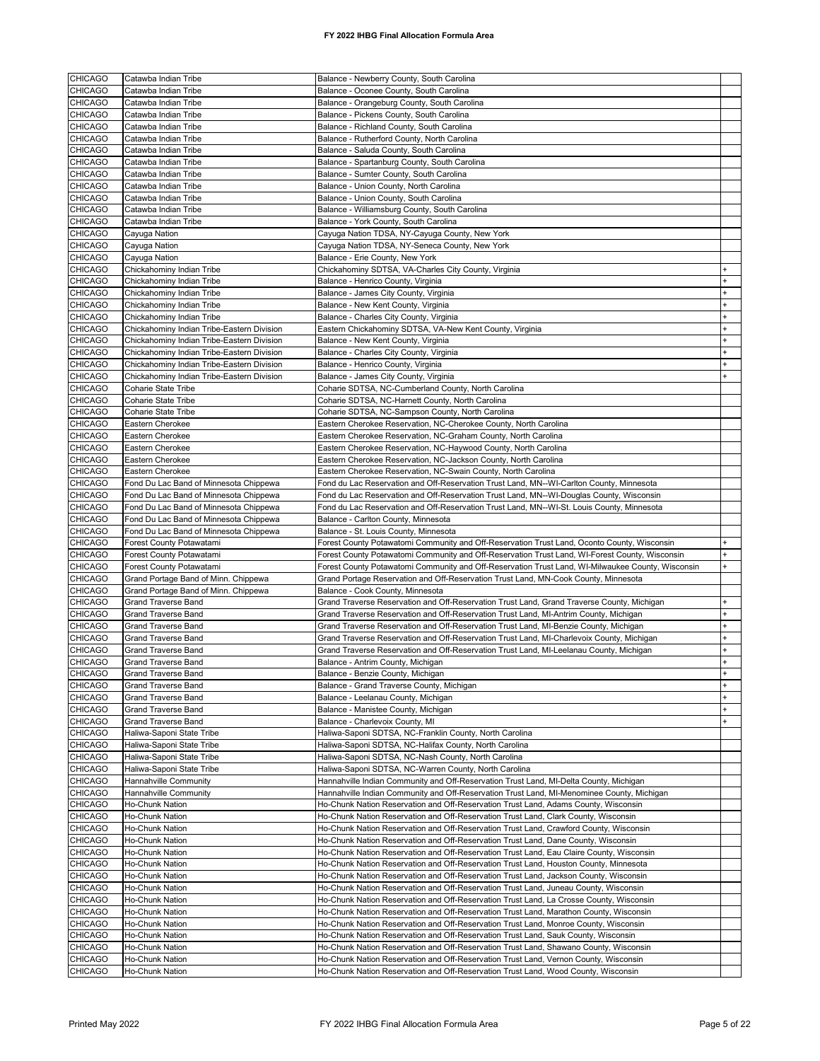| | | | |
|---|---|---|---|
| CHICAGO | Catawba Indian Tribe | Balance - Newberry County, South Carolina | |
| CHICAGO | Catawba Indian Tribe | Balance - Oconee County, South Carolina | |
| CHICAGO | Catawba Indian Tribe | Balance - Orangeburg County, South Carolina | |
| CHICAGO | Catawba Indian Tribe | Balance - Pickens County, South Carolina | |
| CHICAGO | Catawba Indian Tribe | Balance - Richland County, South Carolina | |
| CHICAGO | Catawba Indian Tribe | Balance - Rutherford County, North Carolina | |
| CHICAGO | Catawba Indian Tribe | Balance - Saluda County, South Carolina | |
| CHICAGO | Catawba Indian Tribe | Balance - Spartanburg County, South Carolina | |
| CHICAGO | Catawba Indian Tribe | Balance - Sumter County, South Carolina | |
| CHICAGO | Catawba Indian Tribe | Balance - Union County, North Carolina | |
| CHICAGO | Catawba Indian Tribe | Balance - Union County, South Carolina | |
| CHICAGO | Catawba Indian Tribe | Balance - Williamsburg County, South Carolina | |
| CHICAGO | Catawba Indian Tribe | Balance - York County, South Carolina | |
| CHICAGO | Cayuga Nation | Cayuga Nation TDSA, NY-Cayuga County, New York | |
| CHICAGO | Cayuga Nation | Cayuga Nation TDSA, NY-Seneca County, New York | |
| CHICAGO | Cayuga Nation | Balance - Erie County, New York | |
| CHICAGO | Chickahominy Indian Tribe | Chickahominy SDTSA, VA-Charles City County, Virginia | + |
| CHICAGO | Chickahominy Indian Tribe | Balance - Henrico County, Virginia | + |
| CHICAGO | Chickahominy Indian Tribe | Balance - James City County, Virginia | + |
| CHICAGO | Chickahominy Indian Tribe | Balance - New Kent County, Virginia | + |
| CHICAGO | Chickahominy Indian Tribe | Balance - Charles City County, Virginia | + |
| CHICAGO | Chickahominy Indian Tribe-Eastern Division | Eastern Chickahominy SDTSA, VA-New Kent County, Virginia | + |
| CHICAGO | Chickahominy Indian Tribe-Eastern Division | Balance - New Kent County, Virginia | + |
| CHICAGO | Chickahominy Indian Tribe-Eastern Division | Balance - Charles City County, Virginia | + |
| CHICAGO | Chickahominy Indian Tribe-Eastern Division | Balance - Henrico County, Virginia | + |
| CHICAGO | Chickahominy Indian Tribe-Eastern Division | Balance - James City County, Virginia | + |
| CHICAGO | Coharie State Tribe | Coharie SDTSA, NC-Cumberland County, North Carolina | |
| CHICAGO | Coharie State Tribe | Coharie SDTSA, NC-Harnett County, North Carolina | |
| CHICAGO | Coharie State Tribe | Coharie SDTSA, NC-Sampson County, North Carolina | |
| CHICAGO | Eastern Cherokee | Eastern Cherokee Reservation, NC-Cherokee County, North Carolina | |
| CHICAGO | Eastern Cherokee | Eastern Cherokee Reservation, NC-Graham County, North Carolina | |
| CHICAGO | Eastern Cherokee | Eastern Cherokee Reservation, NC-Haywood County, North Carolina | |
| CHICAGO | Eastern Cherokee | Eastern Cherokee Reservation, NC-Jackson County, North Carolina | |
| CHICAGO | Eastern Cherokee | Eastern Cherokee Reservation, NC-Swain County, North Carolina | |
| CHICAGO | Fond Du Lac Band of Minnesota Chippewa | Fond du Lac Reservation and Off-Reservation Trust Land, MN--WI-Carlton County, Minnesota | |
| CHICAGO | Fond Du Lac Band of Minnesota Chippewa | Fond du Lac Reservation and Off-Reservation Trust Land, MN--WI-Douglas County, Wisconsin | |
| CHICAGO | Fond Du Lac Band of Minnesota Chippewa | Fond du Lac Reservation and Off-Reservation Trust Land, MN--WI-St. Louis County, Minnesota | |
| CHICAGO | Fond Du Lac Band of Minnesota Chippewa | Balance - Carlton County, Minnesota | |
| CHICAGO | Fond Du Lac Band of Minnesota Chippewa | Balance - St. Louis County, Minnesota | |
| CHICAGO | Forest County Potawatami | Forest County Potawatomi Community and Off-Reservation Trust Land, Oconto County, Wisconsin | + |
| CHICAGO | Forest County Potawatami | Forest County Potawatomi Community and Off-Reservation Trust Land, WI-Forest County, Wisconsin | + |
| CHICAGO | Forest County Potawatami | Forest County Potawatomi Community and Off-Reservation Trust Land, WI-Milwaukee County, Wisconsin | + |
| CHICAGO | Grand Portage Band of Minn. Chippewa | Grand Portage Reservation and Off-Reservation Trust Land, MN-Cook County, Minnesota | |
| CHICAGO | Grand Portage Band of Minn. Chippewa | Balance - Cook County, Minnesota | |
| CHICAGO | Grand Traverse Band | Grand Traverse Reservation and Off-Reservation Trust Land, Grand Traverse County, Michigan | + |
| CHICAGO | Grand Traverse Band | Grand Traverse Reservation and Off-Reservation Trust Land, MI-Antrim County, Michigan | + |
| CHICAGO | Grand Traverse Band | Grand Traverse Reservation and Off-Reservation Trust Land, MI-Benzie County, Michigan | + |
| CHICAGO | Grand Traverse Band | Grand Traverse Reservation and Off-Reservation Trust Land, MI-Charlevoix County, Michigan | + |
| CHICAGO | Grand Traverse Band | Grand Traverse Reservation and Off-Reservation Trust Land, MI-Leelanau County, Michigan | + |
| CHICAGO | Grand Traverse Band | Balance - Antrim County, Michigan | + |
| CHICAGO | Grand Traverse Band | Balance - Benzie County, Michigan | + |
| CHICAGO | Grand Traverse Band | Balance - Grand Traverse County, Michigan | + |
| CHICAGO | Grand Traverse Band | Balance - Leelanau County, Michigan | + |
| CHICAGO | Grand Traverse Band | Balance - Manistee County, Michigan | + |
| CHICAGO | Grand Traverse Band | Balance - Charlevoix County, MI | + |
| CHICAGO | Haliwa-Saponi State Tribe | Haliwa-Saponi SDTSA, NC-Franklin County, North Carolina | |
| CHICAGO | Haliwa-Saponi State Tribe | Haliwa-Saponi SDTSA, NC-Halifax County, North Carolina | |
| CHICAGO | Haliwa-Saponi State Tribe | Haliwa-Saponi SDTSA, NC-Nash County, North Carolina | |
| CHICAGO | Haliwa-Saponi State Tribe | Haliwa-Saponi SDTSA, NC-Warren County, North Carolina | |
| CHICAGO | Hannahville Community | Hannahville Indian Community and Off-Reservation Trust Land, MI-Delta County, Michigan | |
| CHICAGO | Hannahville Community | Hannahville Indian Community and Off-Reservation Trust Land, MI-Menominee County, Michigan | |
| CHICAGO | Ho-Chunk Nation | Ho-Chunk Nation Reservation and Off-Reservation Trust Land, Adams County, Wisconsin | |
| CHICAGO | Ho-Chunk Nation | Ho-Chunk Nation Reservation and Off-Reservation Trust Land, Clark County, Wisconsin | |
| CHICAGO | Ho-Chunk Nation | Ho-Chunk Nation Reservation and Off-Reservation Trust Land, Crawford County, Wisconsin | |
| CHICAGO | Ho-Chunk Nation | Ho-Chunk Nation Reservation and Off-Reservation Trust Land, Dane County, Wisconsin | |
| CHICAGO | Ho-Chunk Nation | Ho-Chunk Nation Reservation and Off-Reservation Trust Land, Eau Claire County, Wisconsin | |
| CHICAGO | Ho-Chunk Nation | Ho-Chunk Nation Reservation and Off-Reservation Trust Land, Houston County, Minnesota | |
| CHICAGO | Ho-Chunk Nation | Ho-Chunk Nation Reservation and Off-Reservation Trust Land, Jackson County, Wisconsin | |
| CHICAGO | Ho-Chunk Nation | Ho-Chunk Nation Reservation and Off-Reservation Trust Land, Juneau County, Wisconsin | |
| CHICAGO | Ho-Chunk Nation | Ho-Chunk Nation Reservation and Off-Reservation Trust Land, La Crosse County, Wisconsin | |
| CHICAGO | Ho-Chunk Nation | Ho-Chunk Nation Reservation and Off-Reservation Trust Land, Marathon County, Wisconsin | |
| CHICAGO | Ho-Chunk Nation | Ho-Chunk Nation Reservation and Off-Reservation Trust Land, Monroe County, Wisconsin | |
| CHICAGO | Ho-Chunk Nation | Ho-Chunk Nation Reservation and Off-Reservation Trust Land, Sauk County, Wisconsin | |
| CHICAGO | Ho-Chunk Nation | Ho-Chunk Nation Reservation and Off-Reservation Trust Land, Shawano County, Wisconsin | |
| CHICAGO | Ho-Chunk Nation | Ho-Chunk Nation Reservation and Off-Reservation Trust Land, Vernon County, Wisconsin | |
| CHICAGO | Ho-Chunk Nation | Ho-Chunk Nation Reservation and Off-Reservation Trust Land, Wood County, Wisconsin | |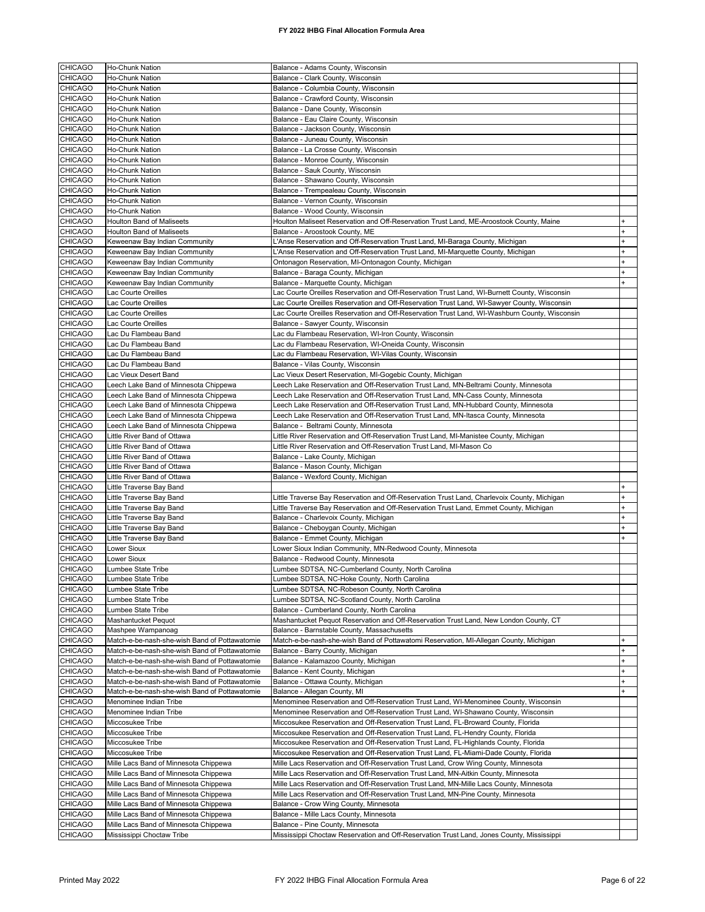| | | | |
|---|---|---|---|
| CHICAGO | Ho-Chunk Nation | Balance - Adams County, Wisconsin | |
| CHICAGO | Ho-Chunk Nation | Balance - Clark County, Wisconsin | |
| CHICAGO | Ho-Chunk Nation | Balance - Columbia County, Wisconsin | |
| CHICAGO | Ho-Chunk Nation | Balance - Crawford County, Wisconsin | |
| CHICAGO | Ho-Chunk Nation | Balance - Dane County, Wisconsin | |
| CHICAGO | Ho-Chunk Nation | Balance - Eau Claire County, Wisconsin | |
| CHICAGO | Ho-Chunk Nation | Balance - Jackson County, Wisconsin | |
| CHICAGO | Ho-Chunk Nation | Balance - Juneau County, Wisconsin | |
| CHICAGO | Ho-Chunk Nation | Balance - La Crosse County, Wisconsin | |
| CHICAGO | Ho-Chunk Nation | Balance - Monroe County, Wisconsin | |
| CHICAGO | Ho-Chunk Nation | Balance - Sauk County, Wisconsin | |
| CHICAGO | Ho-Chunk Nation | Balance - Shawano County, Wisconsin | |
| CHICAGO | Ho-Chunk Nation | Balance - Trempealeau County, Wisconsin | |
| CHICAGO | Ho-Chunk Nation | Balance - Vernon County, Wisconsin | |
| CHICAGO | Ho-Chunk Nation | Balance - Wood County, Wisconsin | |
| CHICAGO | Houlton Band of Maliseets | Houlton Maliseet Reservation and Off-Reservation Trust Land, ME-Aroostook County, Maine | + |
| CHICAGO | Houlton Band of Maliseets | Balance - Aroostook County, ME | + |
| CHICAGO | Keweenaw Bay Indian Community | L'Anse Reservation and Off-Reservation Trust Land, MI-Baraga County, Michigan | + |
| CHICAGO | Keweenaw Bay Indian Community | L'Anse Reservation and Off-Reservation Trust Land, MI-Marquette County, Michigan | + |
| CHICAGO | Keweenaw Bay Indian Community | Ontonagon Reservation, MI-Ontonagon County, Michigan | + |
| CHICAGO | Keweenaw Bay Indian Community | Balance - Baraga County, Michigan | + |
| CHICAGO | Keweenaw Bay Indian Community | Balance - Marquette County, Michigan | + |
| CHICAGO | Lac Courte Oreilles | Lac Courte Oreilles Reservation and Off-Reservation Trust Land, WI-Burnett County, Wisconsin | |
| CHICAGO | Lac Courte Oreilles | Lac Courte Oreilles Reservation and Off-Reservation Trust Land, WI-Sawyer County, Wisconsin | |
| CHICAGO | Lac Courte Oreilles | Lac Courte Oreilles Reservation and Off-Reservation Trust Land, WI-Washburn County, Wisconsin | |
| CHICAGO | Lac Courte Oreilles | Balance - Sawyer County, Wisconsin | |
| CHICAGO | Lac Du Flambeau Band | Lac du Flambeau Reservation, WI-Iron County, Wisconsin | |
| CHICAGO | Lac Du Flambeau Band | Lac du Flambeau Reservation, WI-Oneida County, Wisconsin | |
| CHICAGO | Lac Du Flambeau Band | Lac du Flambeau Reservation, WI-Vilas County, Wisconsin | |
| CHICAGO | Lac Du Flambeau Band | Balance - Vilas County, Wisconsin | |
| CHICAGO | Lac Vieux Desert Band | Lac Vieux Desert Reservation, MI-Gogebic County, Michigan | |
| CHICAGO | Leech Lake Band of Minnesota Chippewa | Leech Lake Reservation and Off-Reservation Trust Land, MN-Beltrami County, Minnesota | |
| CHICAGO | Leech Lake Band of Minnesota Chippewa | Leech Lake Reservation and Off-Reservation Trust Land, MN-Cass County, Minnesota | |
| CHICAGO | Leech Lake Band of Minnesota Chippewa | Leech Lake Reservation and Off-Reservation Trust Land, MN-Hubbard County, Minnesota | |
| CHICAGO | Leech Lake Band of Minnesota Chippewa | Leech Lake Reservation and Off-Reservation Trust Land, MN-Itasca County, Minnesota | |
| CHICAGO | Leech Lake Band of Minnesota Chippewa | Balance - Beltrami County, Minnesota | |
| CHICAGO | Little River Band of Ottawa | Little River Reservation and Off-Reservation Trust Land, MI-Manistee County, Michigan | |
| CHICAGO | Little River Band of Ottawa | Little River Reservation and Off-Reservation Trust Land, MI-Mason Co | |
| CHICAGO | Little River Band of Ottawa | Balance - Lake County, Michigan | |
| CHICAGO | Little River Band of Ottawa | Balance - Mason County, Michigan | |
| CHICAGO | Little River Band of Ottawa | Balance - Wexford County, Michigan | |
| CHICAGO | Little Traverse Bay Band | | + |
| CHICAGO | Little Traverse Bay Band | Little Traverse Bay Reservation and Off-Reservation Trust Land, Charlevoix County, Michigan | + |
| CHICAGO | Little Traverse Bay Band | Little Traverse Bay Reservation and Off-Reservation Trust Land, Emmet County, Michigan | + |
| CHICAGO | Little Traverse Bay Band | Balance - Charlevoix County, Michigan | + |
| CHICAGO | Little Traverse Bay Band | Balance - Cheboygan County, Michigan | + |
| CHICAGO | Little Traverse Bay Band | Balance - Emmet County, Michigan | + |
| CHICAGO | Lower Sioux | Lower Sioux Indian Community, MN-Redwood County, Minnesota | |
| CHICAGO | Lower Sioux | Balance - Redwood County, Minnesota | |
| CHICAGO | Lumbee State Tribe | Lumbee SDTSA, NC-Cumberland County, North Carolina | |
| CHICAGO | Lumbee State Tribe | Lumbee SDTSA, NC-Hoke County, North Carolina | |
| CHICAGO | Lumbee State Tribe | Lumbee SDTSA, NC-Robeson County, North Carolina | |
| CHICAGO | Lumbee State Tribe | Lumbee SDTSA, NC-Scotland County, North Carolina | |
| CHICAGO | Lumbee State Tribe | Balance - Cumberland County, North Carolina | |
| CHICAGO | Mashantucket Pequot | Mashantucket Pequot Reservation and Off-Reservation Trust Land, New London County, CT | |
| CHICAGO | Mashpee Wampanoag | Balance - Barnstable County, Massachusetts | |
| CHICAGO | Match-e-be-nash-she-wish Band of Pottawatomie | Match-e-be-nash-she-wish Band of Pottawatomi Reservation, MI-Allegan County, Michigan | + |
| CHICAGO | Match-e-be-nash-she-wish Band of Pottawatomie | Balance - Barry County, Michigan | + |
| CHICAGO | Match-e-be-nash-she-wish Band of Pottawatomie | Balance - Kalamazoo County, Michigan | + |
| CHICAGO | Match-e-be-nash-she-wish Band of Pottawatomie | Balance - Kent County, Michigan | + |
| CHICAGO | Match-e-be-nash-she-wish Band of Pottawatomie | Balance - Ottawa County, Michigan | + |
| CHICAGO | Match-e-be-nash-she-wish Band of Pottawatomie | Balance - Allegan County, MI | + |
| CHICAGO | Menominee Indian Tribe | Menominee Reservation and Off-Reservation Trust Land, WI-Menominee County, Wisconsin | |
| CHICAGO | Menominee Indian Tribe | Menominee Reservation and Off-Reservation Trust Land, WI-Shawano County, Wisconsin | |
| CHICAGO | Miccosukee Tribe | Miccosukee Reservation and Off-Reservation Trust Land, FL-Broward County, Florida | |
| CHICAGO | Miccosukee Tribe | Miccosukee Reservation and Off-Reservation Trust Land, FL-Hendry County, Florida | |
| CHICAGO | Miccosukee Tribe | Miccosukee Reservation and Off-Reservation Trust Land, FL-Highlands County, Florida | |
| CHICAGO | Miccosukee Tribe | Miccosukee Reservation and Off-Reservation Trust Land, FL-Miami-Dade County, Florida | |
| CHICAGO | Mille Lacs Band of Minnesota Chippewa | Mille Lacs Reservation and Off-Reservation Trust Land, Crow Wing County, Minnesota | |
| CHICAGO | Mille Lacs Band of Minnesota Chippewa | Mille Lacs Reservation and Off-Reservation Trust Land, MN-Aitkin County, Minnesota | |
| CHICAGO | Mille Lacs Band of Minnesota Chippewa | Mille Lacs Reservation and Off-Reservation Trust Land, MN-Mille Lacs County, Minnesota | |
| CHICAGO | Mille Lacs Band of Minnesota Chippewa | Mille Lacs Reservation and Off-Reservation Trust Land, MN-Pine County, Minnesota | |
| CHICAGO | Mille Lacs Band of Minnesota Chippewa | Balance - Crow Wing County, Minnesota | |
| CHICAGO | Mille Lacs Band of Minnesota Chippewa | Balance - Mille Lacs County, Minnesota | |
| CHICAGO | Mille Lacs Band of Minnesota Chippewa | Balance - Pine County, Minnesota | |
| CHICAGO | Mississippi Choctaw Tribe | Mississippi Choctaw Reservation and Off-Reservation Trust Land, Jones County, Mississippi | |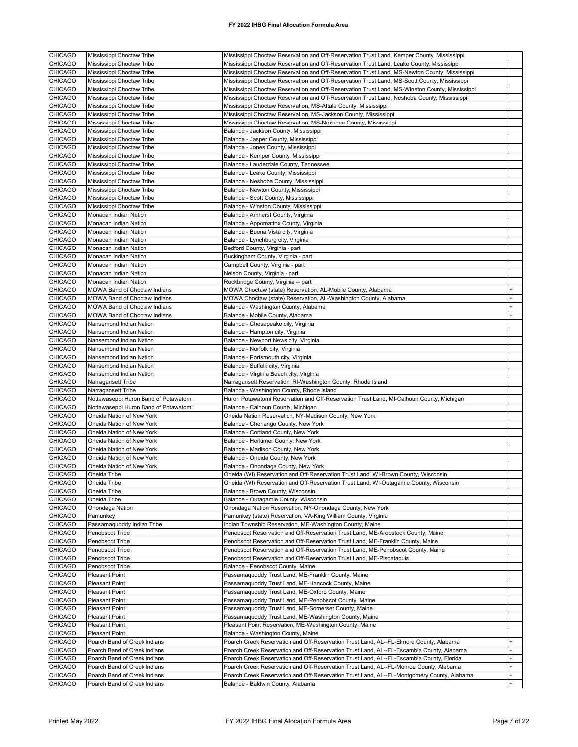| | | | |
|---|---|---|---|
| CHICAGO | Mississippi Choctaw Tribe | Mississippi Choctaw Reservation and Off-Reservation Trust Land, Kemper County, Mississippi | |
| CHICAGO | Mississippi Choctaw Tribe | Mississippi Choctaw Reservation and Off-Reservation Trust Land, Leake County, Mississippi | |
| CHICAGO | Mississippi Choctaw Tribe | Mississippi Choctaw Reservation and Off-Reservation Trust Land, MS-Newton County, Mississippi | |
| CHICAGO | Mississippi Choctaw Tribe | Mississippi Choctaw Reservation and Off-Reservation Trust Land, MS-Scott County, Mississippi | |
| CHICAGO | Mississippi Choctaw Tribe | Mississippi Choctaw Reservation and Off-Reservation Trust Land, MS-Winston County, Mississippi | |
| CHICAGO | Mississippi Choctaw Tribe | Mississippi Choctaw Reservation and Off-Reservation Trust Land, Neshoba County, Mississippi | |
| CHICAGO | Mississippi Choctaw Tribe | Mississippi Choctaw Reservation, MS-Attala County, Mississippi | |
| CHICAGO | Mississippi Choctaw Tribe | Mississippi Choctaw Reservation, MS-Jackson County, Mississippi | |
| CHICAGO | Mississippi Choctaw Tribe | Mississippi Choctaw Reservation, MS-Noxubee County, Mississippi | |
| CHICAGO | Mississippi Choctaw Tribe | Balance - Jackson County, Mississippi | |
| CHICAGO | Mississippi Choctaw Tribe | Balance - Jasper County, Mississippi | |
| CHICAGO | Mississippi Choctaw Tribe | Balance - Jones County, Mississippi | |
| CHICAGO | Mississippi Choctaw Tribe | Balance - Kemper County, Mississippi | |
| CHICAGO | Mississippi Choctaw Tribe | Balance - Lauderdale County, Tennessee | |
| CHICAGO | Mississippi Choctaw Tribe | Balance - Leake County, Mississippi | |
| CHICAGO | Mississippi Choctaw Tribe | Balance - Neshoba County, Mississippi | |
| CHICAGO | Mississippi Choctaw Tribe | Balance - Newton County, Mississippi | |
| CHICAGO | Mississippi Choctaw Tribe | Balance - Scott County, Mississippi | |
| CHICAGO | Mississippi Choctaw Tribe | Balance - Winston County, Mississippi | |
| CHICAGO | Monacan Indian Nation | Balance - Amherst County, Virginia | |
| CHICAGO | Monacan Indian Nation | Balance - Appomattox County, Virginia | |
| CHICAGO | Monacan Indian Nation | Balance - Buena Vista city, Virginia | |
| CHICAGO | Monacan Indian Nation | Balance - Lynchburg city, Virginia | |
| CHICAGO | Monacan Indian Nation | Bedford County, Virginia - part | |
| CHICAGO | Monacan Indian Nation | Buckingham County, Virginia - part | |
| CHICAGO | Monacan Indian Nation | Campbell County, Virginia - part | |
| CHICAGO | Monacan Indian Nation | Nelson County, Virginia - part | |
| CHICAGO | Monacan Indian Nation | Rockbridge County, Virginia -- part | |
| CHICAGO | MOWA Band of Choctaw Indians | MOWA Choctaw (state) Reservation, AL-Mobile County, Alabama | + |
| CHICAGO | MOWA Band of Choctaw Indians | MOWA Choctaw (state) Reservation, AL-Washington County, Alabama | + |
| CHICAGO | MOWA Band of Choctaw Indians | Balance - Washington County, Alabama | + |
| CHICAGO | MOWA Band of Choctaw Indians | Balance - Mobile County, Alabama | + |
| CHICAGO | Nansemond Indian Nation | Balance - Chesapeake city, Virginia | |
| CHICAGO | Nansemond Indian Nation | Balance - Hampton city, Virginia | |
| CHICAGO | Nansemond Indian Nation | Balance - Newport News city, Virginia | |
| CHICAGO | Nansemond Indian Nation | Balance - Norfolk city, Virginia | |
| CHICAGO | Nansemond Indian Nation | Balance - Portsmouth city, Virginia | |
| CHICAGO | Nansemond Indian Nation | Balance - Suffolk city, Virginia | |
| CHICAGO | Nansemond Indian Nation | Balance - Virginia Beach city, Virginia | |
| CHICAGO | Narragansett Tribe | Narragansett Reservation, RI-Washington County, Rhode Island | |
| CHICAGO | Narragansett Tribe | Balance - Washington County, Rhode Island | |
| CHICAGO | Nottawaseppi Huron Band of Potawatomi | Huron Potawatomi Reservation and Off-Reservation Trust Land, MI-Calhoun County, Michigan | |
| CHICAGO | Nottawaseppi Huron Band of Potawatomi | Balance - Calhoun County, Michigan | |
| CHICAGO | Oneida Nation of New York | Oneida Nation Reservation, NY-Madison County, New York | |
| CHICAGO | Oneida Nation of New York | Balance - Chenango County, New York | |
| CHICAGO | Oneida Nation of New York | Balance - Cortland County, New York | |
| CHICAGO | Oneida Nation of New York | Balance - Herkimer County, New York | |
| CHICAGO | Oneida Nation of New York | Balance - Madison County, New York | |
| CHICAGO | Oneida Nation of New York | Balance - Oneida County, New York | |
| CHICAGO | Oneida Nation of New York | Balance - Onondaga County, New York | |
| CHICAGO | Oneida Tribe | Oneida (WI) Reservation and Off-Reservation Trust Land, WI-Brown County, Wisconsin | |
| CHICAGO | Oneida Tribe | Oneida (WI) Reservation and Off-Reservation Trust Land, WI-Outagamie County, Wisconsin | |
| CHICAGO | Oneida Tribe | Balance - Brown County, Wisconsin | |
| CHICAGO | Oneida Tribe | Balance - Outagamie County, Wisconsin | |
| CHICAGO | Onondaga Nation | Onondaga Nation Reservation, NY-Onondaga County, New York | |
| CHICAGO | Pamunkey | Pamunkey (state) Reservation, VA-King William County, Virginia | |
| CHICAGO | Passamaquoddy Indian Tribe | Indian Township Reservation, ME-Washington County, Maine | |
| CHICAGO | Penobscot Tribe | Penobscot Reservation and Off-Reservation Trust Land, ME-Aroostook County, Maine | |
| CHICAGO | Penobscot Tribe | Penobscot Reservation and Off-Reservation Trust Land, ME-Franklin County, Maine | |
| CHICAGO | Penobscot Tribe | Penobscot Reservation and Off-Reservation Trust Land, ME-Penobscot County, Maine | |
| CHICAGO | Penobscot Tribe | Penobscot Reservation and Off-Reservation Trust Land, ME-Piscataquis | |
| CHICAGO | Penobscot Tribe | Balance - Penobscot County, Maine | |
| CHICAGO | Pleasant Point | Passamaquoddy Trust Land, ME-Franklin County, Maine | |
| CHICAGO | Pleasant Point | Passamaquoddy Trust Land, ME-Hancock County, Maine | |
| CHICAGO | Pleasant Point | Passamaquoddy Trust Land, ME-Oxford County, Maine | |
| CHICAGO | Pleasant Point | Passamaquoddy Trust Land, ME-Penobscot County, Maine | |
| CHICAGO | Pleasant Point | Passamaquoddy Trust Land, ME-Somerset County, Maine | |
| CHICAGO | Pleasant Point | Passamaquoddy Trust Land, ME-Washington County, Maine | |
| CHICAGO | Pleasant Point | Pleasant Point Reservation, ME-Washington County, Maine | |
| CHICAGO | Pleasant Point | Balance - Washington County, Maine | |
| CHICAGO | Poarch Band of Creek Indians | Poarch Creek Reservation and Off-Reservation Trust Land, AL--FL-Elmore County, Alabama | + |
| CHICAGO | Poarch Band of Creek Indians | Poarch Creek Reservation and Off-Reservation Trust Land, AL--FL-Escambia County, Alabama | + |
| CHICAGO | Poarch Band of Creek Indians | Poarch Creek Reservation and Off-Reservation Trust Land, AL--FL-Escambia County, Florida | + |
| CHICAGO | Poarch Band of Creek Indians | Poarch Creek Reservation and Off-Reservation Trust Land, AL--FL-Monroe County, Alabama | + |
| CHICAGO | Poarch Band of Creek Indians | Poarch Creek Reservation and Off-Reservation Trust Land, AL--FL-Montgomery County, Alabama | + |
| CHICAGO | Poarch Band of Creek Indians | Balance - Baldwin County, Alabama | + |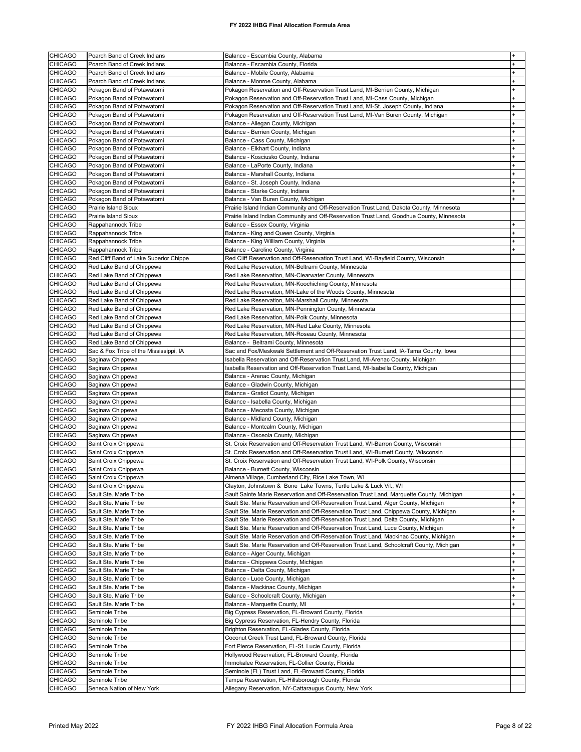# FY 2022 IHBG Final Allocation Formula Area

| | | | |
|---|---|---|---|
| CHICAGO | Poarch Band of Creek Indians | Balance - Escambia County, Alabama | + |
| CHICAGO | Poarch Band of Creek Indians | Balance - Escambia County, Florida | + |
| CHICAGO | Poarch Band of Creek Indians | Balance - Mobile County, Alabama | + |
| CHICAGO | Poarch Band of Creek Indians | Balance - Monroe County, Alabama | + |
| CHICAGO | Pokagon Band of Potawatomi | Pokagon Reservation and Off-Reservation Trust Land, MI-Berrien County, Michigan | + |
| CHICAGO | Pokagon Band of Potawatomi | Pokagon Reservation and Off-Reservation Trust Land, MI-Cass County, Michigan | + |
| CHICAGO | Pokagon Band of Potawatomi | Pokagon Reservation and Off-Reservation Trust Land, MI-St. Joseph County, Indiana | + |
| CHICAGO | Pokagon Band of Potawatomi | Pokagon Reservation and Off-Reservation Trust Land, MI-Van Buren County, Michigan | + |
| CHICAGO | Pokagon Band of Potawatomi | Balance - Allegan County, Michigan | + |
| CHICAGO | Pokagon Band of Potawatomi | Balance - Berrien County, Michigan | + |
| CHICAGO | Pokagon Band of Potawatomi | Balance - Cass County, Michigan | + |
| CHICAGO | Pokagon Band of Potawatomi | Balance - Elkhart County, Indiana | + |
| CHICAGO | Pokagon Band of Potawatomi | Balance - Kosciusko County, Indiana | + |
| CHICAGO | Pokagon Band of Potawatomi | Balance - LaPorte County, Indiana | + |
| CHICAGO | Pokagon Band of Potawatomi | Balance - Marshall County, Indiana | + |
| CHICAGO | Pokagon Band of Potawatomi | Balance - St. Joseph County, Indiana | + |
| CHICAGO | Pokagon Band of Potawatomi | Balance - Starke County, Indiana | + |
| CHICAGO | Pokagon Band of Potawatomi | Balance - Van Buren County, Michigan | + |
| CHICAGO | Prairie Island Sioux | Prairie Island Indian Community and Off-Reservation Trust Land, Dakota County, Minnesota | |
| CHICAGO | Prairie Island Sioux | Prairie Island Indian Community and Off-Reservation Trust Land, Goodhue County, Minnesota | |
| CHICAGO | Rappahannock Tribe | Balance - Essex County, Virginia | + |
| CHICAGO | Rappahannock Tribe | Balance - King and Queen County, Virginia | + |
| CHICAGO | Rappahannock Tribe | Balance - King William County, Virginia | + |
| CHICAGO | Rappahannock Tribe | Balance - Caroline County, Virginia | + |
| CHICAGO | Red Cliff Band of Lake Superior Chippe | Red Cliff Reservation and Off-Reservation Trust Land, WI-Bayfield County, Wisconsin | |
| CHICAGO | Red Lake Band of Chippewa | Red Lake Reservation, MN-Beltrami County, Minnesota | |
| CHICAGO | Red Lake Band of Chippewa | Red Lake Reservation, MN-Clearwater County, Minnesota | |
| CHICAGO | Red Lake Band of Chippewa | Red Lake Reservation, MN-Koochiching County, Minnesota | |
| CHICAGO | Red Lake Band of Chippewa | Red Lake Reservation, MN-Lake of the Woods County, Minnesota | |
| CHICAGO | Red Lake Band of Chippewa | Red Lake Reservation, MN-Marshall County, Minnesota | |
| CHICAGO | Red Lake Band of Chippewa | Red Lake Reservation, MN-Pennington County, Minnesota | |
| CHICAGO | Red Lake Band of Chippewa | Red Lake Reservation, MN-Polk County, Minnesota | |
| CHICAGO | Red Lake Band of Chippewa | Red Lake Reservation, MN-Red Lake County, Minnesota | |
| CHICAGO | Red Lake Band of Chippewa | Red Lake Reservation, MN-Roseau County, Minnesota | |
| CHICAGO | Red Lake Band of Chippewa | Balance - Beltrami County, Minnesota | |
| CHICAGO | Sac & Fox Tribe of the Mississippi, IA | Sac and Fox/Meskwaki Settlement and Off-Reservation Trust Land, IA-Tama County, Iowa | |
| CHICAGO | Saginaw Chippewa | Isabella Reservation and Off-Reservation Trust Land, MI-Arenac County, Michigan | |
| CHICAGO | Saginaw Chippewa | Isabella Reservation and Off-Reservation Trust Land, MI-Isabella County, Michigan | |
| CHICAGO | Saginaw Chippewa | Balance - Arenac County, Michigan | |
| CHICAGO | Saginaw Chippewa | Balance - Gladwin County, Michigan | |
| CHICAGO | Saginaw Chippewa | Balance - Gratiot County, Michigan | |
| CHICAGO | Saginaw Chippewa | Balance - Isabella County, Michigan | |
| CHICAGO | Saginaw Chippewa | Balance - Mecosta County, Michigan | |
| CHICAGO | Saginaw Chippewa | Balance - Midland County, Michigan | |
| CHICAGO | Saginaw Chippewa | Balance - Montcalm County, Michigan | |
| CHICAGO | Saginaw Chippewa | Balance - Osceola County, Michigan | |
| CHICAGO | Saint Croix Chippewa | St. Croix Reservation and Off-Reservation Trust Land, WI-Barron County, Wisconsin | |
| CHICAGO | Saint Croix Chippewa | St. Croix Reservation and Off-Reservation Trust Land, WI-Burnett County, Wisconsin | |
| CHICAGO | Saint Croix Chippewa | St. Croix Reservation and Off-Reservation Trust Land, WI-Polk County, Wisconsin | |
| CHICAGO | Saint Croix Chippewa | Balance - Burnett County, Wisconsin | |
| CHICAGO | Saint Croix Chippewa | Almena Village, Cumberland City, Rice Lake Town, WI | |
| CHICAGO | Saint Croix Chippewa | Clayton, Johnstown & Bone Lake Towns, Turtle Lake & Luck Vil., WI | |
| CHICAGO | Sault Ste. Marie Tribe | Sault Sainte Marie Reservation and Off-Reservation Trust Land, Marquette County, Michigan | + |
| CHICAGO | Sault Ste. Marie Tribe | Sault Ste. Marie Reservation and Off-Reservation Trust Land, Alger County, Michigan | + |
| CHICAGO | Sault Ste. Marie Tribe | Sault Ste. Marie Reservation and Off-Reservation Trust Land, Chippewa County, Michigan | + |
| CHICAGO | Sault Ste. Marie Tribe | Sault Ste. Marie Reservation and Off-Reservation Trust Land, Delta County, Michigan | + |
| CHICAGO | Sault Ste. Marie Tribe | Sault Ste. Marie Reservation and Off-Reservation Trust Land, Luce County, Michigan | + |
| CHICAGO | Sault Ste. Marie Tribe | Sault Ste. Marie Reservation and Off-Reservation Trust Land, Mackinac County, Michigan | + |
| CHICAGO | Sault Ste. Marie Tribe | Sault Ste. Marie Reservation and Off-Reservation Trust Land, Schoolcraft County, Michigan | + |
| CHICAGO | Sault Ste. Marie Tribe | Balance - Alger County, Michigan | + |
| CHICAGO | Sault Ste. Marie Tribe | Balance - Chippewa County, Michigan | + |
| CHICAGO | Sault Ste. Marie Tribe | Balance - Delta County, Michigan | + |
| CHICAGO | Sault Ste. Marie Tribe | Balance - Luce County, Michigan | + |
| CHICAGO | Sault Ste. Marie Tribe | Balance - Mackinac County, Michigan | + |
| CHICAGO | Sault Ste. Marie Tribe | Balance - Schoolcraft County, Michigan | + |
| CHICAGO | Sault Ste. Marie Tribe | Balance - Marquette County, MI | + |
| CHICAGO | Seminole Tribe | Big Cypress Reservation, FL-Broward County, Florida | |
| CHICAGO | Seminole Tribe | Big Cypress Reservation, FL-Hendry County, Florida | |
| CHICAGO | Seminole Tribe | Brighton Reservation, FL-Glades County, Florida | |
| CHICAGO | Seminole Tribe | Coconut Creek Trust Land, FL-Broward County, Florida | |
| CHICAGO | Seminole Tribe | Fort Pierce Reservation, FL-St. Lucie County, Florida | |
| CHICAGO | Seminole Tribe | Hollywood Reservation, FL-Broward County, Florida | |
| CHICAGO | Seminole Tribe | Immokalee Reservation, FL-Collier County, Florida | |
| CHICAGO | Seminole Tribe | Seminole (FL) Trust Land, FL-Broward County, Florida | |
| CHICAGO | Seminole Tribe | Tampa Reservation, FL-Hillsborough County, Florida | |
| CHICAGO | Seneca Nation of New York | Allegany Reservation, NY-Cattaraugus County, New York | |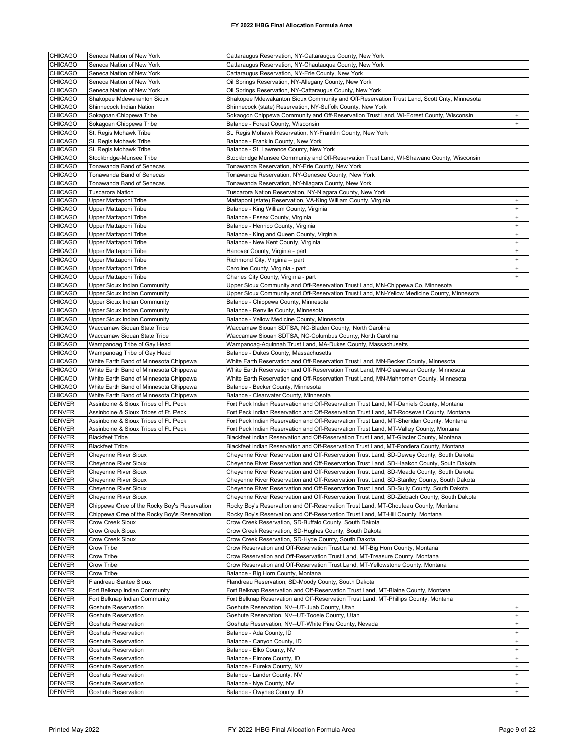# FY 2022 IHBG Final Allocation Formula Area

| | | | |
|---|---|---|---|
| CHICAGO | Seneca Nation of New York | Cattaraugus Reservation, NY-Cattaraugus County, New York | |
| CHICAGO | Seneca Nation of New York | Cattaraugus Reservation, NY-Chautauqua County, New York | |
| CHICAGO | Seneca Nation of New York | Cattaraugus Reservation, NY-Erie County, New York | |
| CHICAGO | Seneca Nation of New York | Oil Springs Reservation, NY-Allegany County, New York | |
| CHICAGO | Seneca Nation of New York | Oil Springs Reservation, NY-Cattaraugus County, New York | |
| CHICAGO | Shakopee Mdewakanton Sioux | Shakopee Mdewakanton Sioux Community and Off-Reservation Trust Land, Scott Cnty, Minnesota | |
| CHICAGO | Shinnecock Indian Nation | Shinnecock (state) Reservation, NY-Suffolk County, New York | |
| CHICAGO | Sokagoan Chippewa Tribe | Sokaogon Chippewa Community and Off-Reservation Trust Land, WI-Forest County, Wisconsin | + |
| CHICAGO | Sokagoan Chippewa Tribe | Balance - Forest County, Wisconsin | + |
| CHICAGO | St. Regis Mohawk Tribe | St. Regis Mohawk Reservation, NY-Franklin County, New York | |
| CHICAGO | St. Regis Mohawk Tribe | Balance - Franklin County, New York | |
| CHICAGO | St. Regis Mohawk Tribe | Balance - St. Lawrence County, New York | |
| CHICAGO | Stockbridge-Munsee Tribe | Stockbridge Munsee Community and Off-Reservation Trust Land, WI-Shawano County, Wisconsin | |
| CHICAGO | Tonawanda Band of Senecas | Tonawanda Reservation, NY-Erie County, New York | |
| CHICAGO | Tonawanda Band of Senecas | Tonawanda Reservation, NY-Genesee County, New York | |
| CHICAGO | Tonawanda Band of Senecas | Tonawanda Reservation, NY-Niagara County, New York | |
| CHICAGO | Tuscarora Nation | Tuscarora Nation Reservation, NY-Niagara County, New York | |
| CHICAGO | Upper Mattaponi Tribe | Mattaponi (state) Reservation, VA-King William County, Virginia | + |
| CHICAGO | Upper Mattaponi Tribe | Balance - King William County, Virginia | + |
| CHICAGO | Upper Mattaponi Tribe | Balance - Essex County, Virginia | + |
| CHICAGO | Upper Mattaponi Tribe | Balance - Henrico County, Virginia | + |
| CHICAGO | Upper Mattaponi Tribe | Balance - King and Queen County, Virginia | + |
| CHICAGO | Upper Mattaponi Tribe | Balance - New Kent County, Virginia | + |
| CHICAGO | Upper Mattaponi Tribe | Hanover County, Virginia - part | + |
| CHICAGO | Upper Mattaponi Tribe | Richmond City, Virginia -- part | + |
| CHICAGO | Upper Mattaponi Tribe | Caroline County, Virginia - part | + |
| CHICAGO | Upper Mattaponi Tribe | Charles City County, Virginia - part | + |
| CHICAGO | Upper Sioux Indian Community | Upper Sioux Community and Off-Reservation Trust Land, MN-Chippewa Co, Minnesota | |
| CHICAGO | Upper Sioux Indian Community | Upper Sioux Community and Off-Reservation Trust Land, MN-Yellow Medicine County, Minnesota | |
| CHICAGO | Upper Sioux Indian Community | Balance - Chippewa County, Minnesota | |
| CHICAGO | Upper Sioux Indian Community | Balance - Renville County, Minnesota | |
| CHICAGO | Upper Sioux Indian Community | Balance - Yellow Medicine County, Minnesota | |
| CHICAGO | Waccamaw Siouan State Tribe | Waccamaw Siouan SDTSA, NC-Bladen County, North Carolina | |
| CHICAGO | Waccamaw Siouan State Tribe | Waccamaw Siouan SDTSA, NC-Columbus County, North Carolina | |
| CHICAGO | Wampanoag Tribe of Gay Head | Wampanoag-Aquinnah Trust Land, MA-Dukes County, Massachusetts | |
| CHICAGO | Wampanoag Tribe of Gay Head | Balance - Dukes County, Massachusetts | |
| CHICAGO | White Earth Band of Minnesota Chippewa | White Earth Reservation and Off-Reservation Trust Land, MN-Becker County, Minnesota | |
| CHICAGO | White Earth Band of Minnesota Chippewa | White Earth Reservation and Off-Reservation Trust Land, MN-Clearwater County, Minnesota | |
| CHICAGO | White Earth Band of Minnesota Chippewa | White Earth Reservation and Off-Reservation Trust Land, MN-Mahnomen County, Minnesota | |
| CHICAGO | White Earth Band of Minnesota Chippewa | Balance - Becker County, Minnesota | |
| CHICAGO | White Earth Band of Minnesota Chippewa | Balance - Clearwater County, Minnesota | |
| DENVER | Assinboine & Sioux Tribes of Ft. Peck | Fort Peck Indian Reservation and Off-Reservation Trust Land, MT-Daniels County, Montana | |
| DENVER | Assinboine & Sioux Tribes of Ft. Peck | Fort Peck Indian Reservation and Off-Reservation Trust Land, MT-Roosevelt County, Montana | |
| DENVER | Assinboine & Sioux Tribes of Ft. Peck | Fort Peck Indian Reservation and Off-Reservation Trust Land, MT-Sheridan County, Montana | |
| DENVER | Assinboine & Sioux Tribes of Ft. Peck | Fort Peck Indian Reservation and Off-Reservation Trust Land, MT-Valley County, Montana | |
| DENVER | Blackfeet Tribe | Blackfeet Indian Reservation and Off-Reservation Trust Land, MT-Glacier County, Montana | |
| DENVER | Blackfeet Tribe | Blackfeet Indian Reservation and Off-Reservation Trust Land, MT-Pondera County, Montana | |
| DENVER | Cheyenne River Sioux | Cheyenne River Reservation and Off-Reservation Trust Land, SD-Dewey County, South Dakota | |
| DENVER | Cheyenne River Sioux | Cheyenne River Reservation and Off-Reservation Trust Land, SD-Haakon County, South Dakota | |
| DENVER | Cheyenne River Sioux | Cheyenne River Reservation and Off-Reservation Trust Land, SD-Meade County, South Dakota | |
| DENVER | Cheyenne River Sioux | Cheyenne River Reservation and Off-Reservation Trust Land, SD-Stanley County, South Dakota | |
| DENVER | Cheyenne River Sioux | Cheyenne River Reservation and Off-Reservation Trust Land, SD-Sully County, South Dakota | |
| DENVER | Cheyenne River Sioux | Cheyenne River Reservation and Off-Reservation Trust Land, SD-Ziebach County, South Dakota | |
| DENVER | Chippewa Cree of the Rocky Boy's Reservation | Rocky Boy's Reservation and Off-Reservation Trust Land, MT-Chouteau County, Montana | |
| DENVER | Chippewa Cree of the Rocky Boy's Reservation | Rocky Boy's Reservation and Off-Reservation Trust Land, MT-Hill County, Montana | |
| DENVER | Crow Creek Sioux | Crow Creek Reservation, SD-Buffalo County, South Dakota | |
| DENVER | Crow Creek Sioux | Crow Creek Reservation, SD-Hughes County, South Dakota | |
| DENVER | Crow Creek Sioux | Crow Creek Reservation, SD-Hyde County, South Dakota | |
| DENVER | Crow Tribe | Crow Reservation and Off-Reservation Trust Land, MT-Big Horn County, Montana | |
| DENVER | Crow Tribe | Crow Reservation and Off-Reservation Trust Land, MT-Treasure County, Montana | |
| DENVER | Crow Tribe | Crow Reservation and Off-Reservation Trust Land, MT-Yellowstone County, Montana | |
| DENVER | Crow Tribe | Balance - Big Horn County, Montana | |
| DENVER | Flandreau Santee Sioux | Flandreau Reservation, SD-Moody County, South Dakota | |
| DENVER | Fort Belknap Indian Community | Fort Belknap Reservation and Off-Reservation Trust Land, MT-Blaine County, Montana | |
| DENVER | Fort Belknap Indian Community | Fort Belknap Reservation and Off-Reservation Trust Land, MT-Phillips County, Montana | |
| DENVER | Goshute Reservation | Goshute Reservation, NV--UT-Juab County, Utah | + |
| DENVER | Goshute Reservation | Goshute Reservation, NV--UT-Tooele County, Utah | + |
| DENVER | Goshute Reservation | Goshute Reservation, NV--UT-White Pine County, Nevada | + |
| DENVER | Goshute Reservation | Balance - Ada County, ID | + |
| DENVER | Goshute Reservation | Balance - Canyon County, ID | + |
| DENVER | Goshute Reservation | Balance - Elko County, NV | + |
| DENVER | Goshute Reservation | Balance - Elmore County, ID | + |
| DENVER | Goshute Reservation | Balance - Eureka County, NV | + |
| DENVER | Goshute Reservation | Balance - Lander County, NV | + |
| DENVER | Goshute Reservation | Balance - Nye County, NV | + |
| DENVER | Goshute Reservation | Balance - Owyhee County, ID | + |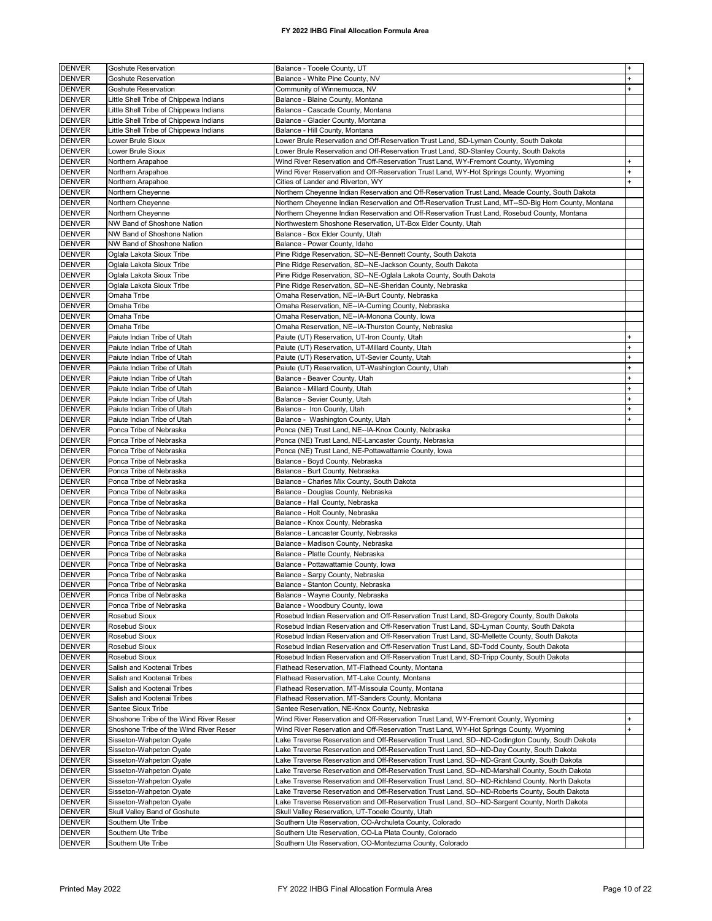| | | | |
|---|---|---|---|
| DENVER | Goshute Reservation | Balance - Tooele County, UT | + |
| DENVER | Goshute Reservation | Balance - White Pine County, NV | + |
| DENVER | Goshute Reservation | Community of Winnemucca, NV | + |
| DENVER | Little Shell Tribe of Chippewa Indians | Balance - Blaine County, Montana | |
| DENVER | Little Shell Tribe of Chippewa Indians | Balance - Cascade County, Montana | |
| DENVER | Little Shell Tribe of Chippewa Indians | Balance - Glacier County, Montana | |
| DENVER | Little Shell Tribe of Chippewa Indians | Balance - Hill County, Montana | |
| DENVER | Lower Brule Sioux | Lower Brule Reservation and Off-Reservation Trust Land, SD-Lyman County, South Dakota | |
| DENVER | Lower Brule Sioux | Lower Brule Reservation and Off-Reservation Trust Land, SD-Stanley County, South Dakota | |
| DENVER | Northern Arapahoe | Wind River Reservation and Off-Reservation Trust Land, WY-Fremont County, Wyoming | + |
| DENVER | Northern Arapahoe | Wind River Reservation and Off-Reservation Trust Land, WY-Hot Springs County, Wyoming | + |
| DENVER | Northern Arapahoe | Cities of Lander and Riverton, WY | + |
| DENVER | Northern Cheyenne | Northern Cheyenne Indian Reservation and Off-Reservation Trust Land, Meade County, South Dakota | |
| DENVER | Northern Cheyenne | Northern Cheyenne Indian Reservation and Off-Reservation Trust Land, MT--SD-Big Horn County, Montana | |
| DENVER | Northern Cheyenne | Northern Cheyenne Indian Reservation and Off-Reservation Trust Land, Rosebud County, Montana | |
| DENVER | NW Band of Shoshone Nation | Northwestern Shoshone Reservation, UT-Box Elder County, Utah | |
| DENVER | NW Band of Shoshone Nation | Balance - Box Elder County, Utah | |
| DENVER | NW Band of Shoshone Nation | Balance - Power County, Idaho | |
| DENVER | Oglala Lakota Sioux Tribe | Pine Ridge Reservation, SD--NE-Bennett County, South Dakota | |
| DENVER | Oglala Lakota Sioux Tribe | Pine Ridge Reservation, SD--NE-Jackson County, South Dakota | |
| DENVER | Oglala Lakota Sioux Tribe | Pine Ridge Reservation, SD--NE-Oglala Lakota County, South Dakota | |
| DENVER | Oglala Lakota Sioux Tribe | Pine Ridge Reservation, SD--NE-Sheridan County, Nebraska | |
| DENVER | Omaha Tribe | Omaha Reservation, NE--IA-Burt County, Nebraska | |
| DENVER | Omaha Tribe | Omaha Reservation, NE--IA-Cuming County, Nebraska | |
| DENVER | Omaha Tribe | Omaha Reservation, NE--IA-Monona County, Iowa | |
| DENVER | Omaha Tribe | Omaha Reservation, NE--IA-Thurston County, Nebraska | |
| DENVER | Paiute Indian Tribe of Utah | Paiute (UT) Reservation, UT-Iron County, Utah | + |
| DENVER | Paiute Indian Tribe of Utah | Paiute (UT) Reservation, UT-Millard County, Utah | + |
| DENVER | Paiute Indian Tribe of Utah | Paiute (UT) Reservation, UT-Sevier County, Utah | + |
| DENVER | Paiute Indian Tribe of Utah | Paiute (UT) Reservation, UT-Washington County, Utah | + |
| DENVER | Paiute Indian Tribe of Utah | Balance - Beaver County, Utah | + |
| DENVER | Paiute Indian Tribe of Utah | Balance - Millard County, Utah | + |
| DENVER | Paiute Indian Tribe of Utah | Balance - Sevier County, Utah | + |
| DENVER | Paiute Indian Tribe of Utah | Balance - Iron County, Utah | + |
| DENVER | Paiute Indian Tribe of Utah | Balance - Washington County, Utah | + |
| DENVER | Ponca Tribe of Nebraska | Ponca (NE) Trust Land, NE--IA-Knox County, Nebraska | |
| DENVER | Ponca Tribe of Nebraska | Ponca (NE) Trust Land, NE-Lancaster County, Nebraska | |
| DENVER | Ponca Tribe of Nebraska | Ponca (NE) Trust Land, NE-Pottawattamie County, Iowa | |
| DENVER | Ponca Tribe of Nebraska | Balance - Boyd County, Nebraska | |
| DENVER | Ponca Tribe of Nebraska | Balance - Burt County, Nebraska | |
| DENVER | Ponca Tribe of Nebraska | Balance - Charles Mix County, South Dakota | |
| DENVER | Ponca Tribe of Nebraska | Balance - Douglas County, Nebraska | |
| DENVER | Ponca Tribe of Nebraska | Balance - Hall County, Nebraska | |
| DENVER | Ponca Tribe of Nebraska | Balance - Holt County, Nebraska | |
| DENVER | Ponca Tribe of Nebraska | Balance - Knox County, Nebraska | |
| DENVER | Ponca Tribe of Nebraska | Balance - Lancaster County, Nebraska | |
| DENVER | Ponca Tribe of Nebraska | Balance - Madison County, Nebraska | |
| DENVER | Ponca Tribe of Nebraska | Balance - Platte County, Nebraska | |
| DENVER | Ponca Tribe of Nebraska | Balance - Pottawattamie County, Iowa | |
| DENVER | Ponca Tribe of Nebraska | Balance - Sarpy County, Nebraska | |
| DENVER | Ponca Tribe of Nebraska | Balance - Stanton County, Nebraska | |
| DENVER | Ponca Tribe of Nebraska | Balance - Wayne County, Nebraska | |
| DENVER | Ponca Tribe of Nebraska | Balance - Woodbury County, Iowa | |
| DENVER | Rosebud Sioux | Rosebud Indian Reservation and Off-Reservation Trust Land, SD-Gregory County, South Dakota | |
| DENVER | Rosebud Sioux | Rosebud Indian Reservation and Off-Reservation Trust Land, SD-Lyman County, South Dakota | |
| DENVER | Rosebud Sioux | Rosebud Indian Reservation and Off-Reservation Trust Land, SD-Mellette County, South Dakota | |
| DENVER | Rosebud Sioux | Rosebud Indian Reservation and Off-Reservation Trust Land, SD-Todd County, South Dakota | |
| DENVER | Rosebud Sioux | Rosebud Indian Reservation and Off-Reservation Trust Land, SD-Tripp County, South Dakota | |
| DENVER | Salish and Kootenai Tribes | Flathead Reservation, MT-Flathead County, Montana | |
| DENVER | Salish and Kootenai Tribes | Flathead Reservation, MT-Lake County, Montana | |
| DENVER | Salish and Kootenai Tribes | Flathead Reservation, MT-Missoula County, Montana | |
| DENVER | Salish and Kootenai Tribes | Flathead Reservation, MT-Sanders County, Montana | |
| DENVER | Santee Sioux Tribe | Santee Reservation, NE-Knox County, Nebraska | |
| DENVER | Shoshone Tribe of the Wind River Reser | Wind River Reservation and Off-Reservation Trust Land, WY-Fremont County, Wyoming | + |
| DENVER | Shoshone Tribe of the Wind River Reser | Wind River Reservation and Off-Reservation Trust Land, WY-Hot Springs County, Wyoming | + |
| DENVER | Sisseton-Wahpeton Oyate | Lake Traverse Reservation and Off-Reservation Trust Land, SD--ND-Codington County, South Dakota | |
| DENVER | Sisseton-Wahpeton Oyate | Lake Traverse Reservation and Off-Reservation Trust Land, SD--ND-Day County, South Dakota | |
| DENVER | Sisseton-Wahpeton Oyate | Lake Traverse Reservation and Off-Reservation Trust Land, SD--ND-Grant County, South Dakota | |
| DENVER | Sisseton-Wahpeton Oyate | Lake Traverse Reservation and Off-Reservation Trust Land, SD--ND-Marshall County, South Dakota | |
| DENVER | Sisseton-Wahpeton Oyate | Lake Traverse Reservation and Off-Reservation Trust Land, SD--ND-Richland County, North Dakota | |
| DENVER | Sisseton-Wahpeton Oyate | Lake Traverse Reservation and Off-Reservation Trust Land, SD--ND-Roberts County, South Dakota | |
| DENVER | Sisseton-Wahpeton Oyate | Lake Traverse Reservation and Off-Reservation Trust Land, SD--ND-Sargent County, North Dakota | |
| DENVER | Skull Valley Band of Goshute | Skull Valley Reservation, UT-Tooele County, Utah | |
| DENVER | Southern Ute Tribe | Southern Ute Reservation, CO-Archuleta County, Colorado | |
| DENVER | Southern Ute Tribe | Southern Ute Reservation, CO-La Plata County, Colorado | |
| DENVER | Southern Ute Tribe | Southern Ute Reservation, CO-Montezuma County, Colorado | |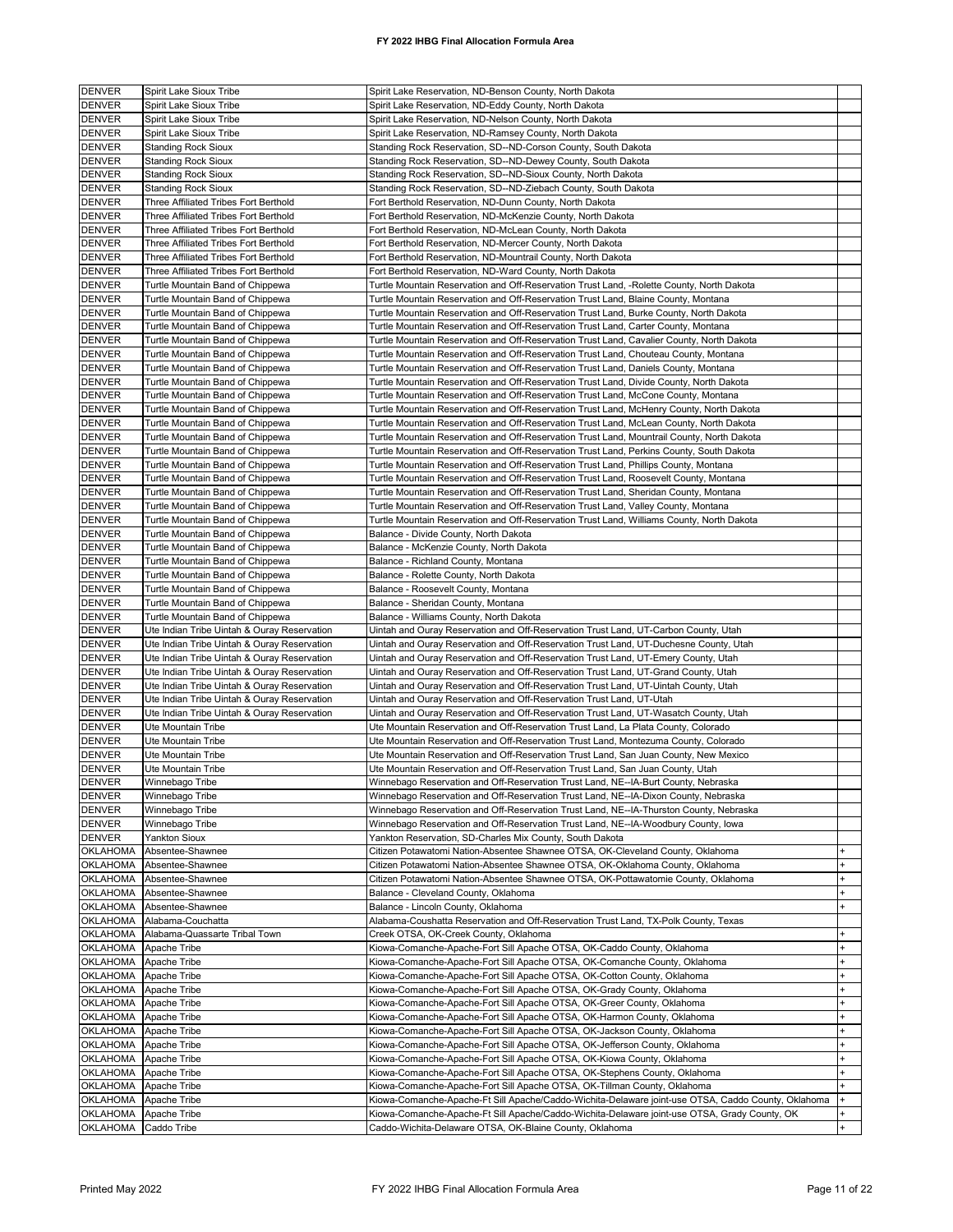| | | | |
|---|---|---|---|
| DENVER | Spirit Lake Sioux Tribe | Spirit Lake Reservation, ND-Benson County, North Dakota | |
| DENVER | Spirit Lake Sioux Tribe | Spirit Lake Reservation, ND-Eddy County, North Dakota | |
| DENVER | Spirit Lake Sioux Tribe | Spirit Lake Reservation, ND-Nelson County, North Dakota | |
| DENVER | Spirit Lake Sioux Tribe | Spirit Lake Reservation, ND-Ramsey County, North Dakota | |
| DENVER | Standing Rock Sioux | Standing Rock Reservation, SD--ND-Corson County, South Dakota | |
| DENVER | Standing Rock Sioux | Standing Rock Reservation, SD--ND-Dewey County, South Dakota | |
| DENVER | Standing Rock Sioux | Standing Rock Reservation, SD--ND-Sioux County, North Dakota | |
| DENVER | Standing Rock Sioux | Standing Rock Reservation, SD--ND-Ziebach County, South Dakota | |
| DENVER | Three Affiliated Tribes Fort Berthold | Fort Berthold Reservation, ND-Dunn County, North Dakota | |
| DENVER | Three Affiliated Tribes Fort Berthold | Fort Berthold Reservation, ND-McKenzie County, North Dakota | |
| DENVER | Three Affiliated Tribes Fort Berthold | Fort Berthold Reservation, ND-McLean County, North Dakota | |
| DENVER | Three Affiliated Tribes Fort Berthold | Fort Berthold Reservation, ND-Mercer County, North Dakota | |
| DENVER | Three Affiliated Tribes Fort Berthold | Fort Berthold Reservation, ND-Mountrail County, North Dakota | |
| DENVER | Three Affiliated Tribes Fort Berthold | Fort Berthold Reservation, ND-Ward County, North Dakota | |
| DENVER | Turtle Mountain Band of Chippewa | Turtle Mountain Reservation and Off-Reservation Trust Land, -Rolette County, North Dakota | |
| DENVER | Turtle Mountain Band of Chippewa | Turtle Mountain Reservation and Off-Reservation Trust Land, Blaine County, Montana | |
| DENVER | Turtle Mountain Band of Chippewa | Turtle Mountain Reservation and Off-Reservation Trust Land, Burke County, North Dakota | |
| DENVER | Turtle Mountain Band of Chippewa | Turtle Mountain Reservation and Off-Reservation Trust Land, Carter County, Montana | |
| DENVER | Turtle Mountain Band of Chippewa | Turtle Mountain Reservation and Off-Reservation Trust Land, Cavalier County, North Dakota | |
| DENVER | Turtle Mountain Band of Chippewa | Turtle Mountain Reservation and Off-Reservation Trust Land, Chouteau County, Montana | |
| DENVER | Turtle Mountain Band of Chippewa | Turtle Mountain Reservation and Off-Reservation Trust Land, Daniels County, Montana | |
| DENVER | Turtle Mountain Band of Chippewa | Turtle Mountain Reservation and Off-Reservation Trust Land, Divide County, North Dakota | |
| DENVER | Turtle Mountain Band of Chippewa | Turtle Mountain Reservation and Off-Reservation Trust Land, McCone County, Montana | |
| DENVER | Turtle Mountain Band of Chippewa | Turtle Mountain Reservation and Off-Reservation Trust Land, McHenry County, North Dakota | |
| DENVER | Turtle Mountain Band of Chippewa | Turtle Mountain Reservation and Off-Reservation Trust Land, McLean County, North Dakota | |
| DENVER | Turtle Mountain Band of Chippewa | Turtle Mountain Reservation and Off-Reservation Trust Land, Mountrail County, North Dakota | |
| DENVER | Turtle Mountain Band of Chippewa | Turtle Mountain Reservation and Off-Reservation Trust Land, Perkins County, South Dakota | |
| DENVER | Turtle Mountain Band of Chippewa | Turtle Mountain Reservation and Off-Reservation Trust Land, Phillips County, Montana | |
| DENVER | Turtle Mountain Band of Chippewa | Turtle Mountain Reservation and Off-Reservation Trust Land, Roosevelt County, Montana | |
| DENVER | Turtle Mountain Band of Chippewa | Turtle Mountain Reservation and Off-Reservation Trust Land, Sheridan County, Montana | |
| DENVER | Turtle Mountain Band of Chippewa | Turtle Mountain Reservation and Off-Reservation Trust Land, Valley County, Montana | |
| DENVER | Turtle Mountain Band of Chippewa | Turtle Mountain Reservation and Off-Reservation Trust Land, Williams County, North Dakota | |
| DENVER | Turtle Mountain Band of Chippewa | Balance - Divide County, North Dakota | |
| DENVER | Turtle Mountain Band of Chippewa | Balance - McKenzie County, North Dakota | |
| DENVER | Turtle Mountain Band of Chippewa | Balance - Richland County, Montana | |
| DENVER | Turtle Mountain Band of Chippewa | Balance - Rolette County, North Dakota | |
| DENVER | Turtle Mountain Band of Chippewa | Balance - Roosevelt County, Montana | |
| DENVER | Turtle Mountain Band of Chippewa | Balance - Sheridan County, Montana | |
| DENVER | Turtle Mountain Band of Chippewa | Balance - Williams County, North Dakota | |
| DENVER | Ute Indian Tribe Uintah & Ouray Reservation | Uintah and Ouray Reservation and Off-Reservation Trust Land, UT-Carbon County, Utah | |
| DENVER | Ute Indian Tribe Uintah & Ouray Reservation | Uintah and Ouray Reservation and Off-Reservation Trust Land, UT-Duchesne County, Utah | |
| DENVER | Ute Indian Tribe Uintah & Ouray Reservation | Uintah and Ouray Reservation and Off-Reservation Trust Land, UT-Emery County, Utah | |
| DENVER | Ute Indian Tribe Uintah & Ouray Reservation | Uintah and Ouray Reservation and Off-Reservation Trust Land, UT-Grand County, Utah | |
| DENVER | Ute Indian Tribe Uintah & Ouray Reservation | Uintah and Ouray Reservation and Off-Reservation Trust Land, UT-Uintah County, Utah | |
| DENVER | Ute Indian Tribe Uintah & Ouray Reservation | Uintah and Ouray Reservation and Off-Reservation Trust Land, UT-Utah | |
| DENVER | Ute Indian Tribe Uintah & Ouray Reservation | Uintah and Ouray Reservation and Off-Reservation Trust Land, UT-Wasatch County, Utah | |
| DENVER | Ute Mountain Tribe | Ute Mountain Reservation and Off-Reservation Trust Land, La Plata County, Colorado | |
| DENVER | Ute Mountain Tribe | Ute Mountain Reservation and Off-Reservation Trust Land, Montezuma County, Colorado | |
| DENVER | Ute Mountain Tribe | Ute Mountain Reservation and Off-Reservation Trust Land, San Juan County, New Mexico | |
| DENVER | Ute Mountain Tribe | Ute Mountain Reservation and Off-Reservation Trust Land, San Juan County, Utah | |
| DENVER | Winnebago Tribe | Winnebago Reservation and Off-Reservation Trust Land, NE--IA-Burt County, Nebraska | |
| DENVER | Winnebago Tribe | Winnebago Reservation and Off-Reservation Trust Land, NE--IA-Dixon County, Nebraska | |
| DENVER | Winnebago Tribe | Winnebago Reservation and Off-Reservation Trust Land, NE--IA-Thurston County, Nebraska | |
| DENVER | Winnebago Tribe | Winnebago Reservation and Off-Reservation Trust Land, NE--IA-Woodbury County, Iowa | |
| DENVER | Yankton Sioux | Yankton Reservation, SD-Charles Mix County, South Dakota | |
| OKLAHOMA | Absentee-Shawnee | Citizen Potawatomi Nation-Absentee Shawnee OTSA, OK-Cleveland County, Oklahoma | + |
| OKLAHOMA | Absentee-Shawnee | Citizen Potawatomi Nation-Absentee Shawnee OTSA, OK-Oklahoma County, Oklahoma | + |
| OKLAHOMA | Absentee-Shawnee | Citizen Potawatomi Nation-Absentee Shawnee OTSA, OK-Pottawatomie County, Oklahoma | + |
| OKLAHOMA | Absentee-Shawnee | Balance - Cleveland County, Oklahoma | + |
| OKLAHOMA | Absentee-Shawnee | Balance - Lincoln County, Oklahoma | + |
| OKLAHOMA | Alabama-Couchatta | Alabama-Coushatta Reservation and Off-Reservation Trust Land, TX-Polk County, Texas | |
| OKLAHOMA | Alabama-Quassarte Tribal Town | Creek OTSA, OK-Creek County, Oklahoma | + |
| OKLAHOMA | Apache Tribe | Kiowa-Comanche-Apache-Fort Sill Apache OTSA, OK-Caddo County, Oklahoma | + |
| OKLAHOMA | Apache Tribe | Kiowa-Comanche-Apache-Fort Sill Apache OTSA, OK-Comanche County, Oklahoma | + |
| OKLAHOMA | Apache Tribe | Kiowa-Comanche-Apache-Fort Sill Apache OTSA, OK-Cotton County, Oklahoma | + |
| OKLAHOMA | Apache Tribe | Kiowa-Comanche-Apache-Fort Sill Apache OTSA, OK-Grady County, Oklahoma | + |
| OKLAHOMA | Apache Tribe | Kiowa-Comanche-Apache-Fort Sill Apache OTSA, OK-Greer County, Oklahoma | + |
| OKLAHOMA | Apache Tribe | Kiowa-Comanche-Apache-Fort Sill Apache OTSA, OK-Harmon County, Oklahoma | + |
| OKLAHOMA | Apache Tribe | Kiowa-Comanche-Apache-Fort Sill Apache OTSA, OK-Jackson County, Oklahoma | + |
| OKLAHOMA | Apache Tribe | Kiowa-Comanche-Apache-Fort Sill Apache OTSA, OK-Jefferson County, Oklahoma | + |
| OKLAHOMA | Apache Tribe | Kiowa-Comanche-Apache-Fort Sill Apache OTSA, OK-Kiowa County, Oklahoma | + |
| OKLAHOMA | Apache Tribe | Kiowa-Comanche-Apache-Fort Sill Apache OTSA, OK-Stephens County, Oklahoma | + |
| OKLAHOMA | Apache Tribe | Kiowa-Comanche-Apache-Fort Sill Apache OTSA, OK-Tillman County, Oklahoma | + |
| OKLAHOMA | Apache Tribe | Kiowa-Comanche-Apache-Ft Sill Apache/Caddo-Wichita-Delaware joint-use OTSA, Caddo County, Oklahoma | + |
| OKLAHOMA | Apache Tribe | Kiowa-Comanche-Apache-Ft Sill Apache/Caddo-Wichita-Delaware joint-use OTSA, Grady County, OK | + |
| OKLAHOMA | Caddo Tribe | Caddo-Wichita-Delaware OTSA, OK-Blaine County, Oklahoma | + |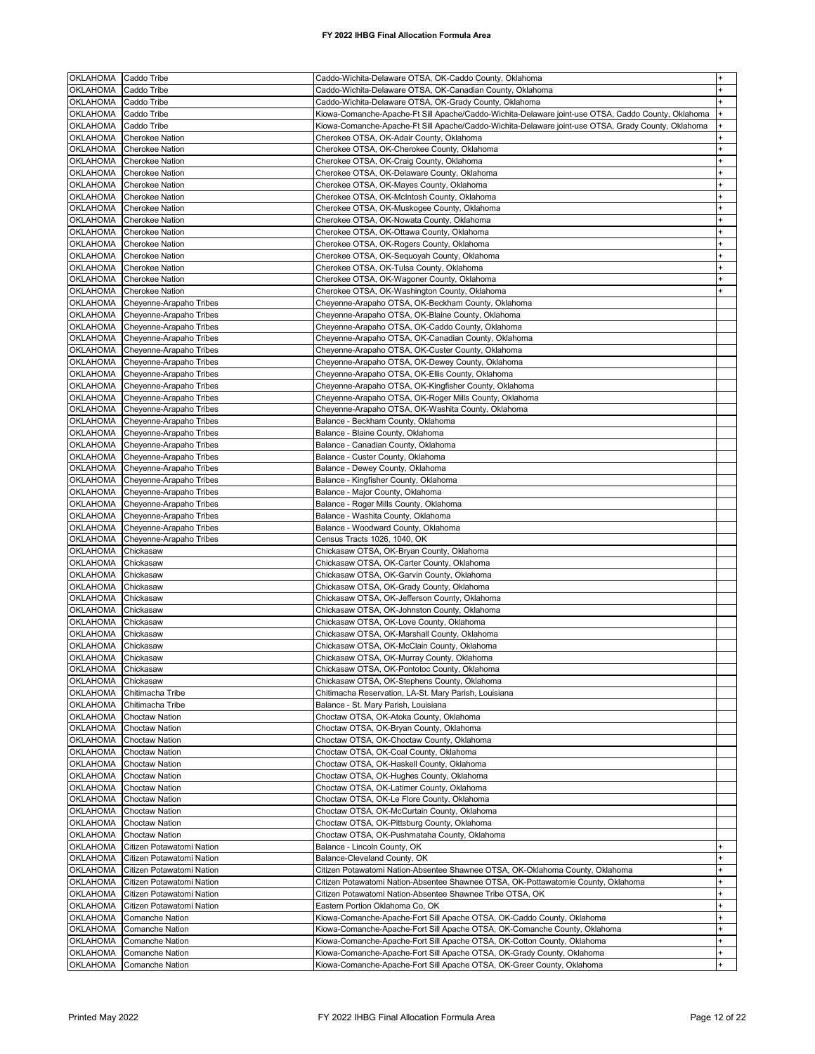| | | | |
|---|---|---|---|
| OKLAHOMA | Caddo Tribe | Caddo-Wichita-Delaware OTSA, OK-Caddo County, Oklahoma | + |
| OKLAHOMA | Caddo Tribe | Caddo-Wichita-Delaware OTSA, OK-Canadian County, Oklahoma | + |
| OKLAHOMA | Caddo Tribe | Caddo-Wichita-Delaware OTSA, OK-Grady County, Oklahoma | + |
| OKLAHOMA | Caddo Tribe | Kiowa-Comanche-Apache-Ft Sill Apache/Caddo-Wichita-Delaware joint-use OTSA, Caddo County, Oklahoma | + |
| OKLAHOMA | Caddo Tribe | Kiowa-Comanche-Apache-Ft Sill Apache/Caddo-Wichita-Delaware joint-use OTSA, Grady County, Oklahoma | + |
| OKLAHOMA | Cherokee Nation | Cherokee OTSA, OK-Adair County, Oklahoma | + |
| OKLAHOMA | Cherokee Nation | Cherokee OTSA, OK-Cherokee County, Oklahoma | + |
| OKLAHOMA | Cherokee Nation | Cherokee OTSA, OK-Craig County, Oklahoma | + |
| OKLAHOMA | Cherokee Nation | Cherokee OTSA, OK-Delaware County, Oklahoma | + |
| OKLAHOMA | Cherokee Nation | Cherokee OTSA, OK-Mayes County, Oklahoma | + |
| OKLAHOMA | Cherokee Nation | Cherokee OTSA, OK-McIntosh County, Oklahoma | + |
| OKLAHOMA | Cherokee Nation | Cherokee OTSA, OK-Muskogee County, Oklahoma | + |
| OKLAHOMA | Cherokee Nation | Cherokee OTSA, OK-Nowata County, Oklahoma | + |
| OKLAHOMA | Cherokee Nation | Cherokee OTSA, OK-Ottawa County, Oklahoma | + |
| OKLAHOMA | Cherokee Nation | Cherokee OTSA, OK-Rogers County, Oklahoma | + |
| OKLAHOMA | Cherokee Nation | Cherokee OTSA, OK-Sequoyah County, Oklahoma | + |
| OKLAHOMA | Cherokee Nation | Cherokee OTSA, OK-Tulsa County, Oklahoma | + |
| OKLAHOMA | Cherokee Nation | Cherokee OTSA, OK-Wagoner County, Oklahoma | + |
| OKLAHOMA | Cherokee Nation | Cherokee OTSA, OK-Washington County, Oklahoma | + |
| OKLAHOMA | Cheyenne-Arapaho Tribes | Cheyenne-Arapaho OTSA, OK-Beckham County, Oklahoma | |
| OKLAHOMA | Cheyenne-Arapaho Tribes | Cheyenne-Arapaho OTSA, OK-Blaine County, Oklahoma | |
| OKLAHOMA | Cheyenne-Arapaho Tribes | Cheyenne-Arapaho OTSA, OK-Caddo County, Oklahoma | |
| OKLAHOMA | Cheyenne-Arapaho Tribes | Cheyenne-Arapaho OTSA, OK-Canadian County, Oklahoma | |
| OKLAHOMA | Cheyenne-Arapaho Tribes | Cheyenne-Arapaho OTSA, OK-Custer County, Oklahoma | |
| OKLAHOMA | Cheyenne-Arapaho Tribes | Cheyenne-Arapaho OTSA, OK-Dewey County, Oklahoma | |
| OKLAHOMA | Cheyenne-Arapaho Tribes | Cheyenne-Arapaho OTSA, OK-Ellis County, Oklahoma | |
| OKLAHOMA | Cheyenne-Arapaho Tribes | Cheyenne-Arapaho OTSA, OK-Kingfisher County, Oklahoma | |
| OKLAHOMA | Cheyenne-Arapaho Tribes | Cheyenne-Arapaho OTSA, OK-Roger Mills County, Oklahoma | |
| OKLAHOMA | Cheyenne-Arapaho Tribes | Cheyenne-Arapaho OTSA, OK-Washita County, Oklahoma | |
| OKLAHOMA | Cheyenne-Arapaho Tribes | Balance - Beckham County, Oklahoma | |
| OKLAHOMA | Cheyenne-Arapaho Tribes | Balance - Blaine County, Oklahoma | |
| OKLAHOMA | Cheyenne-Arapaho Tribes | Balance - Canadian County, Oklahoma | |
| OKLAHOMA | Cheyenne-Arapaho Tribes | Balance - Custer County, Oklahoma | |
| OKLAHOMA | Cheyenne-Arapaho Tribes | Balance - Dewey County, Oklahoma | |
| OKLAHOMA | Cheyenne-Arapaho Tribes | Balance - Kingfisher County, Oklahoma | |
| OKLAHOMA | Cheyenne-Arapaho Tribes | Balance - Major County, Oklahoma | |
| OKLAHOMA | Cheyenne-Arapaho Tribes | Balance - Roger Mills County, Oklahoma | |
| OKLAHOMA | Cheyenne-Arapaho Tribes | Balance - Washita County, Oklahoma | |
| OKLAHOMA | Cheyenne-Arapaho Tribes | Balance - Woodward County, Oklahoma | |
| OKLAHOMA | Cheyenne-Arapaho Tribes | Census Tracts 1026, 1040, OK | |
| OKLAHOMA | Chickasaw | Chickasaw OTSA, OK-Bryan County, Oklahoma | |
| OKLAHOMA | Chickasaw | Chickasaw OTSA, OK-Carter County, Oklahoma | |
| OKLAHOMA | Chickasaw | Chickasaw OTSA, OK-Garvin County, Oklahoma | |
| OKLAHOMA | Chickasaw | Chickasaw OTSA, OK-Grady County, Oklahoma | |
| OKLAHOMA | Chickasaw | Chickasaw OTSA, OK-Jefferson County, Oklahoma | |
| OKLAHOMA | Chickasaw | Chickasaw OTSA, OK-Johnston County, Oklahoma | |
| OKLAHOMA | Chickasaw | Chickasaw OTSA, OK-Love County, Oklahoma | |
| OKLAHOMA | Chickasaw | Chickasaw OTSA, OK-Marshall County, Oklahoma | |
| OKLAHOMA | Chickasaw | Chickasaw OTSA, OK-McClain County, Oklahoma | |
| OKLAHOMA | Chickasaw | Chickasaw OTSA, OK-Murray County, Oklahoma | |
| OKLAHOMA | Chickasaw | Chickasaw OTSA, OK-Pontotoc County, Oklahoma | |
| OKLAHOMA | Chickasaw | Chickasaw OTSA, OK-Stephens County, Oklahoma | |
| OKLAHOMA | Chitimacha Tribe | Chitimacha Reservation, LA-St. Mary Parish, Louisiana | |
| OKLAHOMA | Chitimacha Tribe | Balance - St. Mary Parish, Louisiana | |
| OKLAHOMA | Choctaw Nation | Choctaw OTSA, OK-Atoka County, Oklahoma | |
| OKLAHOMA | Choctaw Nation | Choctaw OTSA, OK-Bryan County, Oklahoma | |
| OKLAHOMA | Choctaw Nation | Choctaw OTSA, OK-Choctaw County, Oklahoma | |
| OKLAHOMA | Choctaw Nation | Choctaw OTSA, OK-Coal County, Oklahoma | |
| OKLAHOMA | Choctaw Nation | Choctaw OTSA, OK-Haskell County, Oklahoma | |
| OKLAHOMA | Choctaw Nation | Choctaw OTSA, OK-Hughes County, Oklahoma | |
| OKLAHOMA | Choctaw Nation | Choctaw OTSA, OK-Latimer County, Oklahoma | |
| OKLAHOMA | Choctaw Nation | Choctaw OTSA, OK-Le Flore County, Oklahoma | |
| OKLAHOMA | Choctaw Nation | Choctaw OTSA, OK-McCurtain County, Oklahoma | |
| OKLAHOMA | Choctaw Nation | Choctaw OTSA, OK-Pittsburg County, Oklahoma | |
| OKLAHOMA | Choctaw Nation | Choctaw OTSA, OK-Pushmataha County, Oklahoma | |
| OKLAHOMA | Citizen Potawatomi Nation | Balance - Lincoln County, OK | + |
| OKLAHOMA | Citizen Potawatomi Nation | Balance-Cleveland County, OK | + |
| OKLAHOMA | Citizen Potawatomi Nation | Citizen Potawatomi Nation-Absentee Shawnee OTSA, OK-Oklahoma County, Oklahoma | + |
| OKLAHOMA | Citizen Potawatomi Nation | Citizen Potawatomi Nation-Absentee Shawnee OTSA, OK-Pottawatomie County, Oklahoma | + |
| OKLAHOMA | Citizen Potawatomi Nation | Citizen Potawatomi Nation-Absentee Shawnee Tribe OTSA, OK | + |
| OKLAHOMA | Citizen Potawatomi Nation | Eastern Portion Oklahoma Co, OK | + |
| OKLAHOMA | Comanche Nation | Kiowa-Comanche-Apache-Fort Sill Apache OTSA, OK-Caddo County, Oklahoma | + |
| OKLAHOMA | Comanche Nation | Kiowa-Comanche-Apache-Fort Sill Apache OTSA, OK-Comanche County, Oklahoma | + |
| OKLAHOMA | Comanche Nation | Kiowa-Comanche-Apache-Fort Sill Apache OTSA, OK-Cotton County, Oklahoma | + |
| OKLAHOMA | Comanche Nation | Kiowa-Comanche-Apache-Fort Sill Apache OTSA, OK-Grady County, Oklahoma | + |
| OKLAHOMA | Comanche Nation | Kiowa-Comanche-Apache-Fort Sill Apache OTSA, OK-Greer County, Oklahoma | + |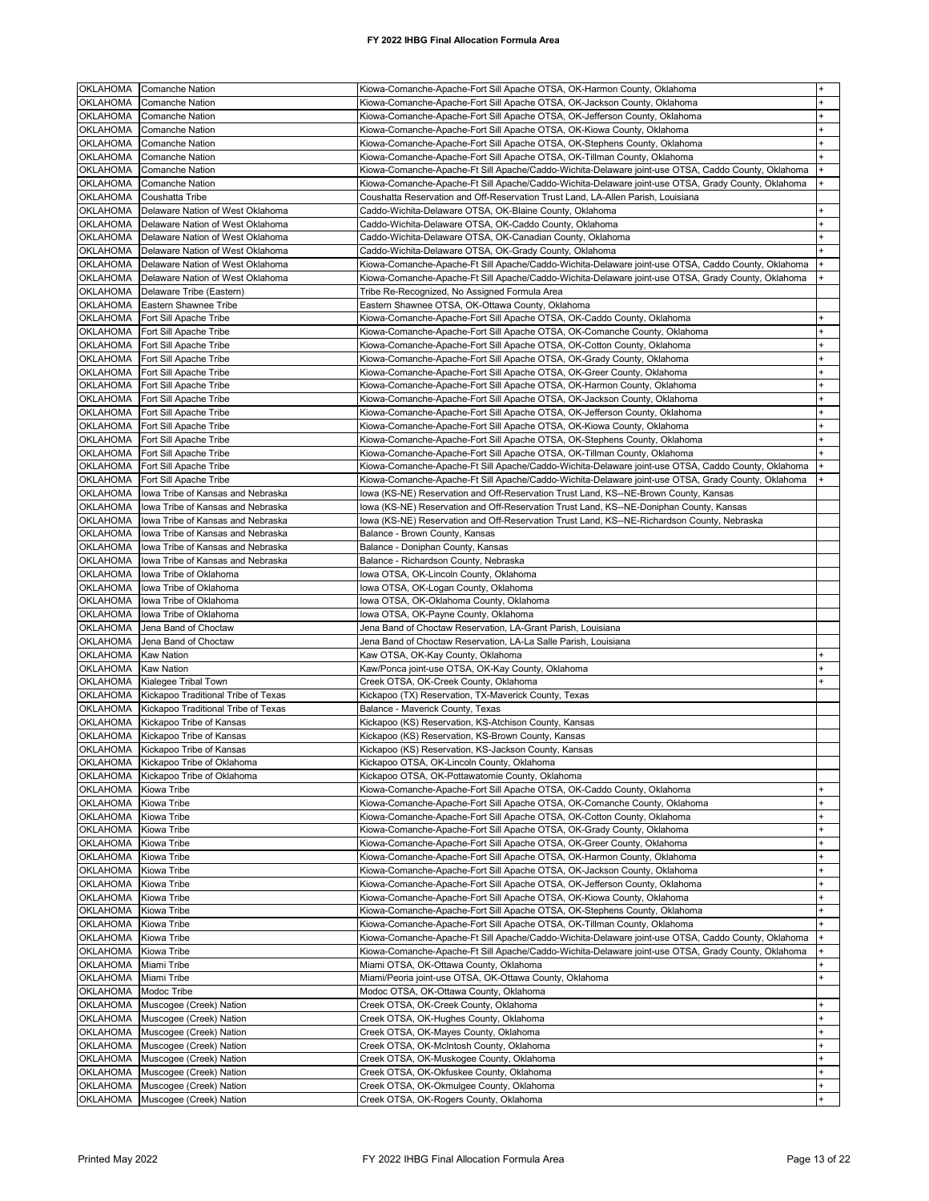| | | | |
|---|---|---|---|
| OKLAHOMA | Comanche Nation | Kiowa-Comanche-Apache-Fort Sill Apache OTSA, OK-Harmon County, Oklahoma | + |
| OKLAHOMA | Comanche Nation | Kiowa-Comanche-Apache-Fort Sill Apache OTSA, OK-Jackson County, Oklahoma | + |
| OKLAHOMA | Comanche Nation | Kiowa-Comanche-Apache-Fort Sill Apache OTSA, OK-Jefferson County, Oklahoma | + |
| OKLAHOMA | Comanche Nation | Kiowa-Comanche-Apache-Fort Sill Apache OTSA, OK-Kiowa County, Oklahoma | + |
| OKLAHOMA | Comanche Nation | Kiowa-Comanche-Apache-Fort Sill Apache OTSA, OK-Stephens County, Oklahoma | + |
| OKLAHOMA | Comanche Nation | Kiowa-Comanche-Apache-Fort Sill Apache OTSA, OK-Tillman County, Oklahoma | + |
| OKLAHOMA | Comanche Nation | Kiowa-Comanche-Apache-Ft Sill Apache/Caddo-Wichita-Delaware joint-use OTSA, Caddo County, Oklahoma | + |
| OKLAHOMA | Comanche Nation | Kiowa-Comanche-Apache-Ft Sill Apache/Caddo-Wichita-Delaware joint-use OTSA, Grady County, Oklahoma | + |
| OKLAHOMA | Coushatta Tribe | Coushatta Reservation and Off-Reservation Trust Land, LA-Allen Parish, Louisiana | |
| OKLAHOMA | Delaware Nation of West Oklahoma | Caddo-Wichita-Delaware OTSA, OK-Blaine County, Oklahoma | + |
| OKLAHOMA | Delaware Nation of West Oklahoma | Caddo-Wichita-Delaware OTSA, OK-Caddo County, Oklahoma | + |
| OKLAHOMA | Delaware Nation of West Oklahoma | Caddo-Wichita-Delaware OTSA, OK-Canadian County, Oklahoma | + |
| OKLAHOMA | Delaware Nation of West Oklahoma | Caddo-Wichita-Delaware OTSA, OK-Grady County, Oklahoma | + |
| OKLAHOMA | Delaware Nation of West Oklahoma | Kiowa-Comanche-Apache-Ft Sill Apache/Caddo-Wichita-Delaware joint-use OTSA, Caddo County, Oklahoma | + |
| OKLAHOMA | Delaware Nation of West Oklahoma | Kiowa-Comanche-Apache-Ft Sill Apache/Caddo-Wichita-Delaware joint-use OTSA, Grady County, Oklahoma | + |
| OKLAHOMA | Delaware Tribe (Eastern) | Tribe Re-Recognized, No Assigned Formula Area | |
| OKLAHOMA | Eastern Shawnee Tribe | Eastern Shawnee OTSA, OK-Ottawa County, Oklahoma | |
| OKLAHOMA | Fort Sill Apache Tribe | Kiowa-Comanche-Apache-Fort Sill Apache OTSA, OK-Caddo County, Oklahoma | + |
| OKLAHOMA | Fort Sill Apache Tribe | Kiowa-Comanche-Apache-Fort Sill Apache OTSA, OK-Comanche County, Oklahoma | + |
| OKLAHOMA | Fort Sill Apache Tribe | Kiowa-Comanche-Apache-Fort Sill Apache OTSA, OK-Cotton County, Oklahoma | + |
| OKLAHOMA | Fort Sill Apache Tribe | Kiowa-Comanche-Apache-Fort Sill Apache OTSA, OK-Grady County, Oklahoma | + |
| OKLAHOMA | Fort Sill Apache Tribe | Kiowa-Comanche-Apache-Fort Sill Apache OTSA, OK-Greer County, Oklahoma | + |
| OKLAHOMA | Fort Sill Apache Tribe | Kiowa-Comanche-Apache-Fort Sill Apache OTSA, OK-Harmon County, Oklahoma | + |
| OKLAHOMA | Fort Sill Apache Tribe | Kiowa-Comanche-Apache-Fort Sill Apache OTSA, OK-Jackson County, Oklahoma | + |
| OKLAHOMA | Fort Sill Apache Tribe | Kiowa-Comanche-Apache-Fort Sill Apache OTSA, OK-Jefferson County, Oklahoma | + |
| OKLAHOMA | Fort Sill Apache Tribe | Kiowa-Comanche-Apache-Fort Sill Apache OTSA, OK-Kiowa County, Oklahoma | + |
| OKLAHOMA | Fort Sill Apache Tribe | Kiowa-Comanche-Apache-Fort Sill Apache OTSA, OK-Stephens County, Oklahoma | + |
| OKLAHOMA | Fort Sill Apache Tribe | Kiowa-Comanche-Apache-Fort Sill Apache OTSA, OK-Tillman County, Oklahoma | + |
| OKLAHOMA | Fort Sill Apache Tribe | Kiowa-Comanche-Apache-Ft Sill Apache/Caddo-Wichita-Delaware joint-use OTSA, Caddo County, Oklahoma | + |
| OKLAHOMA | Fort Sill Apache Tribe | Kiowa-Comanche-Apache-Ft Sill Apache/Caddo-Wichita-Delaware joint-use OTSA, Grady County, Oklahoma | + |
| OKLAHOMA | Iowa Tribe of Kansas and Nebraska | Iowa (KS-NE) Reservation and Off-Reservation Trust Land, KS--NE-Brown County, Kansas | |
| OKLAHOMA | Iowa Tribe of Kansas and Nebraska | Iowa (KS-NE) Reservation and Off-Reservation Trust Land, KS--NE-Doniphan County, Kansas | |
| OKLAHOMA | Iowa Tribe of Kansas and Nebraska | Iowa (KS-NE) Reservation and Off-Reservation Trust Land, KS--NE-Richardson County, Nebraska | |
| OKLAHOMA | Iowa Tribe of Kansas and Nebraska | Balance - Brown County, Kansas | |
| OKLAHOMA | Iowa Tribe of Kansas and Nebraska | Balance - Doniphan County, Kansas | |
| OKLAHOMA | Iowa Tribe of Kansas and Nebraska | Balance - Richardson County, Nebraska | |
| OKLAHOMA | Iowa Tribe of Oklahoma | Iowa OTSA, OK-Lincoln County, Oklahoma | |
| OKLAHOMA | Iowa Tribe of Oklahoma | Iowa OTSA, OK-Logan County, Oklahoma | |
| OKLAHOMA | Iowa Tribe of Oklahoma | Iowa OTSA, OK-Oklahoma County, Oklahoma | |
| OKLAHOMA | Iowa Tribe of Oklahoma | Iowa OTSA, OK-Payne County, Oklahoma | |
| OKLAHOMA | Jena Band of Choctaw | Jena Band of Choctaw Reservation, LA-Grant Parish, Louisiana | |
| OKLAHOMA | Jena Band of Choctaw | Jena Band of Choctaw Reservation, LA-La Salle Parish, Louisiana | |
| OKLAHOMA | Kaw Nation | Kaw OTSA, OK-Kay County, Oklahoma | + |
| OKLAHOMA | Kaw Nation | Kaw/Ponca joint-use OTSA, OK-Kay County, Oklahoma | + |
| OKLAHOMA | Kialegee Tribal Town | Creek OTSA, OK-Creek County, Oklahoma | + |
| OKLAHOMA | Kickapoo Traditional Tribe of Texas | Kickapoo (TX) Reservation, TX-Maverick County, Texas | |
| OKLAHOMA | Kickapoo Traditional Tribe of Texas | Balance - Maverick County, Texas | |
| OKLAHOMA | Kickapoo Tribe of Kansas | Kickapoo (KS) Reservation, KS-Atchison County, Kansas | |
| OKLAHOMA | Kickapoo Tribe of Kansas | Kickapoo (KS) Reservation, KS-Brown County, Kansas | |
| OKLAHOMA | Kickapoo Tribe of Kansas | Kickapoo (KS) Reservation, KS-Jackson County, Kansas | |
| OKLAHOMA | Kickapoo Tribe of Oklahoma | Kickapoo OTSA, OK-Lincoln County, Oklahoma | |
| OKLAHOMA | Kickapoo Tribe of Oklahoma | Kickapoo OTSA, OK-Pottawatomie County, Oklahoma | |
| OKLAHOMA | Kiowa Tribe | Kiowa-Comanche-Apache-Fort Sill Apache OTSA, OK-Caddo County, Oklahoma | + |
| OKLAHOMA | Kiowa Tribe | Kiowa-Comanche-Apache-Fort Sill Apache OTSA, OK-Comanche County, Oklahoma | + |
| OKLAHOMA | Kiowa Tribe | Kiowa-Comanche-Apache-Fort Sill Apache OTSA, OK-Cotton County, Oklahoma | + |
| OKLAHOMA | Kiowa Tribe | Kiowa-Comanche-Apache-Fort Sill Apache OTSA, OK-Grady County, Oklahoma | + |
| OKLAHOMA | Kiowa Tribe | Kiowa-Comanche-Apache-Fort Sill Apache OTSA, OK-Greer County, Oklahoma | + |
| OKLAHOMA | Kiowa Tribe | Kiowa-Comanche-Apache-Fort Sill Apache OTSA, OK-Harmon County, Oklahoma | + |
| OKLAHOMA | Kiowa Tribe | Kiowa-Comanche-Apache-Fort Sill Apache OTSA, OK-Jackson County, Oklahoma | + |
| OKLAHOMA | Kiowa Tribe | Kiowa-Comanche-Apache-Fort Sill Apache OTSA, OK-Jefferson County, Oklahoma | + |
| OKLAHOMA | Kiowa Tribe | Kiowa-Comanche-Apache-Fort Sill Apache OTSA, OK-Kiowa County, Oklahoma | + |
| OKLAHOMA | Kiowa Tribe | Kiowa-Comanche-Apache-Fort Sill Apache OTSA, OK-Stephens County, Oklahoma | + |
| OKLAHOMA | Kiowa Tribe | Kiowa-Comanche-Apache-Fort Sill Apache OTSA, OK-Tillman County, Oklahoma | + |
| OKLAHOMA | Kiowa Tribe | Kiowa-Comanche-Apache-Ft Sill Apache/Caddo-Wichita-Delaware joint-use OTSA, Caddo County, Oklahoma | + |
| OKLAHOMA | Kiowa Tribe | Kiowa-Comanche-Apache-Ft Sill Apache/Caddo-Wichita-Delaware joint-use OTSA, Grady County, Oklahoma | + |
| OKLAHOMA | Miami Tribe | Miami OTSA, OK-Ottawa County, Oklahoma | + |
| OKLAHOMA | Miami Tribe | Miami/Peoria joint-use OTSA, OK-Ottawa County, Oklahoma | + |
| OKLAHOMA | Modoc Tribe | Modoc OTSA, OK-Ottawa County, Oklahoma | |
| OKLAHOMA | Muscogee (Creek) Nation | Creek OTSA, OK-Creek County, Oklahoma | + |
| OKLAHOMA | Muscogee (Creek) Nation | Creek OTSA, OK-Hughes County, Oklahoma | + |
| OKLAHOMA | Muscogee (Creek) Nation | Creek OTSA, OK-Mayes County, Oklahoma | + |
| OKLAHOMA | Muscogee (Creek) Nation | Creek OTSA, OK-McIntosh County, Oklahoma | + |
| OKLAHOMA | Muscogee (Creek) Nation | Creek OTSA, OK-Muskogee County, Oklahoma | + |
| OKLAHOMA | Muscogee (Creek) Nation | Creek OTSA, OK-Okfuskee County, Oklahoma | + |
| OKLAHOMA | Muscogee (Creek) Nation | Creek OTSA, OK-Okmulgee County, Oklahoma | + |
| OKLAHOMA | Muscogee (Creek) Nation | Creek OTSA, OK-Rogers County, Oklahoma | + |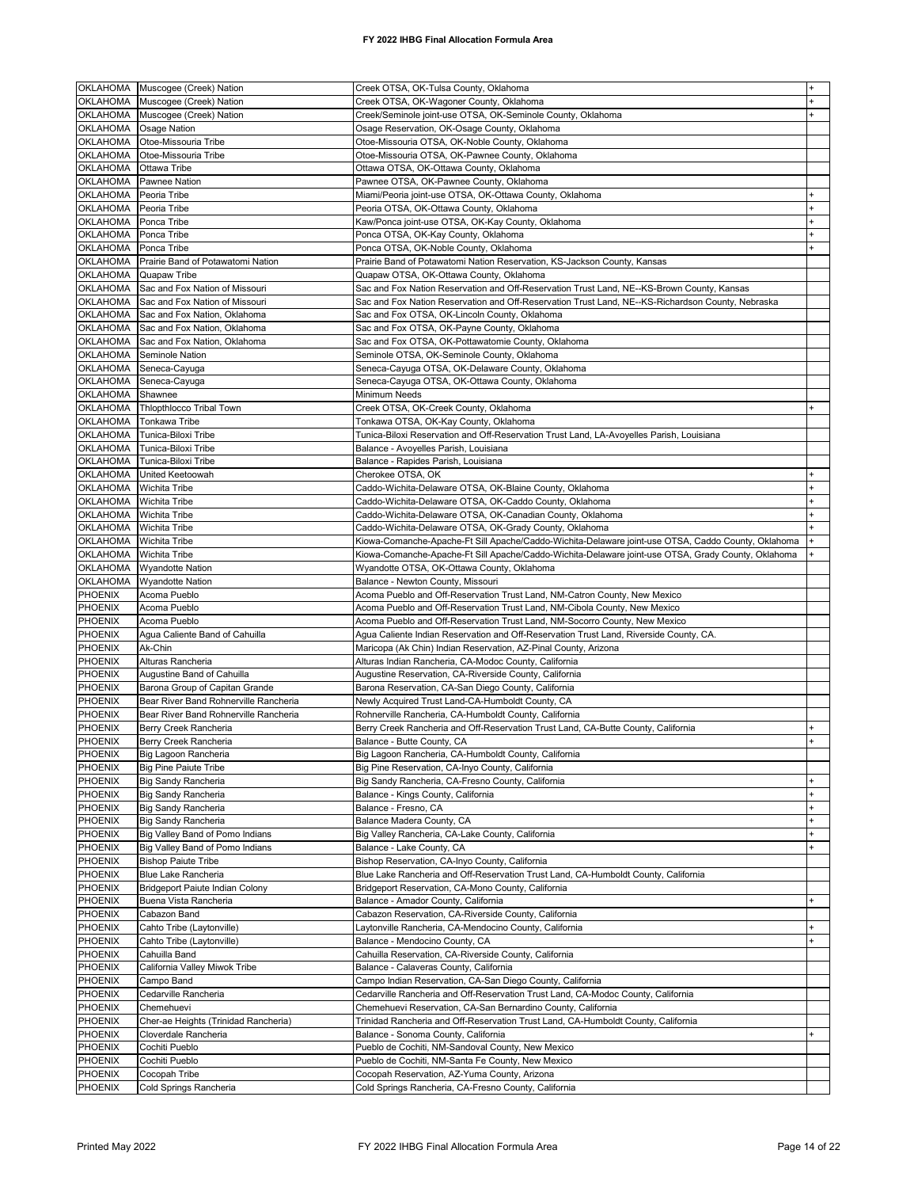# FY 2022 IHBG Final Allocation Formula Area

| | | | |
|---|---|---|---|
| OKLAHOMA | Muscogee (Creek) Nation | Creek OTSA, OK-Tulsa County, Oklahoma | + |
| OKLAHOMA | Muscogee (Creek) Nation | Creek OTSA, OK-Wagoner County, Oklahoma | + |
| OKLAHOMA | Muscogee (Creek) Nation | Creek/Seminole joint-use OTSA, OK-Seminole County, Oklahoma | + |
| OKLAHOMA | Osage Nation | Osage Reservation, OK-Osage County, Oklahoma | |
| OKLAHOMA | Otoe-Missouria Tribe | Otoe-Missouria OTSA, OK-Noble County, Oklahoma | |
| OKLAHOMA | Otoe-Missouria Tribe | Otoe-Missouria OTSA, OK-Pawnee County, Oklahoma | |
| OKLAHOMA | Ottawa Tribe | Ottawa OTSA, OK-Ottawa County, Oklahoma | |
| OKLAHOMA | Pawnee Nation | Pawnee OTSA, OK-Pawnee County, Oklahoma | |
| OKLAHOMA | Peoria Tribe | Miami/Peoria joint-use OTSA, OK-Ottawa County, Oklahoma | + |
| OKLAHOMA | Peoria Tribe | Peoria OTSA, OK-Ottawa County, Oklahoma | + |
| OKLAHOMA | Ponca Tribe | Kaw/Ponca joint-use OTSA, OK-Kay County, Oklahoma | + |
| OKLAHOMA | Ponca Tribe | Ponca OTSA, OK-Kay County, Oklahoma | + |
| OKLAHOMA | Ponca Tribe | Ponca OTSA, OK-Noble County, Oklahoma | + |
| OKLAHOMA | Prairie Band of Potawatomi Nation | Prairie Band of Potawatomi Nation Reservation, KS-Jackson County, Kansas | |
| OKLAHOMA | Quapaw Tribe | Quapaw OTSA, OK-Ottawa County, Oklahoma | |
| OKLAHOMA | Sac and Fox Nation of Missouri | Sac and Fox Nation Reservation and Off-Reservation Trust Land, NE--KS-Brown County, Kansas | |
| OKLAHOMA | Sac and Fox Nation of Missouri | Sac and Fox Nation Reservation and Off-Reservation Trust Land, NE--KS-Richardson County, Nebraska | |
| OKLAHOMA | Sac and Fox Nation, Oklahoma | Sac and Fox OTSA, OK-Lincoln County, Oklahoma | |
| OKLAHOMA | Sac and Fox Nation, Oklahoma | Sac and Fox OTSA, OK-Payne County, Oklahoma | |
| OKLAHOMA | Sac and Fox Nation, Oklahoma | Sac and Fox OTSA, OK-Pottawatomie County, Oklahoma | |
| OKLAHOMA | Seminole Nation | Seminole OTSA, OK-Seminole County, Oklahoma | |
| OKLAHOMA | Seneca-Cayuga | Seneca-Cayuga OTSA, OK-Delaware County, Oklahoma | |
| OKLAHOMA | Seneca-Cayuga | Seneca-Cayuga OTSA, OK-Ottawa County, Oklahoma | |
| OKLAHOMA | Shawnee | Minimum Needs | |
| OKLAHOMA | Thlopthlocco Tribal Town | Creek OTSA, OK-Creek County, Oklahoma | + |
| OKLAHOMA | Tonkawa Tribe | Tonkawa OTSA, OK-Kay County, Oklahoma | |
| OKLAHOMA | Tunica-Biloxi Tribe | Tunica-Biloxi Reservation and Off-Reservation Trust Land, LA-Avoyelles Parish, Louisiana | |
| OKLAHOMA | Tunica-Biloxi Tribe | Balance - Avoyelles Parish, Louisiana | |
| OKLAHOMA | Tunica-Biloxi Tribe | Balance - Rapides Parish, Louisiana | |
| OKLAHOMA | United Keetoowah | Cherokee OTSA, OK | + |
| OKLAHOMA | Wichita Tribe | Caddo-Wichita-Delaware OTSA, OK-Blaine County, Oklahoma | + |
| OKLAHOMA | Wichita Tribe | Caddo-Wichita-Delaware OTSA, OK-Caddo County, Oklahoma | + |
| OKLAHOMA | Wichita Tribe | Caddo-Wichita-Delaware OTSA, OK-Canadian County, Oklahoma | + |
| OKLAHOMA | Wichita Tribe | Caddo-Wichita-Delaware OTSA, OK-Grady County, Oklahoma | + |
| OKLAHOMA | Wichita Tribe | Kiowa-Comanche-Apache-Ft Sill Apache/Caddo-Wichita-Delaware joint-use OTSA, Caddo County, Oklahoma | + |
| OKLAHOMA | Wichita Tribe | Kiowa-Comanche-Apache-Ft Sill Apache/Caddo-Wichita-Delaware joint-use OTSA, Grady County, Oklahoma | + |
| OKLAHOMA | Wyandotte Nation | Wyandotte OTSA, OK-Ottawa County, Oklahoma | |
| OKLAHOMA | Wyandotte Nation | Balance - Newton County, Missouri | |
| PHOENIX | Acoma Pueblo | Acoma Pueblo and Off-Reservation Trust Land, NM-Catron County, New Mexico | |
| PHOENIX | Acoma Pueblo | Acoma Pueblo and Off-Reservation Trust Land, NM-Cibola County, New Mexico | |
| PHOENIX | Acoma Pueblo | Acoma Pueblo and Off-Reservation Trust Land, NM-Socorro County, New Mexico | |
| PHOENIX | Agua Caliente Band of Cahuilla | Agua Caliente Indian Reservation and Off-Reservation Trust Land, Riverside County, CA. | |
| PHOENIX | Ak-Chin | Maricopa (Ak Chin) Indian Reservation, AZ-Pinal County, Arizona | |
| PHOENIX | Alturas Rancheria | Alturas Indian Rancheria, CA-Modoc County, California | |
| PHOENIX | Augustine Band of Cahuilla | Augustine Reservation, CA-Riverside County, California | |
| PHOENIX | Barona Group of Capitan Grande | Barona Reservation, CA-San Diego County, California | |
| PHOENIX | Bear River Band Rohnerville Rancheria | Newly Acquired Trust Land-CA-Humboldt County, CA | |
| PHOENIX | Bear River Band Rohnerville Rancheria | Rohnerville Rancheria, CA-Humboldt County, California | |
| PHOENIX | Berry Creek Rancheria | Berry Creek Rancheria and Off-Reservation Trust Land, CA-Butte County, California | + |
| PHOENIX | Berry Creek Rancheria | Balance - Butte County, CA | + |
| PHOENIX | Big Lagoon Rancheria | Big Lagoon Rancheria, CA-Humboldt County, California | |
| PHOENIX | Big Pine Paiute Tribe | Big Pine Reservation, CA-Inyo County, California | |
| PHOENIX | Big Sandy Rancheria | Big Sandy Rancheria, CA-Fresno County, California | + |
| PHOENIX | Big Sandy Rancheria | Balance - Kings County, California | + |
| PHOENIX | Big Sandy Rancheria | Balance - Fresno, CA | + |
| PHOENIX | Big Sandy Rancheria | Balance Madera County, CA | + |
| PHOENIX | Big Valley Band of Pomo Indians | Big Valley Rancheria, CA-Lake County, California | + |
| PHOENIX | Big Valley Band of Pomo Indians | Balance - Lake County, CA | + |
| PHOENIX | Bishop Paiute Tribe | Bishop Reservation, CA-Inyo County, California | |
| PHOENIX | Blue Lake Rancheria | Blue Lake Rancheria and Off-Reservation Trust Land, CA-Humboldt County, California | |
| PHOENIX | Bridgeport Paiute Indian Colony | Bridgeport Reservation, CA-Mono County, California | |
| PHOENIX | Buena Vista Rancheria | Balance - Amador County, California | + |
| PHOENIX | Cabazon Band | Cabazon Reservation, CA-Riverside County, California | |
| PHOENIX | Cahto Tribe (Laytonville) | Laytonville Rancheria, CA-Mendocino County, California | + |
| PHOENIX | Cahto Tribe (Laytonville) | Balance - Mendocino County, CA | + |
| PHOENIX | Cahuilla Band | Cahuilla Reservation, CA-Riverside County, California | |
| PHOENIX | California Valley Miwok Tribe | Balance - Calaveras County, California | |
| PHOENIX | Campo Band | Campo Indian Reservation, CA-San Diego County, California | |
| PHOENIX | Cedarville Rancheria | Cedarville Rancheria and Off-Reservation Trust Land, CA-Modoc County, California | |
| PHOENIX | Chemehuevi | Chemehuevi Reservation, CA-San Bernardino County, California | |
| PHOENIX | Cher-ae Heights (Trinidad Rancheria) | Trinidad Rancheria and Off-Reservation Trust Land, CA-Humboldt County, California | |
| PHOENIX | Cloverdale Rancheria | Balance - Sonoma County, California | + |
| PHOENIX | Cochiti Pueblo | Pueblo de Cochiti, NM-Sandoval County, New Mexico | |
| PHOENIX | Cochiti Pueblo | Pueblo de Cochiti, NM-Santa Fe County, New Mexico | |
| PHOENIX | Cocopah Tribe | Cocopah Reservation, AZ-Yuma County, Arizona | |
| PHOENIX | Cold Springs Rancheria | Cold Springs Rancheria, CA-Fresno County, California | |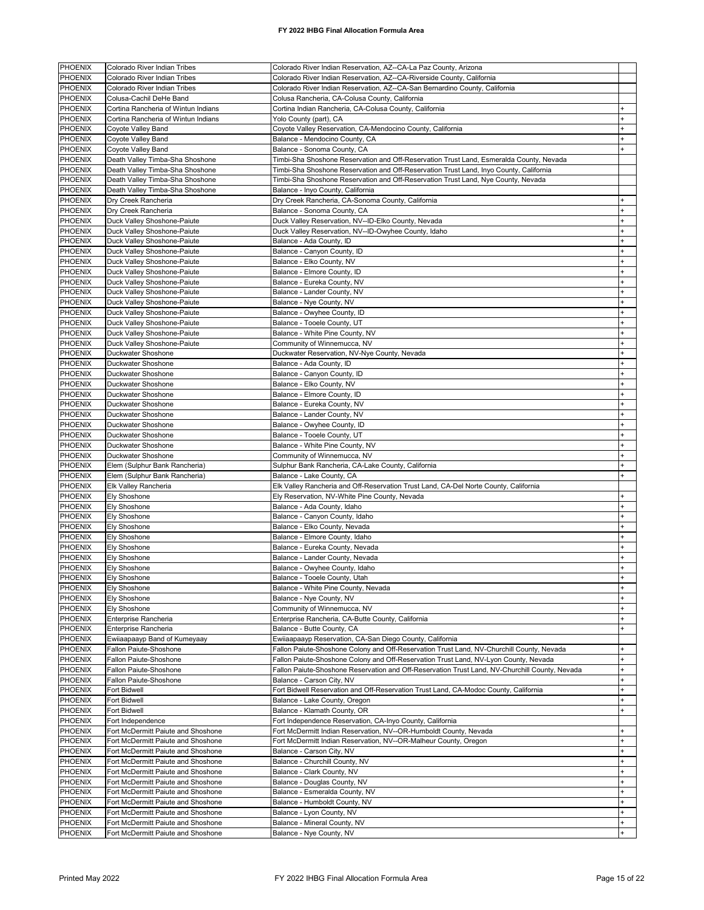| | | | |
|---|---|---|---|
| PHOENIX | Colorado River Indian Tribes | Colorado River Indian Reservation, AZ--CA-La Paz County, Arizona | |
| PHOENIX | Colorado River Indian Tribes | Colorado River Indian Reservation, AZ--CA-Riverside County, California | |
| PHOENIX | Colorado River Indian Tribes | Colorado River Indian Reservation, AZ--CA-San Bernardino County, California | |
| PHOENIX | Colusa-Cachil DeHe Band | Colusa Rancheria, CA-Colusa County, California | |
| PHOENIX | Cortina Rancheria of Wintun Indians | Cortina Indian Rancheria, CA-Colusa County, California | + |
| PHOENIX | Cortina Rancheria of Wintun Indians | Yolo County (part), CA | + |
| PHOENIX | Coyote Valley Band | Coyote Valley Reservation, CA-Mendocino County, California | + |
| PHOENIX | Coyote Valley Band | Balance - Mendocino County, CA | + |
| PHOENIX | Coyote Valley Band | Balance - Sonoma County, CA | + |
| PHOENIX | Death Valley Timba-Sha Shoshone | Timbi-Sha Shoshone Reservation and Off-Reservation Trust Land, Esmeralda County, Nevada | |
| PHOENIX | Death Valley Timba-Sha Shoshone | Timbi-Sha Shoshone Reservation and Off-Reservation Trust Land, Inyo County, California | |
| PHOENIX | Death Valley Timba-Sha Shoshone | Timbi-Sha Shoshone Reservation and Off-Reservation Trust Land, Nye County, Nevada | |
| PHOENIX | Death Valley Timba-Sha Shoshone | Balance - Inyo County, California | |
| PHOENIX | Dry Creek Rancheria | Dry Creek Rancheria, CA-Sonoma County, California | + |
| PHOENIX | Dry Creek Rancheria | Balance - Sonoma County, CA | + |
| PHOENIX | Duck Valley Shoshone-Paiute | Duck Valley Reservation, NV--ID-Elko County, Nevada | + |
| PHOENIX | Duck Valley Shoshone-Paiute | Duck Valley Reservation, NV--ID-Owyhee County, Idaho | + |
| PHOENIX | Duck Valley Shoshone-Paiute | Balance - Ada County, ID | + |
| PHOENIX | Duck Valley Shoshone-Paiute | Balance - Canyon County, ID | + |
| PHOENIX | Duck Valley Shoshone-Paiute | Balance - Elko County, NV | + |
| PHOENIX | Duck Valley Shoshone-Paiute | Balance - Elmore County, ID | + |
| PHOENIX | Duck Valley Shoshone-Paiute | Balance - Eureka County, NV | + |
| PHOENIX | Duck Valley Shoshone-Paiute | Balance - Lander County, NV | + |
| PHOENIX | Duck Valley Shoshone-Paiute | Balance - Nye County, NV | + |
| PHOENIX | Duck Valley Shoshone-Paiute | Balance - Owyhee County, ID | + |
| PHOENIX | Duck Valley Shoshone-Paiute | Balance - Tooele County, UT | + |
| PHOENIX | Duck Valley Shoshone-Paiute | Balance - White Pine County, NV | + |
| PHOENIX | Duck Valley Shoshone-Paiute | Community of Winnemucca, NV | + |
| PHOENIX | Duckwater Shoshone | Duckwater Reservation, NV-Nye County, Nevada | + |
| PHOENIX | Duckwater Shoshone | Balance - Ada County, ID | + |
| PHOENIX | Duckwater Shoshone | Balance - Canyon County, ID | + |
| PHOENIX | Duckwater Shoshone | Balance - Elko County, NV | + |
| PHOENIX | Duckwater Shoshone | Balance - Elmore County, ID | + |
| PHOENIX | Duckwater Shoshone | Balance - Eureka County, NV | + |
| PHOENIX | Duckwater Shoshone | Balance - Lander County, NV | + |
| PHOENIX | Duckwater Shoshone | Balance - Owyhee County, ID | + |
| PHOENIX | Duckwater Shoshone | Balance - Tooele County, UT | + |
| PHOENIX | Duckwater Shoshone | Balance - White Pine County, NV | + |
| PHOENIX | Duckwater Shoshone | Community of Winnemucca, NV | + |
| PHOENIX | Elem (Sulphur Bank Rancheria) | Sulphur Bank Rancheria, CA-Lake County, California | + |
| PHOENIX | Elem (Sulphur Bank Rancheria) | Balance - Lake County, CA | + |
| PHOENIX | Elk Valley Rancheria | Elk Valley Rancheria and Off-Reservation Trust Land, CA-Del Norte County, California | |
| PHOENIX | Ely Shoshone | Ely Reservation, NV-White Pine County, Nevada | + |
| PHOENIX | Ely Shoshone | Balance - Ada County, Idaho | + |
| PHOENIX | Ely Shoshone | Balance - Canyon County, Idaho | + |
| PHOENIX | Ely Shoshone | Balance - Elko County, Nevada | + |
| PHOENIX | Ely Shoshone | Balance - Elmore County, Idaho | + |
| PHOENIX | Ely Shoshone | Balance - Eureka County, Nevada | + |
| PHOENIX | Ely Shoshone | Balance - Lander County, Nevada | + |
| PHOENIX | Ely Shoshone | Balance - Owyhee County, Idaho | + |
| PHOENIX | Ely Shoshone | Balance - Tooele County, Utah | + |
| PHOENIX | Ely Shoshone | Balance - White Pine County, Nevada | + |
| PHOENIX | Ely Shoshone | Balance - Nye County, NV | + |
| PHOENIX | Ely Shoshone | Community of Winnemucca, NV | + |
| PHOENIX | Enterprise Rancheria | Enterprise Rancheria, CA-Butte County, California | + |
| PHOENIX | Enterprise Rancheria | Balance - Butte County, CA | + |
| PHOENIX | Ewiiaapaayp Band of Kumeyaay | Ewiiaapaayp Reservation, CA-San Diego County, California | |
| PHOENIX | Fallon Paiute-Shoshone | Fallon Paiute-Shoshone Colony and Off-Reservation Trust Land, NV-Churchill County, Nevada | + |
| PHOENIX | Fallon Paiute-Shoshone | Fallon Paiute-Shoshone Colony and Off-Reservation Trust Land, NV-Lyon County, Nevada | + |
| PHOENIX | Fallon Paiute-Shoshone | Fallon Paiute-Shoshone Reservation and Off-Reservation Trust Land, NV-Churchill County, Nevada | + |
| PHOENIX | Fallon Paiute-Shoshone | Balance - Carson City, NV | + |
| PHOENIX | Fort Bidwell | Fort Bidwell Reservation and Off-Reservation Trust Land, CA-Modoc County, California | + |
| PHOENIX | Fort Bidwell | Balance - Lake County, Oregon | + |
| PHOENIX | Fort Bidwell | Balance - Klamath County, OR | + |
| PHOENIX | Fort Independence | Fort Independence Reservation, CA-Inyo County, California | |
| PHOENIX | Fort McDermitt Paiute and Shoshone | Fort McDermitt Indian Reservation, NV--OR-Humboldt County, Nevada | + |
| PHOENIX | Fort McDermitt Paiute and Shoshone | Fort McDermitt Indian Reservation, NV--OR-Malheur County, Oregon | + |
| PHOENIX | Fort McDermitt Paiute and Shoshone | Balance - Carson City, NV | + |
| PHOENIX | Fort McDermitt Paiute and Shoshone | Balance - Churchill County, NV | + |
| PHOENIX | Fort McDermitt Paiute and Shoshone | Balance - Clark County, NV | + |
| PHOENIX | Fort McDermitt Paiute and Shoshone | Balance - Douglas County, NV | + |
| PHOENIX | Fort McDermitt Paiute and Shoshone | Balance - Esmeralda County, NV | + |
| PHOENIX | Fort McDermitt Paiute and Shoshone | Balance - Humboldt County, NV | + |
| PHOENIX | Fort McDermitt Paiute and Shoshone | Balance - Lyon County, NV | + |
| PHOENIX | Fort McDermitt Paiute and Shoshone | Balance - Mineral County, NV | + |
| PHOENIX | Fort McDermitt Paiute and Shoshone | Balance - Nye County, NV | + |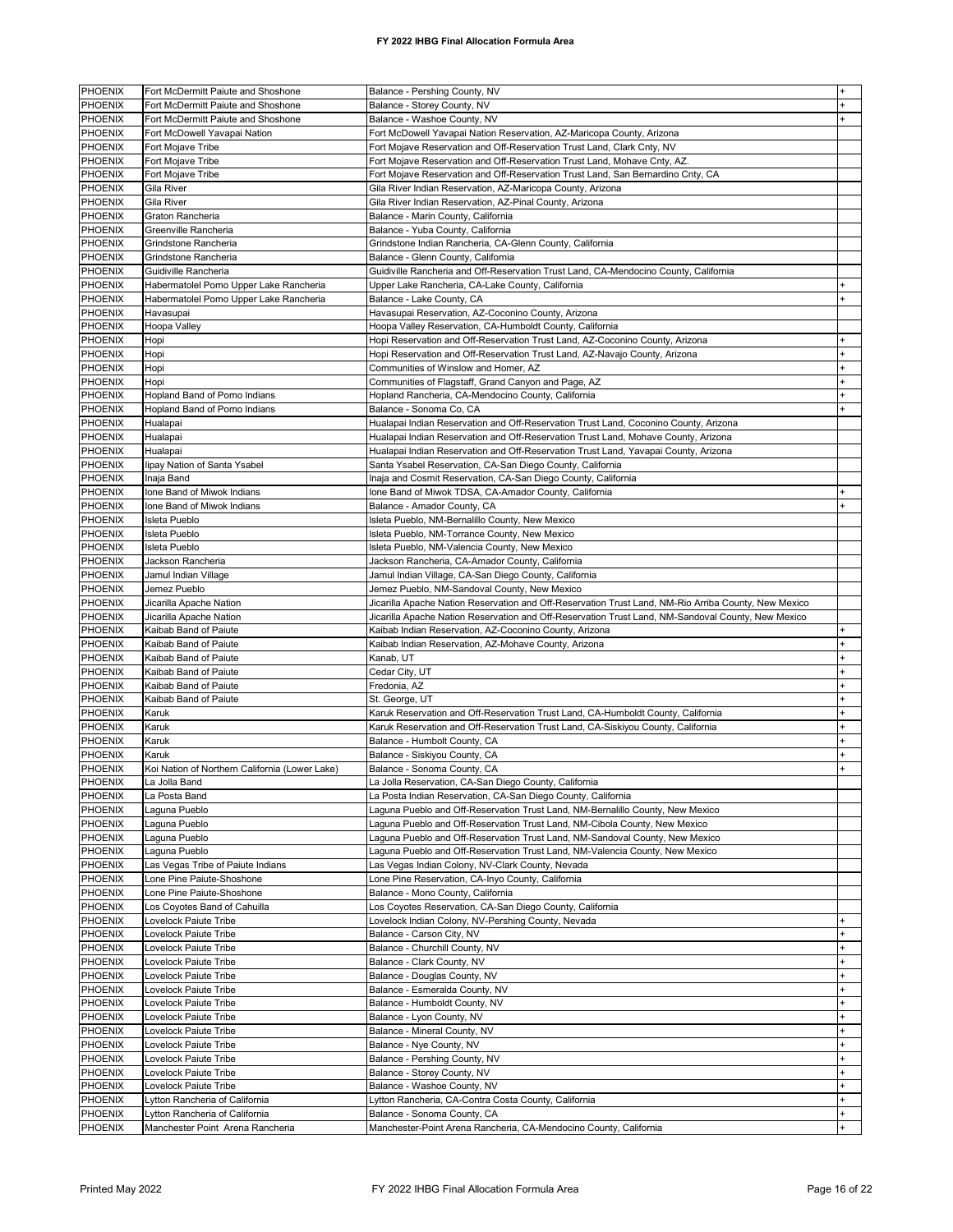| | | | |
|---|---|---|---|
| PHOENIX | Fort McDermitt Paiute and Shoshone | Balance - Pershing County, NV | + |
| PHOENIX | Fort McDermitt Paiute and Shoshone | Balance - Storey County, NV | + |
| PHOENIX | Fort McDermitt Paiute and Shoshone | Balance - Washoe County, NV | + |
| PHOENIX | Fort McDowell Yavapai Nation | Fort McDowell Yavapai Nation Reservation, AZ-Maricopa County, Arizona | |
| PHOENIX | Fort Mojave Tribe | Fort Mojave Reservation and Off-Reservation Trust Land, Clark Cnty, NV | |
| PHOENIX | Fort Mojave Tribe | Fort Mojave Reservation and Off-Reservation Trust Land, Mohave Cnty, AZ. | |
| PHOENIX | Fort Mojave Tribe | Fort Mojave Reservation and Off-Reservation Trust Land, San Bernardino Cnty, CA | |
| PHOENIX | Gila River | Gila River Indian Reservation, AZ-Maricopa County, Arizona | |
| PHOENIX | Gila River | Gila River Indian Reservation, AZ-Pinal County, Arizona | |
| PHOENIX | Graton Rancheria | Balance - Marin County, California | |
| PHOENIX | Greenville Rancheria | Balance - Yuba County, California | |
| PHOENIX | Grindstone Rancheria | Grindstone Indian Rancheria, CA-Glenn County, California | |
| PHOENIX | Grindstone Rancheria | Balance - Glenn County, California | |
| PHOENIX | Guidiville Rancheria | Guidiville Rancheria and Off-Reservation Trust Land, CA-Mendocino County, California | |
| PHOENIX | Habermatolel Pomo Upper Lake Rancheria | Upper Lake Rancheria, CA-Lake County, California | + |
| PHOENIX | Habermatolel Pomo Upper Lake Rancheria | Balance - Lake County, CA | + |
| PHOENIX | Havasupai | Havasupai Reservation, AZ-Coconino County, Arizona | |
| PHOENIX | Hoopa Valley | Hoopa Valley Reservation, CA-Humboldt County, California | |
| PHOENIX | Hopi | Hopi Reservation and Off-Reservation Trust Land, AZ-Coconino County, Arizona | + |
| PHOENIX | Hopi | Hopi Reservation and Off-Reservation Trust Land, AZ-Navajo County, Arizona | + |
| PHOENIX | Hopi | Communities of Winslow and Homer, AZ | + |
| PHOENIX | Hopi | Communities of Flagstaff, Grand Canyon and Page, AZ | + |
| PHOENIX | Hopland Band of Pomo Indians | Hopland Rancheria, CA-Mendocino County, California | + |
| PHOENIX | Hopland Band of Pomo Indians | Balance - Sonoma Co, CA | + |
| PHOENIX | Hualapai | Hualapai Indian Reservation and Off-Reservation Trust Land, Coconino County, Arizona | |
| PHOENIX | Hualapai | Hualapai Indian Reservation and Off-Reservation Trust Land, Mohave County, Arizona | |
| PHOENIX | Hualapai | Hualapai Indian Reservation and Off-Reservation Trust Land, Yavapai County, Arizona | |
| PHOENIX | Iipay Nation of Santa Ysabel | Santa Ysabel Reservation, CA-San Diego County, California | |
| PHOENIX | Inaja Band | Inaja and Cosmit Reservation, CA-San Diego County, California | |
| PHOENIX | Ione Band of Miwok Indians | Ione Band of Miwok TDSA, CA-Amador County, California | + |
| PHOENIX | Ione Band of Miwok Indians | Balance - Amador County, CA | + |
| PHOENIX | Isleta Pueblo | Isleta Pueblo, NM-Bernalillo County, New Mexico | |
| PHOENIX | Isleta Pueblo | Isleta Pueblo, NM-Torrance County, New Mexico | |
| PHOENIX | Isleta Pueblo | Isleta Pueblo, NM-Valencia County, New Mexico | |
| PHOENIX | Jackson Rancheria | Jackson Rancheria, CA-Amador County, California | |
| PHOENIX | Jamul Indian Village | Jamul Indian Village, CA-San Diego County, California | |
| PHOENIX | Jemez Pueblo | Jemez Pueblo, NM-Sandoval County, New Mexico | |
| PHOENIX | Jicarilla Apache Nation | Jicarilla Apache Nation Reservation and Off-Reservation Trust Land, NM-Rio Arriba County, New Mexico | |
| PHOENIX | Jicarilla Apache Nation | Jicarilla Apache Nation Reservation and Off-Reservation Trust Land, NM-Sandoval County, New Mexico | |
| PHOENIX | Kaibab Band of Paiute | Kaibab Indian Reservation, AZ-Coconino County, Arizona | + |
| PHOENIX | Kaibab Band of Paiute | Kaibab Indian Reservation, AZ-Mohave County, Arizona | + |
| PHOENIX | Kaibab Band of Paiute | Kanab, UT | + |
| PHOENIX | Kaibab Band of Paiute | Cedar City, UT | + |
| PHOENIX | Kaibab Band of Paiute | Fredonia, AZ | + |
| PHOENIX | Kaibab Band of Paiute | St. George, UT | + |
| PHOENIX | Karuk | Karuk Reservation and Off-Reservation Trust Land, CA-Humboldt County, California | + |
| PHOENIX | Karuk | Karuk Reservation and Off-Reservation Trust Land, CA-Siskiyou County, California | + |
| PHOENIX | Karuk | Balance - Humbolt County, CA | + |
| PHOENIX | Karuk | Balance - Siskiyou County, CA | + |
| PHOENIX | Koi Nation of Northern California (Lower Lake) | Balance - Sonoma County, CA | + |
| PHOENIX | La Jolla Band | La Jolla Reservation, CA-San Diego County, California | |
| PHOENIX | La Posta Band | La Posta Indian Reservation, CA-San Diego County, California | |
| PHOENIX | Laguna Pueblo | Laguna Pueblo and Off-Reservation Trust Land, NM-Bernalillo County, New Mexico | |
| PHOENIX | Laguna Pueblo | Laguna Pueblo and Off-Reservation Trust Land, NM-Cibola County, New Mexico | |
| PHOENIX | Laguna Pueblo | Laguna Pueblo and Off-Reservation Trust Land, NM-Sandoval County, New Mexico | |
| PHOENIX | Laguna Pueblo | Laguna Pueblo and Off-Reservation Trust Land, NM-Valencia County, New Mexico | |
| PHOENIX | Las Vegas Tribe of Paiute Indians | Las Vegas Indian Colony, NV-Clark County, Nevada | |
| PHOENIX | Lone Pine Paiute-Shoshone | Lone Pine Reservation, CA-Inyo County, California | |
| PHOENIX | Lone Pine Paiute-Shoshone | Balance - Mono County, California | |
| PHOENIX | Los Coyotes Band of Cahuilla | Los Coyotes Reservation, CA-San Diego County, California | |
| PHOENIX | Lovelock Paiute Tribe | Lovelock Indian Colony, NV-Pershing County, Nevada | + |
| PHOENIX | Lovelock Paiute Tribe | Balance - Carson City, NV | + |
| PHOENIX | Lovelock Paiute Tribe | Balance - Churchill County, NV | + |
| PHOENIX | Lovelock Paiute Tribe | Balance - Clark County, NV | + |
| PHOENIX | Lovelock Paiute Tribe | Balance - Douglas County, NV | + |
| PHOENIX | Lovelock Paiute Tribe | Balance - Esmeralda County, NV | + |
| PHOENIX | Lovelock Paiute Tribe | Balance - Humboldt County, NV | + |
| PHOENIX | Lovelock Paiute Tribe | Balance - Lyon County, NV | + |
| PHOENIX | Lovelock Paiute Tribe | Balance - Mineral County, NV | + |
| PHOENIX | Lovelock Paiute Tribe | Balance - Nye County, NV | + |
| PHOENIX | Lovelock Paiute Tribe | Balance - Pershing County, NV | + |
| PHOENIX | Lovelock Paiute Tribe | Balance - Storey County, NV | + |
| PHOENIX | Lovelock Paiute Tribe | Balance - Washoe County, NV | + |
| PHOENIX | Lytton Rancheria of California | Lytton Rancheria, CA-Contra Costa County, California | + |
| PHOENIX | Lytton Rancheria of California | Balance - Sonoma County, CA | + |
| PHOENIX | Manchester Point Arena Rancheria | Manchester-Point Arena Rancheria, CA-Mendocino County, California | + |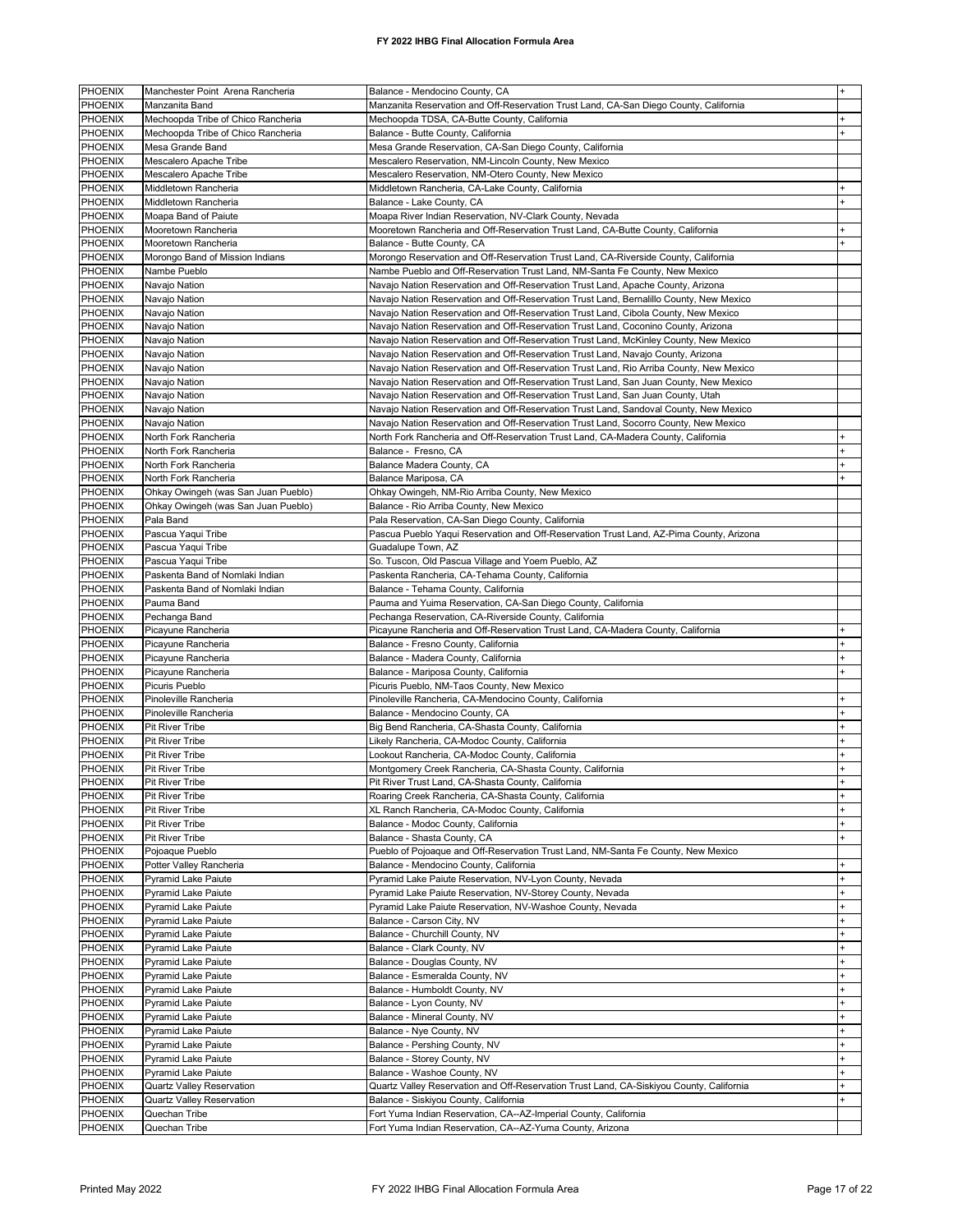| | | | |
|---|---|---|---|
| PHOENIX | Manchester Point Arena Rancheria | Balance - Mendocino County, CA | + |
| PHOENIX | Manzanita Band | Manzanita Reservation and Off-Reservation Trust Land, CA-San Diego County, California | |
| PHOENIX | Mechoopda Tribe of Chico Rancheria | Mechoopda TDSA, CA-Butte County, California | + |
| PHOENIX | Mechoopda Tribe of Chico Rancheria | Balance - Butte County, California | + |
| PHOENIX | Mesa Grande Band | Mesa Grande Reservation, CA-San Diego County, California | |
| PHOENIX | Mescalero Apache Tribe | Mescalero Reservation, NM-Lincoln County, New Mexico | |
| PHOENIX | Mescalero Apache Tribe | Mescalero Reservation, NM-Otero County, New Mexico | |
| PHOENIX | Middletown Rancheria | Middletown Rancheria, CA-Lake County, California | + |
| PHOENIX | Middletown Rancheria | Balance - Lake County, CA | + |
| PHOENIX | Moapa Band of Paiute | Moapa River Indian Reservation, NV-Clark County, Nevada | |
| PHOENIX | Mooretown Rancheria | Mooretown Rancheria and Off-Reservation Trust Land, CA-Butte County, California | + |
| PHOENIX | Mooretown Rancheria | Balance - Butte County, CA | + |
| PHOENIX | Morongo Band of Mission Indians | Morongo Reservation and Off-Reservation Trust Land, CA-Riverside County, California | |
| PHOENIX | Nambe Pueblo | Nambe Pueblo and Off-Reservation Trust Land, NM-Santa Fe County, New Mexico | |
| PHOENIX | Navajo Nation | Navajo Nation Reservation and Off-Reservation Trust Land, Apache County, Arizona | |
| PHOENIX | Navajo Nation | Navajo Nation Reservation and Off-Reservation Trust Land, Bernalillo County, New Mexico | |
| PHOENIX | Navajo Nation | Navajo Nation Reservation and Off-Reservation Trust Land, Cibola County, New Mexico | |
| PHOENIX | Navajo Nation | Navajo Nation Reservation and Off-Reservation Trust Land, Coconino County, Arizona | |
| PHOENIX | Navajo Nation | Navajo Nation Reservation and Off-Reservation Trust Land, McKinley County, New Mexico | |
| PHOENIX | Navajo Nation | Navajo Nation Reservation and Off-Reservation Trust Land, Navajo County, Arizona | |
| PHOENIX | Navajo Nation | Navajo Nation Reservation and Off-Reservation Trust Land, Rio Arriba County, New Mexico | |
| PHOENIX | Navajo Nation | Navajo Nation Reservation and Off-Reservation Trust Land, San Juan County, New Mexico | |
| PHOENIX | Navajo Nation | Navajo Nation Reservation and Off-Reservation Trust Land, San Juan County, Utah | |
| PHOENIX | Navajo Nation | Navajo Nation Reservation and Off-Reservation Trust Land, Sandoval County, New Mexico | |
| PHOENIX | Navajo Nation | Navajo Nation Reservation and Off-Reservation Trust Land, Socorro County, New Mexico | |
| PHOENIX | North Fork Rancheria | North Fork Rancheria and Off-Reservation Trust Land, CA-Madera County, California | + |
| PHOENIX | North Fork Rancheria | Balance - Fresno, CA | + |
| PHOENIX | North Fork Rancheria | Balance Madera County, CA | + |
| PHOENIX | North Fork Rancheria | Balance Mariposa, CA | + |
| PHOENIX | Ohkay Owingeh (was San Juan Pueblo) | Ohkay Owingeh, NM-Rio Arriba County, New Mexico | |
| PHOENIX | Ohkay Owingeh (was San Juan Pueblo) | Balance - Rio Arriba County, New Mexico | |
| PHOENIX | Pala Band | Pala Reservation, CA-San Diego County, California | |
| PHOENIX | Pascua Yaqui Tribe | Pascua Pueblo Yaqui Reservation and Off-Reservation Trust Land, AZ-Pima County, Arizona | |
| PHOENIX | Pascua Yaqui Tribe | Guadalupe Town, AZ | |
| PHOENIX | Pascua Yaqui Tribe | So. Tuscon, Old Pascua Village and Yoem Pueblo, AZ | |
| PHOENIX | Paskenta Band of Nomlaki Indian | Paskenta Rancheria, CA-Tehama County, California | |
| PHOENIX | Paskenta Band of Nomlaki Indian | Balance - Tehama County, California | |
| PHOENIX | Pauma Band | Pauma and Yuima Reservation, CA-San Diego County, California | |
| PHOENIX | Pechanga Band | Pechanga Reservation, CA-Riverside County, California | |
| PHOENIX | Picayune Rancheria | Picayune Rancheria and Off-Reservation Trust Land, CA-Madera County, California | + |
| PHOENIX | Picayune Rancheria | Balance - Fresno County, California | + |
| PHOENIX | Picayune Rancheria | Balance - Madera County, California | + |
| PHOENIX | Picayune Rancheria | Balance - Mariposa County, California | + |
| PHOENIX | Picuris Pueblo | Picuris Pueblo, NM-Taos County, New Mexico | |
| PHOENIX | Pinoleville Rancheria | Pinoleville Rancheria, CA-Mendocino County, California | + |
| PHOENIX | Pinoleville Rancheria | Balance - Mendocino County, CA | + |
| PHOENIX | Pit River Tribe | Big Bend Rancheria, CA-Shasta County, California | + |
| PHOENIX | Pit River Tribe | Likely Rancheria, CA-Modoc County, California | + |
| PHOENIX | Pit River Tribe | Lookout Rancheria, CA-Modoc County, California | + |
| PHOENIX | Pit River Tribe | Montgomery Creek Rancheria, CA-Shasta County, California | + |
| PHOENIX | Pit River Tribe | Pit River Trust Land, CA-Shasta County, California | + |
| PHOENIX | Pit River Tribe | Roaring Creek Rancheria, CA-Shasta County, California | + |
| PHOENIX | Pit River Tribe | XL Ranch Rancheria, CA-Modoc County, California | + |
| PHOENIX | Pit River Tribe | Balance - Modoc County, California | + |
| PHOENIX | Pit River Tribe | Balance - Shasta County, CA | + |
| PHOENIX | Pojoaque Pueblo | Pueblo of Pojoaque and Off-Reservation Trust Land, NM-Santa Fe County, New Mexico | |
| PHOENIX | Potter Valley Rancheria | Balance - Mendocino County, California | + |
| PHOENIX | Pyramid Lake Paiute | Pyramid Lake Paiute Reservation, NV-Lyon County, Nevada | + |
| PHOENIX | Pyramid Lake Paiute | Pyramid Lake Paiute Reservation, NV-Storey County, Nevada | + |
| PHOENIX | Pyramid Lake Paiute | Pyramid Lake Paiute Reservation, NV-Washoe County, Nevada | + |
| PHOENIX | Pyramid Lake Paiute | Balance - Carson City, NV | + |
| PHOENIX | Pyramid Lake Paiute | Balance - Churchill County, NV | + |
| PHOENIX | Pyramid Lake Paiute | Balance - Clark County, NV | + |
| PHOENIX | Pyramid Lake Paiute | Balance - Douglas County, NV | + |
| PHOENIX | Pyramid Lake Paiute | Balance - Esmeralda County, NV | + |
| PHOENIX | Pyramid Lake Paiute | Balance - Humboldt County, NV | + |
| PHOENIX | Pyramid Lake Paiute | Balance - Lyon County, NV | + |
| PHOENIX | Pyramid Lake Paiute | Balance - Mineral County, NV | + |
| PHOENIX | Pyramid Lake Paiute | Balance - Nye County, NV | + |
| PHOENIX | Pyramid Lake Paiute | Balance - Pershing County, NV | + |
| PHOENIX | Pyramid Lake Paiute | Balance - Storey County, NV | + |
| PHOENIX | Pyramid Lake Paiute | Balance - Washoe County, NV | + |
| PHOENIX | Quartz Valley Reservation | Quartz Valley Reservation and Off-Reservation Trust Land, CA-Siskiyou County, California | + |
| PHOENIX | Quartz Valley Reservation | Balance - Siskiyou County, California | + |
| PHOENIX | Quechan Tribe | Fort Yuma Indian Reservation, CA--AZ-Imperial County, California | |
| PHOENIX | Quechan Tribe | Fort Yuma Indian Reservation, CA--AZ-Yuma County, Arizona | |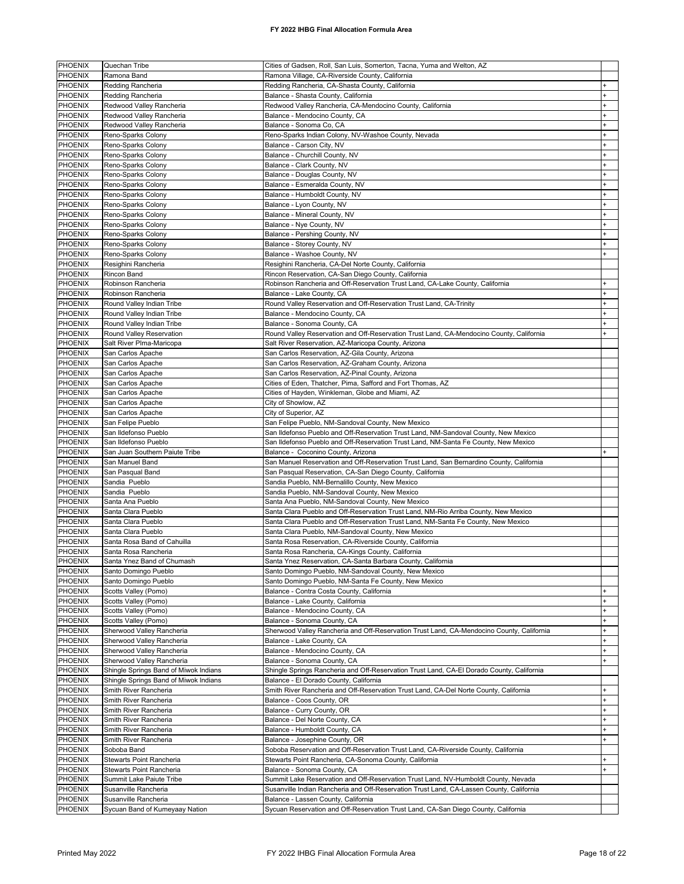| | | | |
|---|---|---|---|
| PHOENIX | Quechan Tribe | Cities of Gadsen, Roll, San Luis, Somerton, Tacna, Yuma and Welton, AZ | |
| PHOENIX | Ramona Band | Ramona Village, CA-Riverside County, California | |
| PHOENIX | Redding Rancheria | Redding Rancheria, CA-Shasta County, California | + |
| PHOENIX | Redding Rancheria | Balance - Shasta County, California | + |
| PHOENIX | Redwood Valley Rancheria | Redwood Valley Rancheria, CA-Mendocino County, California | + |
| PHOENIX | Redwood Valley Rancheria | Balance - Mendocino County, CA | + |
| PHOENIX | Redwood Valley Rancheria | Balance - Sonoma Co, CA | + |
| PHOENIX | Reno-Sparks Colony | Reno-Sparks Indian Colony, NV-Washoe County, Nevada | + |
| PHOENIX | Reno-Sparks Colony | Balance - Carson City, NV | + |
| PHOENIX | Reno-Sparks Colony | Balance - Churchill County, NV | + |
| PHOENIX | Reno-Sparks Colony | Balance - Clark County, NV | + |
| PHOENIX | Reno-Sparks Colony | Balance - Douglas County, NV | + |
| PHOENIX | Reno-Sparks Colony | Balance - Esmeralda County, NV | + |
| PHOENIX | Reno-Sparks Colony | Balance - Humboldt County, NV | + |
| PHOENIX | Reno-Sparks Colony | Balance - Lyon County, NV | + |
| PHOENIX | Reno-Sparks Colony | Balance - Mineral County, NV | + |
| PHOENIX | Reno-Sparks Colony | Balance - Nye County, NV | + |
| PHOENIX | Reno-Sparks Colony | Balance - Pershing County, NV | + |
| PHOENIX | Reno-Sparks Colony | Balance - Storey County, NV | + |
| PHOENIX | Reno-Sparks Colony | Balance - Washoe County, NV | + |
| PHOENIX | Resighini Rancheria | Resighini Rancheria, CA-Del Norte County, California | |
| PHOENIX | Rincon Band | Rincon Reservation, CA-San Diego County, California | |
| PHOENIX | Robinson Rancheria | Robinson Rancheria and Off-Reservation Trust Land, CA-Lake County, California | + |
| PHOENIX | Robinson Rancheria | Balance - Lake County, CA | + |
| PHOENIX | Round Valley Indian Tribe | Round Valley Reservation and Off-Reservation Trust Land, CA-Trinity | + |
| PHOENIX | Round Valley Indian Tribe | Balance - Mendocino County, CA | + |
| PHOENIX | Round Valley Indian Tribe | Balance - Sonoma County, CA | + |
| PHOENIX | Round Valley Reservation | Round Valley Reservation and Off-Reservation Trust Land, CA-Mendocino County, California | + |
| PHOENIX | Salt River PIma-Maricopa | Salt River Reservation, AZ-Maricopa County, Arizona | |
| PHOENIX | San Carlos Apache | San Carlos Reservation, AZ-Gila County, Arizona | |
| PHOENIX | San Carlos Apache | San Carlos Reservation, AZ-Graham County, Arizona | |
| PHOENIX | San Carlos Apache | San Carlos Reservation, AZ-Pinal County, Arizona | |
| PHOENIX | San Carlos Apache | Cities of Eden, Thatcher, Pima, Safford and Fort Thomas, AZ | |
| PHOENIX | San Carlos Apache | Cities of Hayden, Winkleman, Globe and Miami, AZ | |
| PHOENIX | San Carlos Apache | City of Showlow, AZ | |
| PHOENIX | San Carlos Apache | City of Superior, AZ | |
| PHOENIX | San Felipe Pueblo | San Felipe Pueblo, NM-Sandoval County, New Mexico | |
| PHOENIX | San Ildefonso Pueblo | San Ildefonso Pueblo and Off-Reservation Trust Land, NM-Sandoval County, New Mexico | |
| PHOENIX | San Ildefonso Pueblo | San Ildefonso Pueblo and Off-Reservation Trust Land, NM-Santa Fe County, New Mexico | |
| PHOENIX | San Juan Southern Paiute Tribe | Balance - Coconino County, Arizona | + |
| PHOENIX | San Manuel Band | San Manuel Reservation and Off-Reservation Trust Land, San Bernardino County, California | |
| PHOENIX | San Pasqual Band | San Pasqual Reservation, CA-San Diego County, California | |
| PHOENIX | Sandia Pueblo | Sandia Pueblo, NM-Bernalillo County, New Mexico | |
| PHOENIX | Sandia Pueblo | Sandia Pueblo, NM-Sandoval County, New Mexico | |
| PHOENIX | Santa Ana Pueblo | Santa Ana Pueblo, NM-Sandoval County, New Mexico | |
| PHOENIX | Santa Clara Pueblo | Santa Clara Pueblo and Off-Reservation Trust Land, NM-Rio Arriba County, New Mexico | |
| PHOENIX | Santa Clara Pueblo | Santa Clara Pueblo and Off-Reservation Trust Land, NM-Santa Fe County, New Mexico | |
| PHOENIX | Santa Clara Pueblo | Santa Clara Pueblo, NM-Sandoval County, New Mexico | |
| PHOENIX | Santa Rosa Band of Cahuilla | Santa Rosa Reservation, CA-Riverside County, California | |
| PHOENIX | Santa Rosa Rancheria | Santa Rosa Rancheria, CA-Kings County, California | |
| PHOENIX | Santa Ynez Band of Chumash | Santa Ynez Reservation, CA-Santa Barbara County, California | |
| PHOENIX | Santo Domingo Pueblo | Santo Domingo Pueblo, NM-Sandoval County, New Mexico | |
| PHOENIX | Santo Domingo Pueblo | Santo Domingo Pueblo, NM-Santa Fe County, New Mexico | |
| PHOENIX | Scotts Valley (Pomo) | Balance - Contra Costa County, California | + |
| PHOENIX | Scotts Valley (Pomo) | Balance - Lake County, California | + |
| PHOENIX | Scotts Valley (Pomo) | Balance - Mendocino County, CA | + |
| PHOENIX | Scotts Valley (Pomo) | Balance - Sonoma County, CA | + |
| PHOENIX | Sherwood Valley Rancheria | Sherwood Valley Rancheria and Off-Reservation Trust Land, CA-Mendocino County, California | + |
| PHOENIX | Sherwood Valley Rancheria | Balance - Lake County, CA | + |
| PHOENIX | Sherwood Valley Rancheria | Balance - Mendocino County, CA | + |
| PHOENIX | Sherwood Valley Rancheria | Balance - Sonoma County, CA | + |
| PHOENIX | Shingle Springs Band of Miwok Indians | Shingle Springs Rancheria and Off-Reservation Trust Land, CA-El Dorado County, California | |
| PHOENIX | Shingle Springs Band of Miwok Indians | Balance - El Dorado County, California | |
| PHOENIX | Smith River Rancheria | Smith River Rancheria and Off-Reservation Trust Land, CA-Del Norte County, California | + |
| PHOENIX | Smith River Rancheria | Balance - Coos County, OR | + |
| PHOENIX | Smith River Rancheria | Balance - Curry County, OR | + |
| PHOENIX | Smith River Rancheria | Balance - Del Norte County, CA | + |
| PHOENIX | Smith River Rancheria | Balance - Humboldt County, CA | + |
| PHOENIX | Smith River Rancheria | Balance - Josephine County, OR | + |
| PHOENIX | Soboba Band | Soboba Reservation and Off-Reservation Trust Land, CA-Riverside County, California | |
| PHOENIX | Stewarts Point Rancheria | Stewarts Point Rancheria, CA-Sonoma County, California | + |
| PHOENIX | Stewarts Point Rancheria | Balance - Sonoma County, CA | + |
| PHOENIX | Summit Lake Paiute Tribe | Summit Lake Reservation and Off-Reservation Trust Land, NV-Humboldt County, Nevada | |
| PHOENIX | Susanville Rancheria | Susanville Indian Rancheria and Off-Reservation Trust Land, CA-Lassen County, California | |
| PHOENIX | Susanville Rancheria | Balance - Lassen County, California | |
| PHOENIX | Sycuan Band of Kumeyaay Nation | Sycuan Reservation and Off-Reservation Trust Land, CA-San Diego County, California | |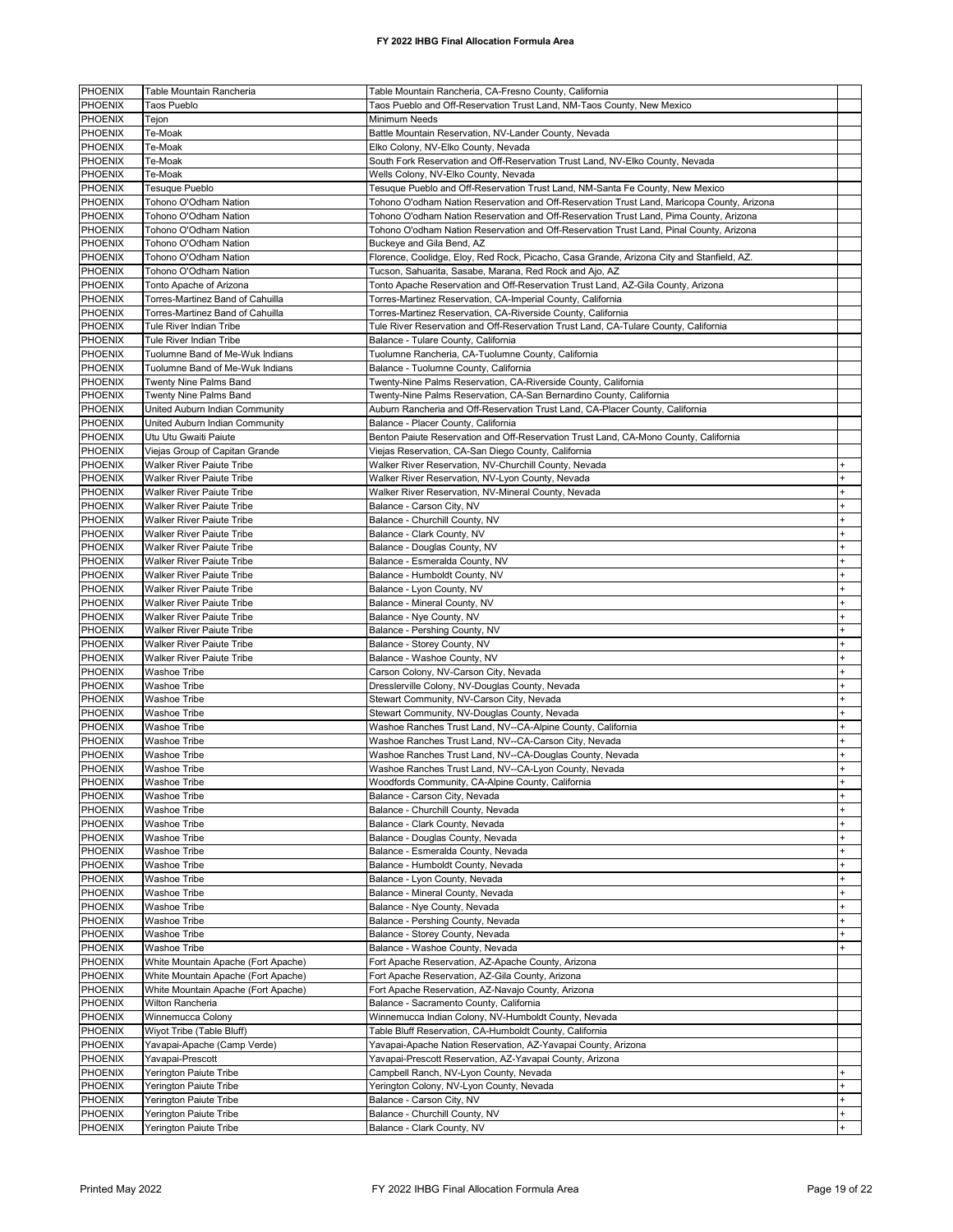| | | | |
|---|---|---|---|
| PHOENIX | Table Mountain Rancheria | Table Mountain Rancheria, CA-Fresno County, California | |
| PHOENIX | Taos Pueblo | Taos Pueblo and Off-Reservation Trust Land, NM-Taos County, New Mexico | |
| PHOENIX | Tejon | Minimum Needs | |
| PHOENIX | Te-Moak | Battle Mountain Reservation, NV-Lander County, Nevada | |
| PHOENIX | Te-Moak | Elko Colony, NV-Elko County, Nevada | |
| PHOENIX | Te-Moak | South Fork Reservation and Off-Reservation Trust Land, NV-Elko County, Nevada | |
| PHOENIX | Te-Moak | Wells Colony, NV-Elko County, Nevada | |
| PHOENIX | Tesuque Pueblo | Tesuque Pueblo and Off-Reservation Trust Land, NM-Santa Fe County, New Mexico | |
| PHOENIX | Tohono O'Odham Nation | Tohono O'odham Nation Reservation and Off-Reservation Trust Land, Maricopa County, Arizona | |
| PHOENIX | Tohono O'Odham Nation | Tohono O'odham Nation Reservation and Off-Reservation Trust Land, Pima County, Arizona | |
| PHOENIX | Tohono O'Odham Nation | Tohono O'odham Nation Reservation and Off-Reservation Trust Land, Pinal County, Arizona | |
| PHOENIX | Tohono O'Odham Nation | Buckeye and Gila Bend, AZ | |
| PHOENIX | Tohono O'Odham Nation | Florence, Coolidge, Eloy, Red Rock, Picacho, Casa Grande, Arizona City and Stanfield, AZ. | |
| PHOENIX | Tohono O'Odham Nation | Tucson, Sahuarita, Sasabe, Marana, Red Rock and Ajo, AZ | |
| PHOENIX | Tonto Apache of Arizona | Tonto Apache Reservation and Off-Reservation Trust Land, AZ-Gila County, Arizona | |
| PHOENIX | Torres-Martinez Band of Cahuilla | Torres-Martinez Reservation, CA-Imperial County, California | |
| PHOENIX | Torres-Martinez Band of Cahuilla | Torres-Martinez Reservation, CA-Riverside County, California | |
| PHOENIX | Tule River Indian Tribe | Tule River Reservation and Off-Reservation Trust Land, CA-Tulare County, California | |
| PHOENIX | Tule River Indian Tribe | Balance - Tulare County, California | |
| PHOENIX | Tuolumne Band of Me-Wuk Indians | Tuolumne Rancheria, CA-Tuolumne County, California | |
| PHOENIX | Tuolumne Band of Me-Wuk Indians | Balance - Tuolumne County, California | |
| PHOENIX | Twenty Nine Palms Band | Twenty-Nine Palms Reservation, CA-Riverside County, California | |
| PHOENIX | Twenty Nine Palms Band | Twenty-Nine Palms Reservation, CA-San Bernardino County, California | |
| PHOENIX | United Auburn Indian Community | Auburn Rancheria and Off-Reservation Trust Land, CA-Placer County, California | |
| PHOENIX | United Auburn Indian Community | Balance - Placer County, California | |
| PHOENIX | Utu Utu Gwaiti Paiute | Benton Paiute Reservation and Off-Reservation Trust Land, CA-Mono County, California | |
| PHOENIX | Viejas Group of Capitan Grande | Viejas Reservation, CA-San Diego County, California | |
| PHOENIX | Walker River Paiute Tribe | Walker River Reservation, NV-Churchill County, Nevada | + |
| PHOENIX | Walker River Paiute Tribe | Walker River Reservation, NV-Lyon County, Nevada | + |
| PHOENIX | Walker River Paiute Tribe | Walker River Reservation, NV-Mineral County, Nevada | + |
| PHOENIX | Walker River Paiute Tribe | Balance - Carson City, NV | + |
| PHOENIX | Walker River Paiute Tribe | Balance - Churchill County, NV | + |
| PHOENIX | Walker River Paiute Tribe | Balance - Clark County, NV | + |
| PHOENIX | Walker River Paiute Tribe | Balance - Douglas County, NV | + |
| PHOENIX | Walker River Paiute Tribe | Balance - Esmeralda County, NV | + |
| PHOENIX | Walker River Paiute Tribe | Balance - Humboldt County, NV | + |
| PHOENIX | Walker River Paiute Tribe | Balance - Lyon County, NV | + |
| PHOENIX | Walker River Paiute Tribe | Balance - Mineral County, NV | + |
| PHOENIX | Walker River Paiute Tribe | Balance - Nye County, NV | + |
| PHOENIX | Walker River Paiute Tribe | Balance - Pershing County, NV | + |
| PHOENIX | Walker River Paiute Tribe | Balance - Storey County, NV | + |
| PHOENIX | Walker River Paiute Tribe | Balance - Washoe County, NV | + |
| PHOENIX | Washoe Tribe | Carson Colony, NV-Carson City, Nevada | + |
| PHOENIX | Washoe Tribe | Dresslerville Colony, NV-Douglas County, Nevada | + |
| PHOENIX | Washoe Tribe | Stewart Community, NV-Carson City, Nevada | + |
| PHOENIX | Washoe Tribe | Stewart Community, NV-Douglas County, Nevada | + |
| PHOENIX | Washoe Tribe | Washoe Ranches Trust Land, NV--CA-Alpine County, California | + |
| PHOENIX | Washoe Tribe | Washoe Ranches Trust Land, NV--CA-Carson City, Nevada | + |
| PHOENIX | Washoe Tribe | Washoe Ranches Trust Land, NV--CA-Douglas County, Nevada | + |
| PHOENIX | Washoe Tribe | Washoe Ranches Trust Land, NV--CA-Lyon County, Nevada | + |
| PHOENIX | Washoe Tribe | Woodfords Community, CA-Alpine County, California | + |
| PHOENIX | Washoe Tribe | Balance - Carson City, Nevada | + |
| PHOENIX | Washoe Tribe | Balance - Churchill County, Nevada | + |
| PHOENIX | Washoe Tribe | Balance - Clark County, Nevada | + |
| PHOENIX | Washoe Tribe | Balance - Douglas County, Nevada | + |
| PHOENIX | Washoe Tribe | Balance - Esmeralda County, Nevada | + |
| PHOENIX | Washoe Tribe | Balance - Humboldt County, Nevada | + |
| PHOENIX | Washoe Tribe | Balance - Lyon County, Nevada | + |
| PHOENIX | Washoe Tribe | Balance - Mineral County, Nevada | + |
| PHOENIX | Washoe Tribe | Balance - Nye County, Nevada | + |
| PHOENIX | Washoe Tribe | Balance - Pershing County, Nevada | + |
| PHOENIX | Washoe Tribe | Balance - Storey County, Nevada | + |
| PHOENIX | Washoe Tribe | Balance - Washoe County, Nevada | + |
| PHOENIX | White Mountain Apache (Fort Apache) | Fort Apache Reservation, AZ-Apache County, Arizona | |
| PHOENIX | White Mountain Apache (Fort Apache) | Fort Apache Reservation, AZ-Gila County, Arizona | |
| PHOENIX | White Mountain Apache (Fort Apache) | Fort Apache Reservation, AZ-Navajo County, Arizona | |
| PHOENIX | Wilton Rancheria | Balance - Sacramento County, California | |
| PHOENIX | Winnemucca Colony | Winnemucca Indian Colony, NV-Humboldt County, Nevada | |
| PHOENIX | Wiyot Tribe (Table Bluff) | Table Bluff Reservation, CA-Humboldt County, California | |
| PHOENIX | Yavapai-Apache (Camp Verde) | Yavapai-Apache Nation Reservation, AZ-Yavapai County, Arizona | |
| PHOENIX | Yavapai-Prescott | Yavapai-Prescott Reservation, AZ-Yavapai County, Arizona | |
| PHOENIX | Yerington Paiute Tribe | Campbell Ranch, NV-Lyon County, Nevada | + |
| PHOENIX | Yerington Paiute Tribe | Yerington Colony, NV-Lyon County, Nevada | + |
| PHOENIX | Yerington Paiute Tribe | Balance - Carson City, NV | + |
| PHOENIX | Yerington Paiute Tribe | Balance - Churchill County, NV | + |
| PHOENIX | Yerington Paiute Tribe | Balance - Clark County, NV | + |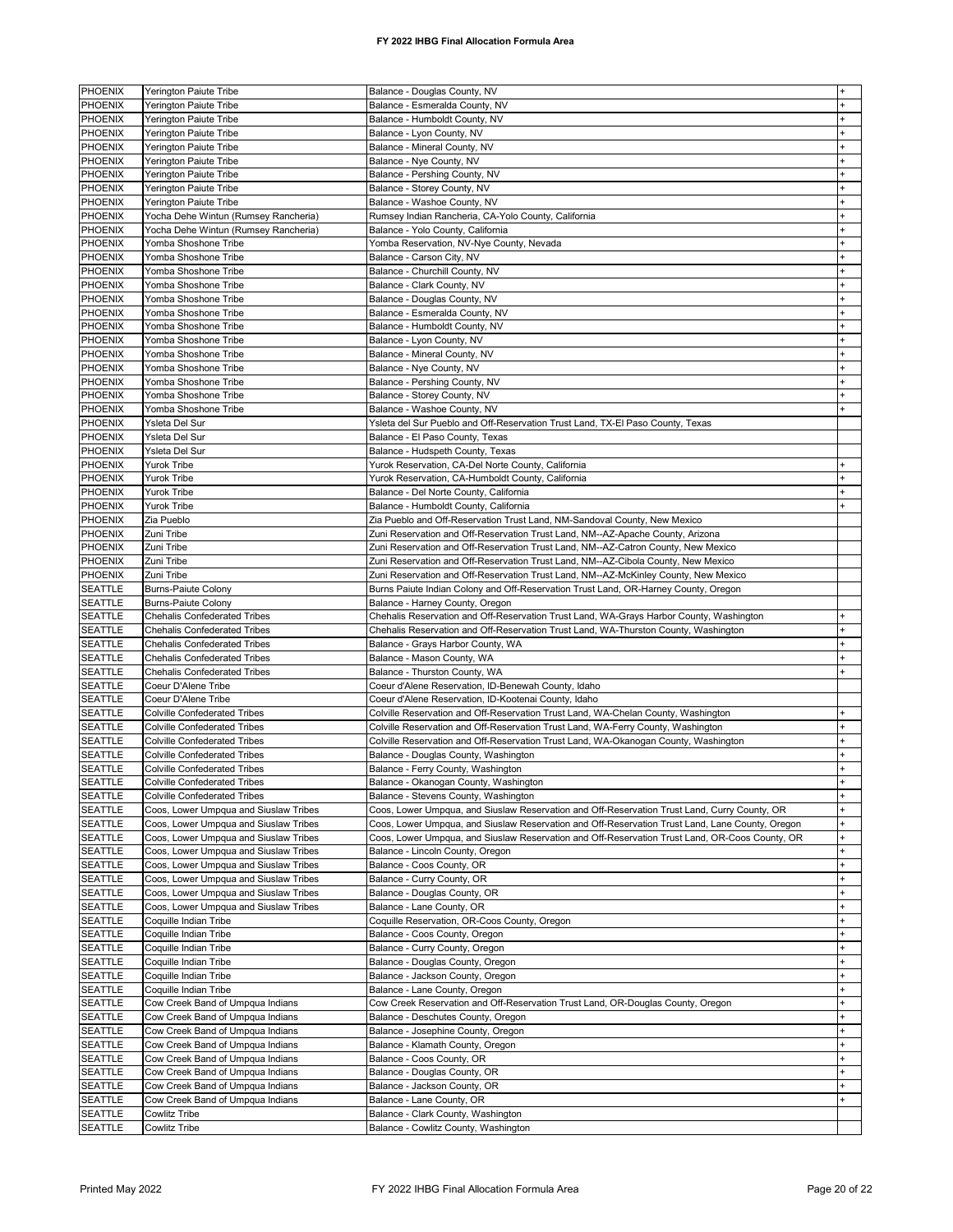| | | | |
|---|---|---|---|
| PHOENIX | Yerington Paiute Tribe | Balance - Douglas County, NV | + |
| PHOENIX | Yerington Paiute Tribe | Balance - Esmeralda County, NV | + |
| PHOENIX | Yerington Paiute Tribe | Balance - Humboldt County, NV | + |
| PHOENIX | Yerington Paiute Tribe | Balance - Lyon County, NV | + |
| PHOENIX | Yerington Paiute Tribe | Balance - Mineral County, NV | + |
| PHOENIX | Yerington Paiute Tribe | Balance - Nye County, NV | + |
| PHOENIX | Yerington Paiute Tribe | Balance - Pershing County, NV | + |
| PHOENIX | Yerington Paiute Tribe | Balance - Storey County, NV | + |
| PHOENIX | Yerington Paiute Tribe | Balance - Washoe County, NV | + |
| PHOENIX | Yocha Dehe Wintun (Rumsey Rancheria) | Rumsey Indian Rancheria, CA-Yolo County, California | + |
| PHOENIX | Yocha Dehe Wintun (Rumsey Rancheria) | Balance - Yolo County, California | + |
| PHOENIX | Yomba Shoshone Tribe | Yomba Reservation, NV-Nye County, Nevada | + |
| PHOENIX | Yomba Shoshone Tribe | Balance - Carson City, NV | + |
| PHOENIX | Yomba Shoshone Tribe | Balance - Churchill County, NV | + |
| PHOENIX | Yomba Shoshone Tribe | Balance - Clark County, NV | + |
| PHOENIX | Yomba Shoshone Tribe | Balance - Douglas County, NV | + |
| PHOENIX | Yomba Shoshone Tribe | Balance - Esmeralda County, NV | + |
| PHOENIX | Yomba Shoshone Tribe | Balance - Humboldt County, NV | + |
| PHOENIX | Yomba Shoshone Tribe | Balance - Lyon County, NV | + |
| PHOENIX | Yomba Shoshone Tribe | Balance - Mineral County, NV | + |
| PHOENIX | Yomba Shoshone Tribe | Balance - Nye County, NV | + |
| PHOENIX | Yomba Shoshone Tribe | Balance - Pershing County, NV | + |
| PHOENIX | Yomba Shoshone Tribe | Balance - Storey County, NV | + |
| PHOENIX | Yomba Shoshone Tribe | Balance - Washoe County, NV | + |
| PHOENIX | Ysleta Del Sur | Ysleta del Sur Pueblo and Off-Reservation Trust Land, TX-El Paso County, Texas | |
| PHOENIX | Ysleta Del Sur | Balance - El Paso County, Texas | |
| PHOENIX | Ysleta Del Sur | Balance - Hudspeth County, Texas | |
| PHOENIX | Yurok Tribe | Yurok Reservation, CA-Del Norte County, California | + |
| PHOENIX | Yurok Tribe | Yurok Reservation, CA-Humboldt County, California | + |
| PHOENIX | Yurok Tribe | Balance - Del Norte County, California | + |
| PHOENIX | Yurok Tribe | Balance - Humboldt County, California | + |
| PHOENIX | Zia Pueblo | Zia Pueblo and Off-Reservation Trust Land, NM-Sandoval County, New Mexico | |
| PHOENIX | Zuni Tribe | Zuni Reservation and Off-Reservation Trust Land, NM--AZ-Apache County, Arizona | |
| PHOENIX | Zuni Tribe | Zuni Reservation and Off-Reservation Trust Land, NM--AZ-Catron County, New Mexico | |
| PHOENIX | Zuni Tribe | Zuni Reservation and Off-Reservation Trust Land, NM--AZ-Cibola County, New Mexico | |
| PHOENIX | Zuni Tribe | Zuni Reservation and Off-Reservation Trust Land, NM--AZ-McKinley County, New Mexico | |
| SEATTLE | Burns-Paiute Colony | Burns Paiute Indian Colony and Off-Reservation Trust Land, OR-Harney County, Oregon | |
| SEATTLE | Burns-Paiute Colony | Balance - Harney County, Oregon | |
| SEATTLE | Chehalis Confederated Tribes | Chehalis Reservation and Off-Reservation Trust Land, WA-Grays Harbor County, Washington | + |
| SEATTLE | Chehalis Confederated Tribes | Chehalis Reservation and Off-Reservation Trust Land, WA-Thurston County, Washington | + |
| SEATTLE | Chehalis Confederated Tribes | Balance - Grays Harbor County, WA | + |
| SEATTLE | Chehalis Confederated Tribes | Balance - Mason County, WA | + |
| SEATTLE | Chehalis Confederated Tribes | Balance - Thurston County, WA | + |
| SEATTLE | Coeur D'Alene Tribe | Coeur d'Alene Reservation, ID-Benewah County, Idaho | |
| SEATTLE | Coeur D'Alene Tribe | Coeur d'Alene Reservation, ID-Kootenai County, Idaho | |
| SEATTLE | Colville Confederated Tribes | Colville Reservation and Off-Reservation Trust Land, WA-Chelan County, Washington | + |
| SEATTLE | Colville Confederated Tribes | Colville Reservation and Off-Reservation Trust Land, WA-Ferry County, Washington | + |
| SEATTLE | Colville Confederated Tribes | Colville Reservation and Off-Reservation Trust Land, WA-Okanogan County, Washington | + |
| SEATTLE | Colville Confederated Tribes | Balance - Douglas County, Washington | + |
| SEATTLE | Colville Confederated Tribes | Balance - Ferry County, Washington | + |
| SEATTLE | Colville Confederated Tribes | Balance - Okanogan County, Washington | + |
| SEATTLE | Colville Confederated Tribes | Balance - Stevens County, Washington | + |
| SEATTLE | Coos, Lower Umpqua and Siuslaw Tribes | Coos, Lower Umpqua, and Siuslaw Reservation and Off-Reservation Trust Land, Curry County, OR | + |
| SEATTLE | Coos, Lower Umpqua and Siuslaw Tribes | Coos, Lower Umpqua, and Siuslaw Reservation and Off-Reservation Trust Land, Lane County, Oregon | + |
| SEATTLE | Coos, Lower Umpqua and Siuslaw Tribes | Coos, Lower Umpqua, and Siuslaw Reservation and Off-Reservation Trust Land, OR-Coos County, OR | + |
| SEATTLE | Coos, Lower Umpqua and Siuslaw Tribes | Balance - Lincoln County, Oregon | + |
| SEATTLE | Coos, Lower Umpqua and Siuslaw Tribes | Balance - Coos County, OR | + |
| SEATTLE | Coos, Lower Umpqua and Siuslaw Tribes | Balance - Curry County, OR | + |
| SEATTLE | Coos, Lower Umpqua and Siuslaw Tribes | Balance - Douglas County, OR | + |
| SEATTLE | Coos, Lower Umpqua and Siuslaw Tribes | Balance - Lane County, OR | + |
| SEATTLE | Coquille Indian Tribe | Coquille Reservation, OR-Coos County, Oregon | + |
| SEATTLE | Coquille Indian Tribe | Balance - Coos County, Oregon | + |
| SEATTLE | Coquille Indian Tribe | Balance - Curry County, Oregon | + |
| SEATTLE | Coquille Indian Tribe | Balance - Douglas County, Oregon | + |
| SEATTLE | Coquille Indian Tribe | Balance - Jackson County, Oregon | + |
| SEATTLE | Coquille Indian Tribe | Balance - Lane County, Oregon | + |
| SEATTLE | Cow Creek Band of Umpqua Indians | Cow Creek Reservation and Off-Reservation Trust Land, OR-Douglas County, Oregon | + |
| SEATTLE | Cow Creek Band of Umpqua Indians | Balance - Deschutes County, Oregon | + |
| SEATTLE | Cow Creek Band of Umpqua Indians | Balance - Josephine County, Oregon | + |
| SEATTLE | Cow Creek Band of Umpqua Indians | Balance - Klamath County, Oregon | + |
| SEATTLE | Cow Creek Band of Umpqua Indians | Balance - Coos County, OR | + |
| SEATTLE | Cow Creek Band of Umpqua Indians | Balance - Douglas County, OR | + |
| SEATTLE | Cow Creek Band of Umpqua Indians | Balance - Jackson County, OR | + |
| SEATTLE | Cow Creek Band of Umpqua Indians | Balance - Lane County, OR | + |
| SEATTLE | Cowlitz Tribe | Balance - Clark County, Washington | |
| SEATTLE | Cowlitz Tribe | Balance - Cowlitz County, Washington | |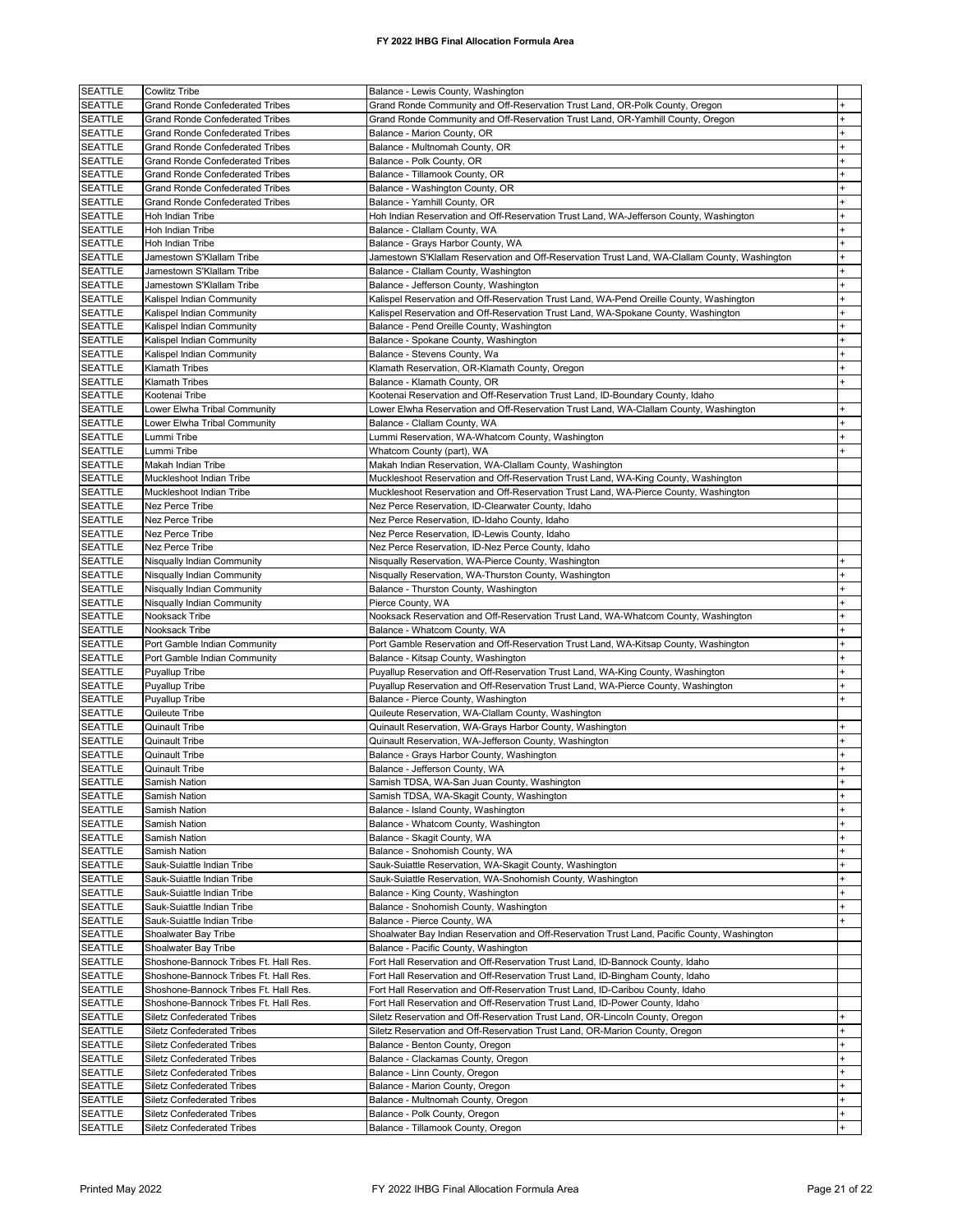| | | | |
|---|---|---|---|
| SEATTLE | Cowlitz Tribe | Balance - Lewis County, Washington | |
| SEATTLE | Grand Ronde Confederated Tribes | Grand Ronde Community and Off-Reservation Trust Land, OR-Polk County, Oregon | + |
| SEATTLE | Grand Ronde Confederated Tribes | Grand Ronde Community and Off-Reservation Trust Land, OR-Yamhill County, Oregon | + |
| SEATTLE | Grand Ronde Confederated Tribes | Balance - Marion County, OR | + |
| SEATTLE | Grand Ronde Confederated Tribes | Balance - Multnomah County, OR | + |
| SEATTLE | Grand Ronde Confederated Tribes | Balance - Polk County, OR | + |
| SEATTLE | Grand Ronde Confederated Tribes | Balance - Tillamook County, OR | + |
| SEATTLE | Grand Ronde Confederated Tribes | Balance - Washington County, OR | + |
| SEATTLE | Grand Ronde Confederated Tribes | Balance - Yamhill County, OR | + |
| SEATTLE | Hoh Indian Tribe | Hoh Indian Reservation and Off-Reservation Trust Land, WA-Jefferson County, Washington | + |
| SEATTLE | Hoh Indian Tribe | Balance - Clallam County, WA | + |
| SEATTLE | Hoh Indian Tribe | Balance - Grays Harbor County, WA | + |
| SEATTLE | Jamestown S'Klallam Tribe | Jamestown S'Klallam Reservation and Off-Reservation Trust Land, WA-Clallam County, Washington | + |
| SEATTLE | Jamestown S'Klallam Tribe | Balance - Clallam County, Washington | + |
| SEATTLE | Jamestown S'Klallam Tribe | Balance - Jefferson County, Washington | + |
| SEATTLE | Kalispel Indian Community | Kalispel Reservation and Off-Reservation Trust Land, WA-Pend Oreille County, Washington | + |
| SEATTLE | Kalispel Indian Community | Kalispel Reservation and Off-Reservation Trust Land, WA-Spokane County, Washington | + |
| SEATTLE | Kalispel Indian Community | Balance - Pend Oreille County, Washington | + |
| SEATTLE | Kalispel Indian Community | Balance - Spokane County, Washington | + |
| SEATTLE | Kalispel Indian Community | Balance - Stevens County, Wa | + |
| SEATTLE | Klamath Tribes | Klamath Reservation, OR-Klamath County, Oregon | + |
| SEATTLE | Klamath Tribes | Balance - Klamath County, OR | + |
| SEATTLE | Kootenai Tribe | Kootenai Reservation and Off-Reservation Trust Land, ID-Boundary County, Idaho | |
| SEATTLE | Lower Elwha Tribal Community | Lower Elwha Reservation and Off-Reservation Trust Land, WA-Clallam County, Washington | + |
| SEATTLE | Lower Elwha Tribal Community | Balance - Clallam County, WA | + |
| SEATTLE | Lummi Tribe | Lummi Reservation, WA-Whatcom County, Washington | + |
| SEATTLE | Lummi Tribe | Whatcom County (part), WA | + |
| SEATTLE | Makah Indian Tribe | Makah Indian Reservation, WA-Clallam County, Washington | |
| SEATTLE | Muckleshoot Indian Tribe | Muckleshoot Reservation and Off-Reservation Trust Land, WA-King County, Washington | |
| SEATTLE | Muckleshoot Indian Tribe | Muckleshoot Reservation and Off-Reservation Trust Land, WA-Pierce County, Washington | |
| SEATTLE | Nez Perce Tribe | Nez Perce Reservation, ID-Clearwater County, Idaho | |
| SEATTLE | Nez Perce Tribe | Nez Perce Reservation, ID-Idaho County, Idaho | |
| SEATTLE | Nez Perce Tribe | Nez Perce Reservation, ID-Lewis County, Idaho | |
| SEATTLE | Nez Perce Tribe | Nez Perce Reservation, ID-Nez Perce County, Idaho | |
| SEATTLE | Nisqually Indian Community | Nisqually Reservation, WA-Pierce County, Washington | + |
| SEATTLE | Nisqually Indian Community | Nisqually Reservation, WA-Thurston County, Washington | + |
| SEATTLE | Nisqually Indian Community | Balance - Thurston County, Washington | + |
| SEATTLE | Nisqually Indian Community | Pierce County, WA | + |
| SEATTLE | Nooksack Tribe | Nooksack Reservation and Off-Reservation Trust Land, WA-Whatcom County, Washington | + |
| SEATTLE | Nooksack Tribe | Balance - Whatcom County, WA | + |
| SEATTLE | Port Gamble Indian Community | Port Gamble Reservation and Off-Reservation Trust Land, WA-Kitsap County, Washington | + |
| SEATTLE | Port Gamble Indian Community | Balance - Kitsap County, Washington | + |
| SEATTLE | Puyallup Tribe | Puyallup Reservation and Off-Reservation Trust Land, WA-King County, Washington | + |
| SEATTLE | Puyallup Tribe | Puyallup Reservation and Off-Reservation Trust Land, WA-Pierce County, Washington | + |
| SEATTLE | Puyallup Tribe | Balance - Pierce County, Washington | + |
| SEATTLE | Quileute Tribe | Quileute Reservation, WA-Clallam County, Washington | |
| SEATTLE | Quinault Tribe | Quinault Reservation, WA-Grays Harbor County, Washington | + |
| SEATTLE | Quinault Tribe | Quinault Reservation, WA-Jefferson County, Washington | + |
| SEATTLE | Quinault Tribe | Balance - Grays Harbor County, Washington | + |
| SEATTLE | Quinault Tribe | Balance - Jefferson County, WA | + |
| SEATTLE | Samish Nation | Samish TDSA, WA-San Juan County, Washington | + |
| SEATTLE | Samish Nation | Samish TDSA, WA-Skagit County, Washington | + |
| SEATTLE | Samish Nation | Balance - Island County, Washington | + |
| SEATTLE | Samish Nation | Balance - Whatcom County, Washington | + |
| SEATTLE | Samish Nation | Balance - Skagit County, WA | + |
| SEATTLE | Samish Nation | Balance - Snohomish County, WA | + |
| SEATTLE | Sauk-Suiattle Indian Tribe | Sauk-Suiattle Reservation, WA-Skagit County, Washington | + |
| SEATTLE | Sauk-Suiattle Indian Tribe | Sauk-Suiattle Reservation, WA-Snohomish County, Washington | + |
| SEATTLE | Sauk-Suiattle Indian Tribe | Balance - King County, Washington | + |
| SEATTLE | Sauk-Suiattle Indian Tribe | Balance - Snohomish County, Washington | + |
| SEATTLE | Sauk-Suiattle Indian Tribe | Balance - Pierce County, WA | + |
| SEATTLE | Shoalwater Bay Tribe | Shoalwater Bay Indian Reservation and Off-Reservation Trust Land, Pacific County, Washington | |
| SEATTLE | Shoalwater Bay Tribe | Balance - Pacific County, Washington | |
| SEATTLE | Shoshone-Bannock Tribes Ft. Hall Res. | Fort Hall Reservation and Off-Reservation Trust Land, ID-Bannock County, Idaho | |
| SEATTLE | Shoshone-Bannock Tribes Ft. Hall Res. | Fort Hall Reservation and Off-Reservation Trust Land, ID-Bingham County, Idaho | |
| SEATTLE | Shoshone-Bannock Tribes Ft. Hall Res. | Fort Hall Reservation and Off-Reservation Trust Land, ID-Caribou County, Idaho | |
| SEATTLE | Shoshone-Bannock Tribes Ft. Hall Res. | Fort Hall Reservation and Off-Reservation Trust Land, ID-Power County, Idaho | |
| SEATTLE | Siletz Confederated Tribes | Siletz Reservation and Off-Reservation Trust Land, OR-Lincoln County, Oregon | + |
| SEATTLE | Siletz Confederated Tribes | Siletz Reservation and Off-Reservation Trust Land, OR-Marion County, Oregon | + |
| SEATTLE | Siletz Confederated Tribes | Balance - Benton County, Oregon | + |
| SEATTLE | Siletz Confederated Tribes | Balance - Clackamas County, Oregon | + |
| SEATTLE | Siletz Confederated Tribes | Balance - Linn County, Oregon | + |
| SEATTLE | Siletz Confederated Tribes | Balance - Marion County, Oregon | + |
| SEATTLE | Siletz Confederated Tribes | Balance - Multnomah County, Oregon | + |
| SEATTLE | Siletz Confederated Tribes | Balance - Polk County, Oregon | + |
| SEATTLE | Siletz Confederated Tribes | Balance - Tillamook County, Oregon | + |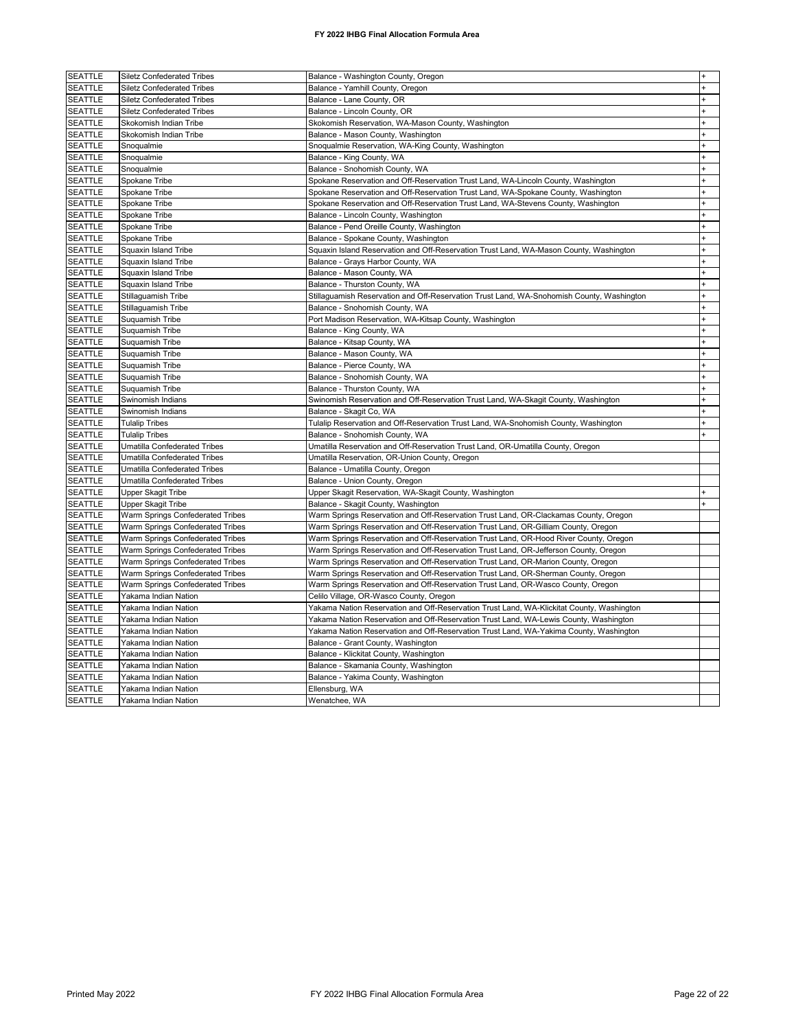| | | | |
|---|---|---|---|
| SEATTLE | Siletz Confederated Tribes | Balance - Washington County, Oregon | + |
| SEATTLE | Siletz Confederated Tribes | Balance - Yamhill County, Oregon | + |
| SEATTLE | Siletz Confederated Tribes | Balance - Lane County, OR | + |
| SEATTLE | Siletz Confederated Tribes | Balance - Lincoln County, OR | + |
| SEATTLE | Skokomish Indian Tribe | Skokomish Reservation, WA-Mason County, Washington | + |
| SEATTLE | Skokomish Indian Tribe | Balance - Mason County, Washington | + |
| SEATTLE | Snoqualmie | Snoqualmie Reservation, WA-King County, Washington | + |
| SEATTLE | Snoqualmie | Balance - King County, WA | + |
| SEATTLE | Snoqualmie | Balance - Snohomish County, WA | + |
| SEATTLE | Spokane Tribe | Spokane Reservation and Off-Reservation Trust Land, WA-Lincoln County, Washington | + |
| SEATTLE | Spokane Tribe | Spokane Reservation and Off-Reservation Trust Land, WA-Spokane County, Washington | + |
| SEATTLE | Spokane Tribe | Spokane Reservation and Off-Reservation Trust Land, WA-Stevens County, Washington | + |
| SEATTLE | Spokane Tribe | Balance - Lincoln County, Washington | + |
| SEATTLE | Spokane Tribe | Balance - Pend Oreille County, Washington | + |
| SEATTLE | Spokane Tribe | Balance - Spokane County, Washington | + |
| SEATTLE | Squaxin Island Tribe | Squaxin Island Reservation and Off-Reservation Trust Land, WA-Mason County, Washington | + |
| SEATTLE | Squaxin Island Tribe | Balance - Grays Harbor County, WA | + |
| SEATTLE | Squaxin Island Tribe | Balance - Mason County, WA | + |
| SEATTLE | Squaxin Island Tribe | Balance - Thurston County, WA | + |
| SEATTLE | Stillaguamish Tribe | Stillaguamish Reservation and Off-Reservation Trust Land, WA-Snohomish County, Washington | + |
| SEATTLE | Stillaguamish Tribe | Balance - Snohomish County, WA | + |
| SEATTLE | Suquamish Tribe | Port Madison Reservation, WA-Kitsap County, Washington | + |
| SEATTLE | Suquamish Tribe | Balance - King County, WA | + |
| SEATTLE | Suquamish Tribe | Balance - Kitsap County, WA | + |
| SEATTLE | Suquamish Tribe | Balance - Mason County, WA | + |
| SEATTLE | Suquamish Tribe | Balance - Pierce County, WA | + |
| SEATTLE | Suquamish Tribe | Balance - Snohomish County, WA | + |
| SEATTLE | Suquamish Tribe | Balance - Thurston County, WA | + |
| SEATTLE | Swinomish Indians | Swinomish Reservation and Off-Reservation Trust Land, WA-Skagit County, Washington | + |
| SEATTLE | Swinomish Indians | Balance - Skagit Co, WA | + |
| SEATTLE | Tulalip Tribes | Tulalip Reservation and Off-Reservation Trust Land, WA-Snohomish County, Washington | + |
| SEATTLE | Tulalip Tribes | Balance - Snohomish County, WA | + |
| SEATTLE | Umatilla Confederated Tribes | Umatilla Reservation and Off-Reservation Trust Land, OR-Umatilla County, Oregon | |
| SEATTLE | Umatilla Confederated Tribes | Umatilla Reservation, OR-Union County, Oregon | |
| SEATTLE | Umatilla Confederated Tribes | Balance - Umatilla County, Oregon | |
| SEATTLE | Umatilla Confederated Tribes | Balance - Union County, Oregon | |
| SEATTLE | Upper Skagit Tribe | Upper Skagit Reservation, WA-Skagit County, Washington | + |
| SEATTLE | Upper Skagit Tribe | Balance - Skagit County, Washington | + |
| SEATTLE | Warm Springs Confederated Tribes | Warm Springs Reservation and Off-Reservation Trust Land, OR-Clackamas County, Oregon | |
| SEATTLE | Warm Springs Confederated Tribes | Warm Springs Reservation and Off-Reservation Trust Land, OR-Gilliam County, Oregon | |
| SEATTLE | Warm Springs Confederated Tribes | Warm Springs Reservation and Off-Reservation Trust Land, OR-Hood River County, Oregon | |
| SEATTLE | Warm Springs Confederated Tribes | Warm Springs Reservation and Off-Reservation Trust Land, OR-Jefferson County, Oregon | |
| SEATTLE | Warm Springs Confederated Tribes | Warm Springs Reservation and Off-Reservation Trust Land, OR-Marion County, Oregon | |
| SEATTLE | Warm Springs Confederated Tribes | Warm Springs Reservation and Off-Reservation Trust Land, OR-Sherman County, Oregon | |
| SEATTLE | Warm Springs Confederated Tribes | Warm Springs Reservation and Off-Reservation Trust Land, OR-Wasco County, Oregon | |
| SEATTLE | Yakama Indian Nation | Celilo Village, OR-Wasco County, Oregon | |
| SEATTLE | Yakama Indian Nation | Yakama Nation Reservation and Off-Reservation Trust Land, WA-Klickitat County, Washington | |
| SEATTLE | Yakama Indian Nation | Yakama Nation Reservation and Off-Reservation Trust Land, WA-Lewis County, Washington | |
| SEATTLE | Yakama Indian Nation | Yakama Nation Reservation and Off-Reservation Trust Land, WA-Yakima County, Washington | |
| SEATTLE | Yakama Indian Nation | Balance - Grant County, Washington | |
| SEATTLE | Yakama Indian Nation | Balance - Klickitat County, Washington | |
| SEATTLE | Yakama Indian Nation | Balance - Skamania County, Washington | |
| SEATTLE | Yakama Indian Nation | Balance - Yakima County, Washington | |
| SEATTLE | Yakama Indian Nation | Ellensburg, WA | |
| SEATTLE | Yakama Indian Nation | Wenatchee, WA | |